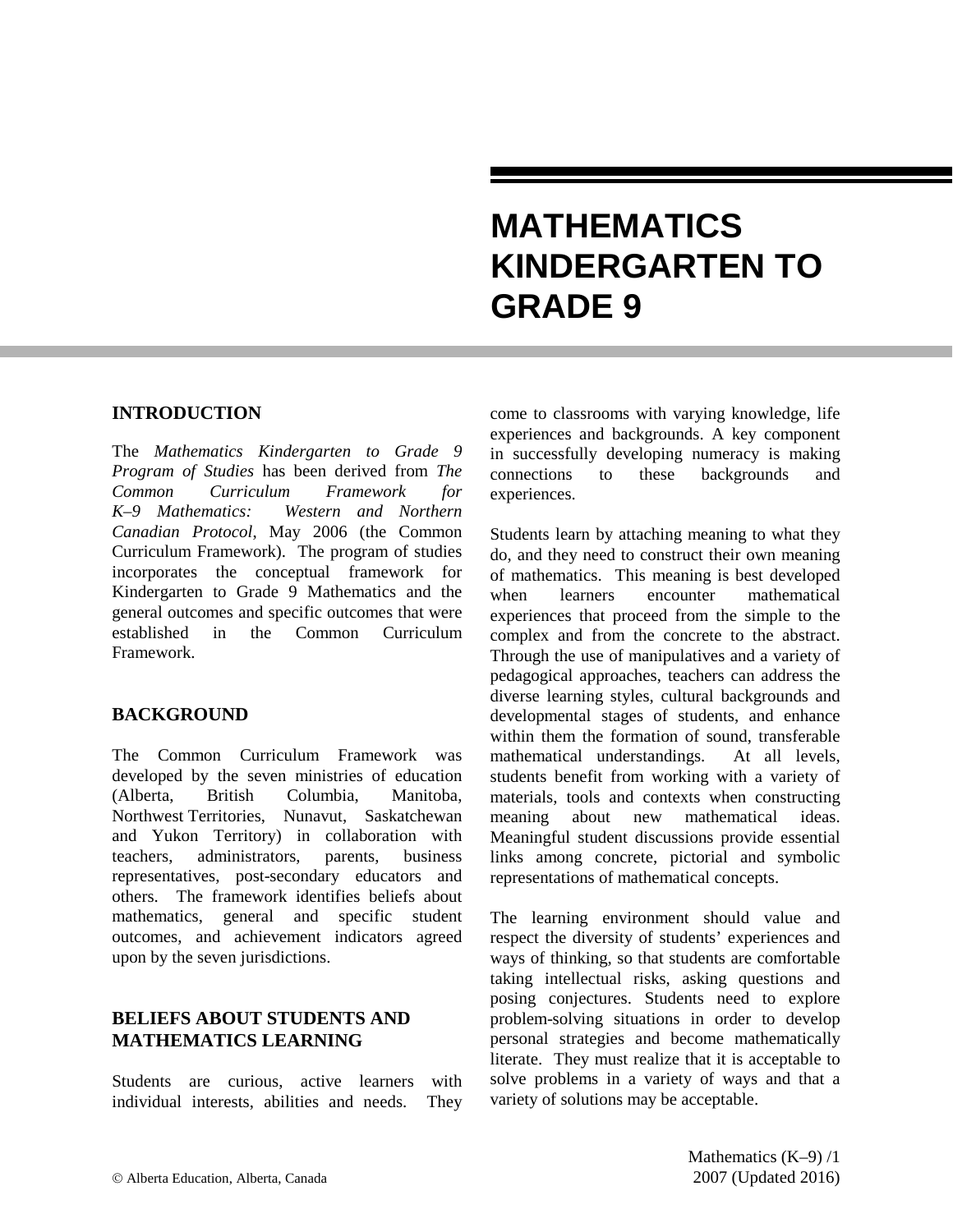# MATHEMATICS KINDERGARTEN TO GRADE 9

## INTRODUCTION

The *Mathematics Kindergarten to Grade 9 Program of Studies* has been derived from *The Common Curriculum Framework for K–9 Mathematics: Western and Northern Canadian Protocol*, May 2006 (the Common Curriculum Framework). The program of studies incorporates the conceptual framework for Kindergarten to Grade 9 Mathematics and the general outcomes and specific outcomes that were established in the Common Curriculum Framework.

## BACKGROUND

The Common Curriculum Framework was developed by the seven ministries of education (Alberta, British Columbia, Manitoba, Northwest Territories, Nunavut, Saskatchewan and Yukon Territory) in collaboration with teachers, administrators, parents, business representatives, post-secondary educators and others. The framework identifies beliefs about mathematics, general and specific student outcomes, and achievement indicators agreed upon by the seven jurisdictions.

## BELIEFS ABOUT STUDENTS AND MATHEMATICS LEARNING

Students are curious, active learners with individual interests, abilities and needs. They come to classrooms with varying knowledge, life experiences and backgrounds. A key component in successfully developing numeracy is making connections to these backgrounds and experiences.

Students learn by attaching meaning to what they do, and they need to construct their own meaning of mathematics. This meaning is best developed when learners encounter mathematical experiences that proceed from the simple to the complex and from the concrete to the abstract. Through the use of manipulatives and a variety of pedagogical approaches, teachers can address the diverse learning styles, cultural backgrounds and developmental stages of students, and enhance within them the formation of sound, transferable mathematical understandings. At all levels, students benefit from working with a variety of materials, tools and contexts when constructing meaning about new mathematical ideas. Meaningful student discussions provide essential links among concrete, pictorial and symbolic representations of mathematical concepts.

The learning environment should value and respect the diversity of students' experiences and ways of thinking, so that students are comfortable taking intellectual risks, asking questions and posing conjectures. Students need to explore problem-solving situations in order to develop personal strategies and become mathematically literate. They must realize that it is acceptable to solve problems in a variety of ways and that a variety of solutions may be acceptable.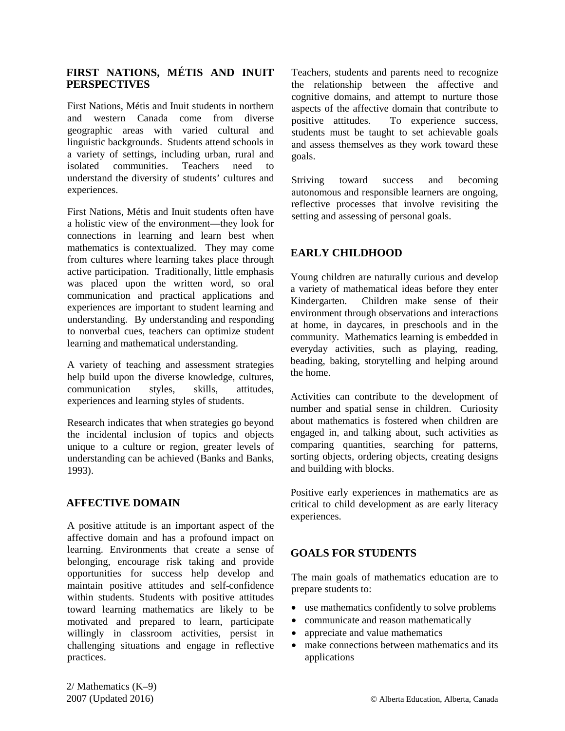## FIRST NATIONS, MÉTIS AND INUIT PERSPECTIVES

First Nations, Métis and Inuit students in northern and western Canada come from diverse geographic areas with varied cultural and linguistic backgrounds. Students attend schools in a variety of settings, including urban, rural and isolated communities. Teachers need to understand the diversity of students' cultures and experiences.

First Nations, Métis and Inuit students often have a holistic view of the environment—they look for connections in learning and learn best when mathematics is contextualized. They may come from cultures where learning takes place through active participation. Traditionally, little emphasis was placed upon the written word, so oral communication and practical applications and experiences are important to student learning and understanding. By understanding and responding to nonverbal cues, teachers can optimize student learning and mathematical understanding.

A variety of teaching and assessment strategies help build upon the diverse knowledge, cultures, communication styles, skills, attitudes, experiences and learning styles of students.

Research indicates that when strategies go beyond the incidental inclusion of topics and objects unique to a culture or region, greater levels of understanding can be achieved (Banks and Banks, 1993).

## AFFECTIVE DOMAIN

A positive attitude is an important aspect of the affective domain and has a profound impact on learning. Environments that create a sense of belonging, encourage risk taking and provide opportunities for success help develop and maintain positive attitudes and self-confidence within students. Students with positive attitudes toward learning mathematics are likely to be motivated and prepared to learn, participate willingly in classroom activities, persist in challenging situations and engage in reflective practices.

Teachers, students and parents need to recognize the relationship between the affective and cognitive domains, and attempt to nurture those aspects of the affective domain that contribute to positive attitudes. To experience success, students must be taught to set achievable goals and assess themselves as they work toward these goals.

Striving toward success and becoming autonomous and responsible learners are ongoing, reflective processes that involve revisiting the setting and assessing of personal goals.

## EARLY CHILDHOOD

Young children are naturally curious and develop a variety of mathematical ideas before they enter Kindergarten. Children make sense of their environment through observations and interactions at home, in daycares, in preschools and in the community. Mathematics learning is embedded in everyday activities, such as playing, reading, beading, baking, storytelling and helping around the home.

Activities can contribute to the development of number and spatial sense in children. Curiosity about mathematics is fostered when children are engaged in, and talking about, such activities as comparing quantities, searching for patterns, sorting objects, ordering objects, creating designs and building with blocks.

Positive early experiences in mathematics are as critical to child development as are early literacy experiences.

## GOALS FOR STUDENTS

The main goals of mathematics education are to prepare students to:

- use mathematics confidently to solve problems
- communicate and reason mathematically
- appreciate and value mathematics
- make connections between mathematics and its applications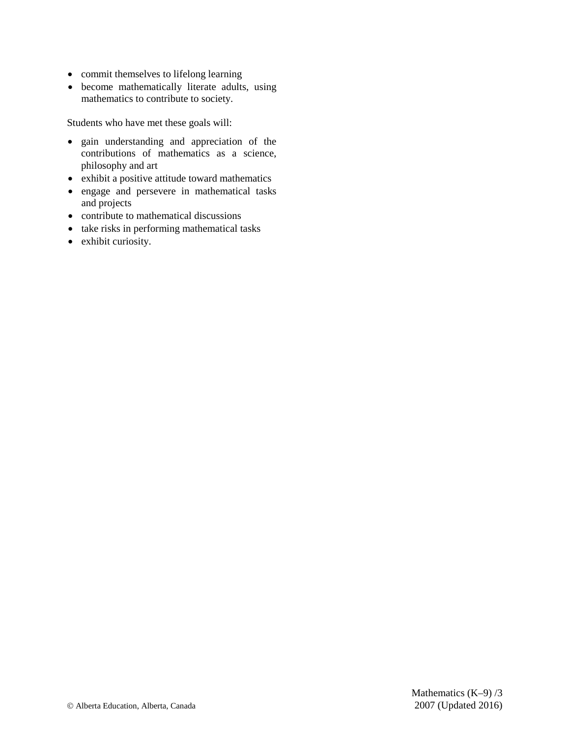- commit themselves to lifelong learning
- become mathematically literate adults, using mathematics to contribute to society.

Students who have met these goals will:

- gain understanding and appreciation of the contributions of mathematics as a science, philosophy and art
- exhibit a positive attitude toward mathematics
- engage and persevere in mathematical tasks and projects
- contribute to mathematical discussions
- take risks in performing mathematical tasks
- exhibit curiosity.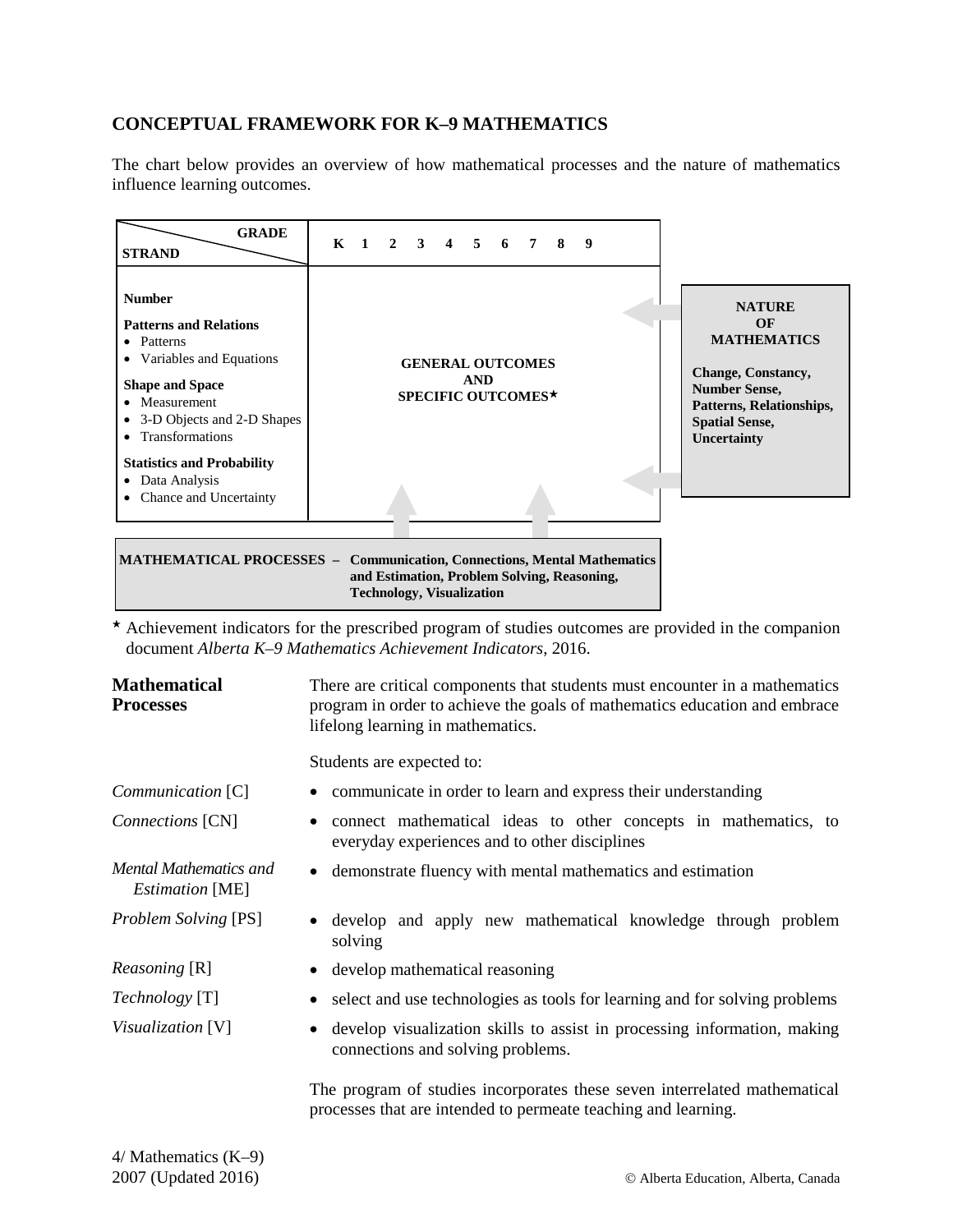## CONCEPTUAL FRAMEWORK FOR K–9 MATHEMATICS

The chart below provides an overview of how mathematical processes and the nature of mathematics influence learning outcomes.

| STRAND / GRADE | K 1 2 3 4 5 6 7 8 9 |
|---|---|
| **Number**<br>**Patterns and Relations**<br>• Patterns<br>• Variables and Equations<br>**Shape and Space**<br>• Measurement<br>• 3-D Objects and 2-D Shapes<br>• Transformations<br>**Statistics and Probability**<br>• Data Analysis<br>• Chance and Uncertainty | **GENERAL OUTCOMES AND SPECIFIC OUTCOMES*** |

**NATURE OF MATHEMATICS**

**Change, Constancy, Number Sense, Patterns, Relationships, Spatial Sense, Uncertainty**

**MATHEMATICAL PROCESSES – Communication, Connections, Mental Mathematics and Estimation, Problem Solving, Reasoning, Technology, Visualization**

* Achievement indicators for the prescribed program of studies outcomes are provided in the companion document *Alberta K–9 Mathematics Achievement Indicators*, 2016.

### Mathematical Processes

There are critical components that students must encounter in a mathematics program in order to achieve the goals of mathematics education and embrace lifelong learning in mathematics.

Students are expected to:

- *Communication* [C] — communicate in order to learn and express their understanding
- *Connections* [CN] — connect mathematical ideas to other concepts in mathematics, to everyday experiences and to other disciplines
- *Mental Mathematics and Estimation* [ME] — demonstrate fluency with mental mathematics and estimation
- *Problem Solving* [PS] — develop and apply new mathematical knowledge through problem solving
- *Reasoning* [R] — develop mathematical reasoning
- *Technology* [T] — select and use technologies as tools for learning and for solving problems
- *Visualization* [V] — develop visualization skills to assist in processing information, making connections and solving problems.

The program of studies incorporates these seven interrelated mathematical processes that are intended to permeate teaching and learning.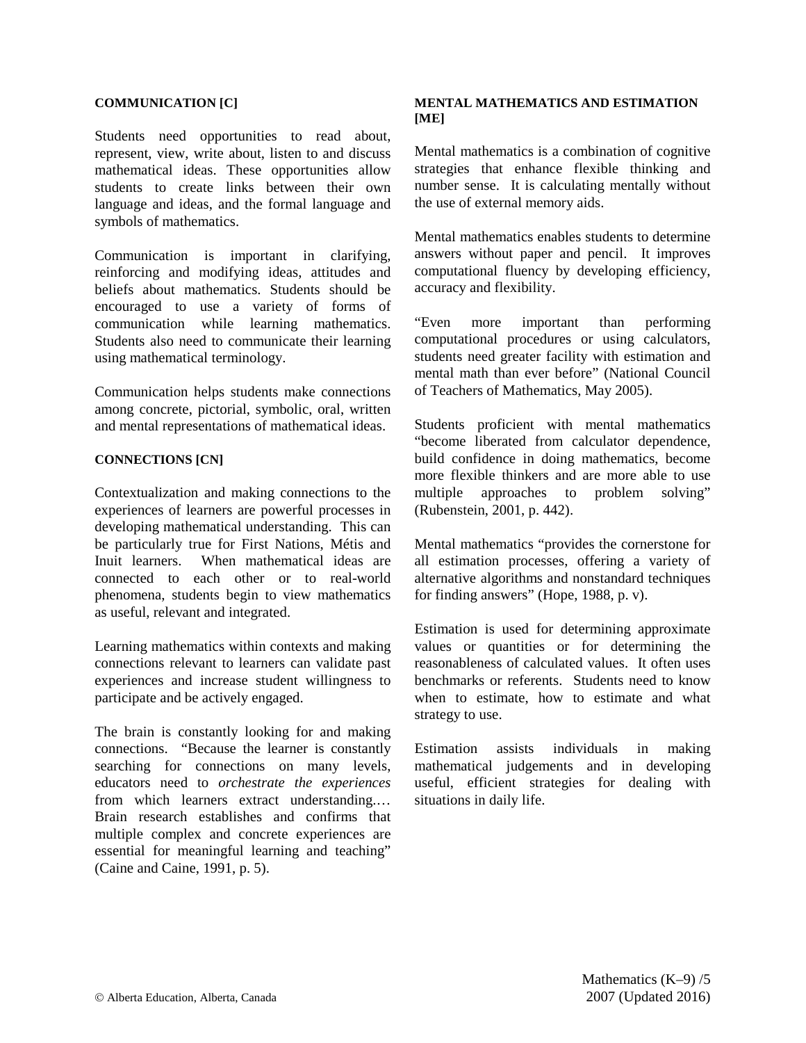#### COMMUNICATION [C]

Students need opportunities to read about, represent, view, write about, listen to and discuss mathematical ideas. These opportunities allow students to create links between their own language and ideas, and the formal language and symbols of mathematics.

Communication is important in clarifying, reinforcing and modifying ideas, attitudes and beliefs about mathematics. Students should be encouraged to use a variety of forms of communication while learning mathematics. Students also need to communicate their learning using mathematical terminology.

Communication helps students make connections among concrete, pictorial, symbolic, oral, written and mental representations of mathematical ideas.

#### CONNECTIONS [CN]

Contextualization and making connections to the experiences of learners are powerful processes in developing mathematical understanding. This can be particularly true for First Nations, Métis and Inuit learners. When mathematical ideas are connected to each other or to real-world phenomena, students begin to view mathematics as useful, relevant and integrated.

Learning mathematics within contexts and making connections relevant to learners can validate past experiences and increase student willingness to participate and be actively engaged.

The brain is constantly looking for and making connections. "Because the learner is constantly searching for connections on many levels, educators need to *orchestrate the experiences* from which learners extract understanding.… Brain research establishes and confirms that multiple complex and concrete experiences are essential for meaningful learning and teaching" (Caine and Caine, 1991, p. 5).

#### MENTAL MATHEMATICS AND ESTIMATION [ME]

Mental mathematics is a combination of cognitive strategies that enhance flexible thinking and number sense. It is calculating mentally without the use of external memory aids.

Mental mathematics enables students to determine answers without paper and pencil. It improves computational fluency by developing efficiency, accuracy and flexibility.

"Even more important than performing computational procedures or using calculators, students need greater facility with estimation and mental math than ever before" (National Council of Teachers of Mathematics, May 2005).

Students proficient with mental mathematics "become liberated from calculator dependence, build confidence in doing mathematics, become more flexible thinkers and are more able to use multiple approaches to problem solving" (Rubenstein, 2001, p. 442).

Mental mathematics "provides the cornerstone for all estimation processes, offering a variety of alternative algorithms and nonstandard techniques for finding answers" (Hope, 1988, p. v).

Estimation is used for determining approximate values or quantities or for determining the reasonableness of calculated values. It often uses benchmarks or referents. Students need to know when to estimate, how to estimate and what strategy to use.

Estimation assists individuals in making mathematical judgements and in developing useful, efficient strategies for dealing with situations in daily life.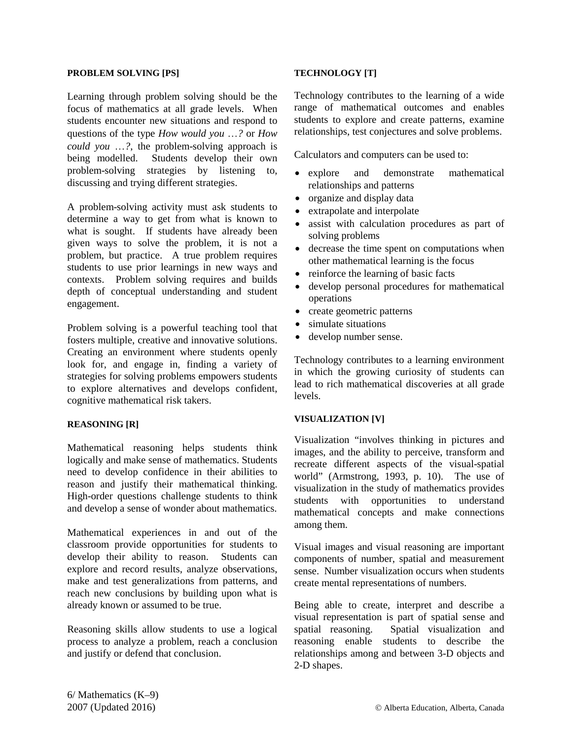### PROBLEM SOLVING [PS]

Learning through problem solving should be the focus of mathematics at all grade levels. When students encounter new situations and respond to questions of the type *How would you …?* or *How could you …?*, the problem-solving approach is being modelled. Students develop their own problem-solving strategies by listening to, discussing and trying different strategies.

A problem-solving activity must ask students to determine a way to get from what is known to what is sought. If students have already been given ways to solve the problem, it is not a problem, but practice. A true problem requires students to use prior learnings in new ways and contexts. Problem solving requires and builds depth of conceptual understanding and student engagement.

Problem solving is a powerful teaching tool that fosters multiple, creative and innovative solutions. Creating an environment where students openly look for, and engage in, finding a variety of strategies for solving problems empowers students to explore alternatives and develops confident, cognitive mathematical risk takers.

### REASONING [R]

Mathematical reasoning helps students think logically and make sense of mathematics. Students need to develop confidence in their abilities to reason and justify their mathematical thinking. High-order questions challenge students to think and develop a sense of wonder about mathematics.

Mathematical experiences in and out of the classroom provide opportunities for students to develop their ability to reason. Students can explore and record results, analyze observations, make and test generalizations from patterns, and reach new conclusions by building upon what is already known or assumed to be true.

Reasoning skills allow students to use a logical process to analyze a problem, reach a conclusion and justify or defend that conclusion.

### TECHNOLOGY [T]

Technology contributes to the learning of a wide range of mathematical outcomes and enables students to explore and create patterns, examine relationships, test conjectures and solve problems.

Calculators and computers can be used to:

- explore and demonstrate mathematical relationships and patterns
- organize and display data
- extrapolate and interpolate
- assist with calculation procedures as part of solving problems
- decrease the time spent on computations when other mathematical learning is the focus
- reinforce the learning of basic facts
- develop personal procedures for mathematical operations
- create geometric patterns
- simulate situations
- develop number sense.

Technology contributes to a learning environment in which the growing curiosity of students can lead to rich mathematical discoveries at all grade levels.

### VISUALIZATION [V]

Visualization "involves thinking in pictures and images, and the ability to perceive, transform and recreate different aspects of the visual-spatial world" (Armstrong, 1993, p. 10). The use of visualization in the study of mathematics provides students with opportunities to understand mathematical concepts and make connections among them.

Visual images and visual reasoning are important components of number, spatial and measurement sense. Number visualization occurs when students create mental representations of numbers.

Being able to create, interpret and describe a visual representation is part of spatial sense and spatial reasoning. Spatial visualization and reasoning enable students to describe the relationships among and between 3-D objects and 2-D shapes.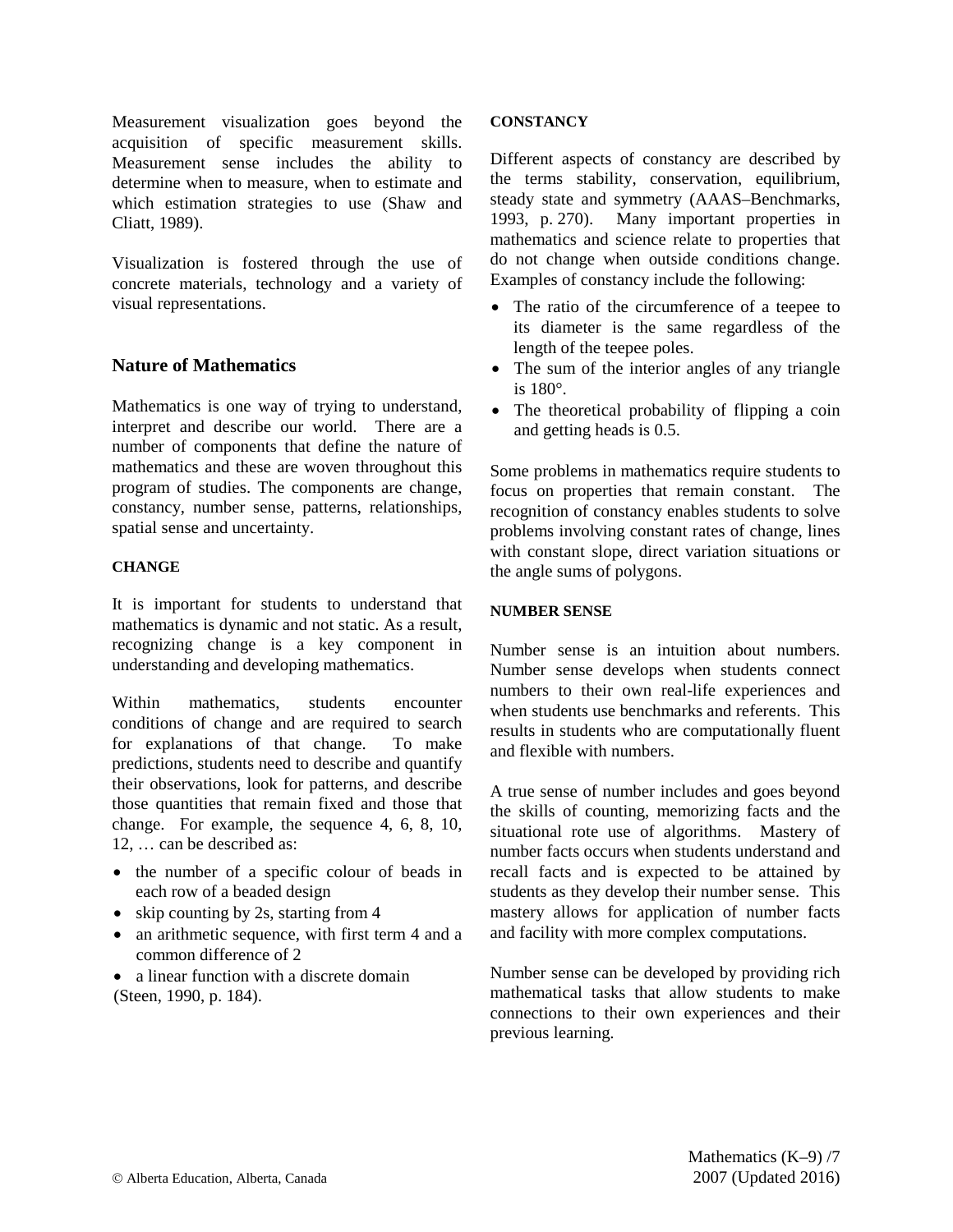Measurement visualization goes beyond the acquisition of specific measurement skills. Measurement sense includes the ability to determine when to measure, when to estimate and which estimation strategies to use (Shaw and Cliatt, 1989).

Visualization is fostered through the use of concrete materials, technology and a variety of visual representations.

## Nature of Mathematics

Mathematics is one way of trying to understand, interpret and describe our world. There are a number of components that define the nature of mathematics and these are woven throughout this program of studies. The components are change, constancy, number sense, patterns, relationships, spatial sense and uncertainty.

### CHANGE

It is important for students to understand that mathematics is dynamic and not static. As a result, recognizing change is a key component in understanding and developing mathematics.

Within mathematics, students encounter conditions of change and are required to search for explanations of that change. To make predictions, students need to describe and quantify their observations, look for patterns, and describe those quantities that remain fixed and those that change. For example, the sequence 4, 6, 8, 10, 12, … can be described as:

- the number of a specific colour of beads in each row of a beaded design
- skip counting by 2s, starting from 4
- an arithmetic sequence, with first term 4 and a common difference of 2
- a linear function with a discrete domain

(Steen, 1990, p. 184).

### CONSTANCY

Different aspects of constancy are described by the terms stability, conservation, equilibrium, steady state and symmetry (AAAS–Benchmarks, 1993, p. 270). Many important properties in mathematics and science relate to properties that do not change when outside conditions change. Examples of constancy include the following:

- The ratio of the circumference of a teepee to its diameter is the same regardless of the length of the teepee poles.
- The sum of the interior angles of any triangle is 180°.
- The theoretical probability of flipping a coin and getting heads is 0.5.

Some problems in mathematics require students to focus on properties that remain constant. The recognition of constancy enables students to solve problems involving constant rates of change, lines with constant slope, direct variation situations or the angle sums of polygons.

### NUMBER SENSE

Number sense is an intuition about numbers. Number sense develops when students connect numbers to their own real-life experiences and when students use benchmarks and referents. This results in students who are computationally fluent and flexible with numbers.

A true sense of number includes and goes beyond the skills of counting, memorizing facts and the situational rote use of algorithms. Mastery of number facts occurs when students understand and recall facts and is expected to be attained by students as they develop their number sense. This mastery allows for application of number facts and facility with more complex computations.

Number sense can be developed by providing rich mathematical tasks that allow students to make connections to their own experiences and their previous learning.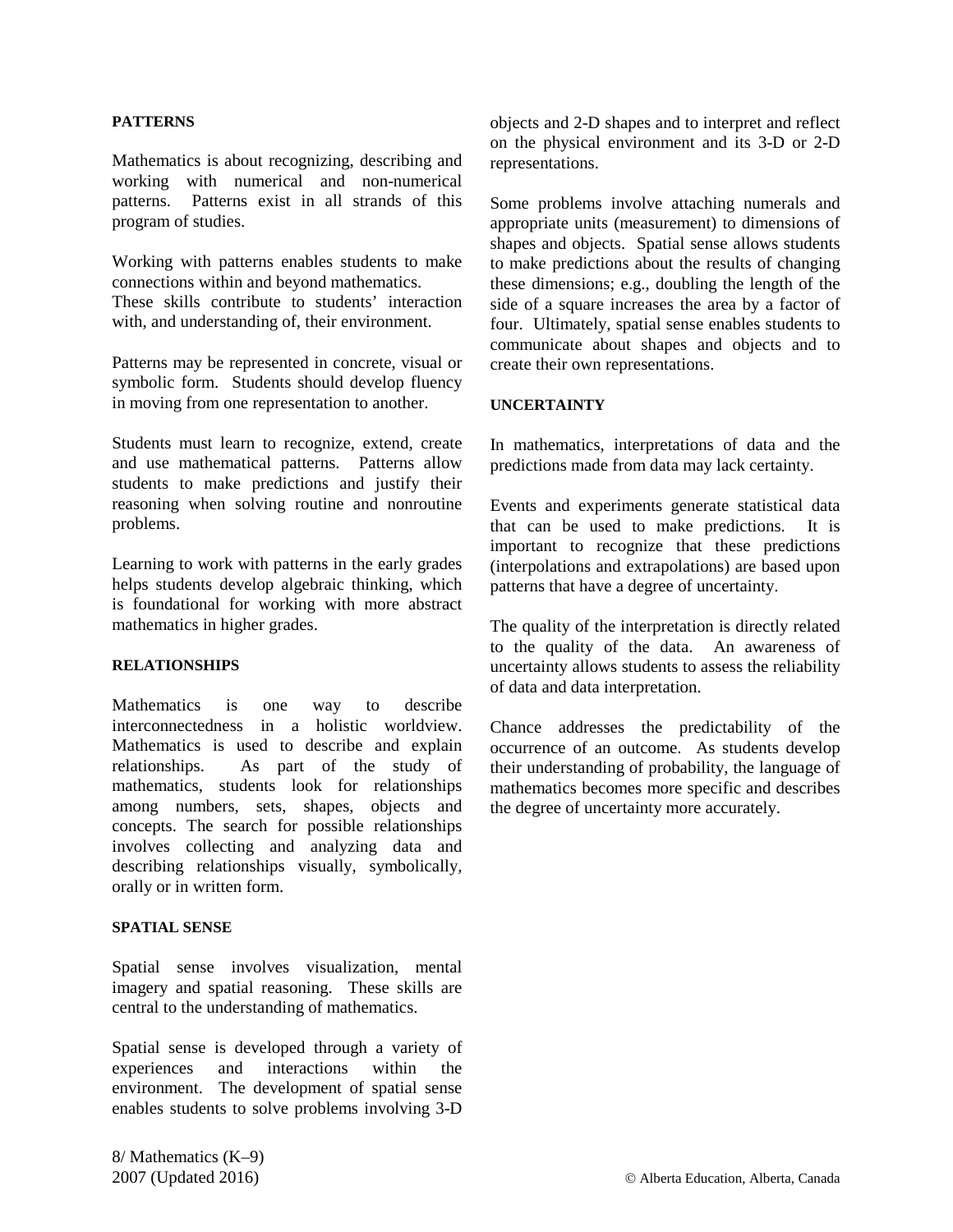### PATTERNS

Mathematics is about recognizing, describing and working with numerical and non-numerical patterns. Patterns exist in all strands of this program of studies.

Working with patterns enables students to make connections within and beyond mathematics. These skills contribute to students' interaction with, and understanding of, their environment.

Patterns may be represented in concrete, visual or symbolic form. Students should develop fluency in moving from one representation to another.

Students must learn to recognize, extend, create and use mathematical patterns. Patterns allow students to make predictions and justify their reasoning when solving routine and nonroutine problems.

Learning to work with patterns in the early grades helps students develop algebraic thinking, which is foundational for working with more abstract mathematics in higher grades.

### RELATIONSHIPS

Mathematics is one way to describe interconnectedness in a holistic worldview. Mathematics is used to describe and explain relationships. As part of the study of mathematics, students look for relationships among numbers, sets, shapes, objects and concepts. The search for possible relationships involves collecting and analyzing data and describing relationships visually, symbolically, orally or in written form.

### SPATIAL SENSE

Spatial sense involves visualization, mental imagery and spatial reasoning. These skills are central to the understanding of mathematics.

Spatial sense is developed through a variety of experiences and interactions within the environment. The development of spatial sense enables students to solve problems involving 3-D objects and 2-D shapes and to interpret and reflect on the physical environment and its 3-D or 2-D representations.

Some problems involve attaching numerals and appropriate units (measurement) to dimensions of shapes and objects. Spatial sense allows students to make predictions about the results of changing these dimensions; e.g., doubling the length of the side of a square increases the area by a factor of four. Ultimately, spatial sense enables students to communicate about shapes and objects and to create their own representations.

### UNCERTAINTY

In mathematics, interpretations of data and the predictions made from data may lack certainty.

Events and experiments generate statistical data that can be used to make predictions. It is important to recognize that these predictions (interpolations and extrapolations) are based upon patterns that have a degree of uncertainty.

The quality of the interpretation is directly related to the quality of the data. An awareness of uncertainty allows students to assess the reliability of data and data interpretation.

Chance addresses the predictability of the occurrence of an outcome. As students develop their understanding of probability, the language of mathematics becomes more specific and describes the degree of uncertainty more accurately.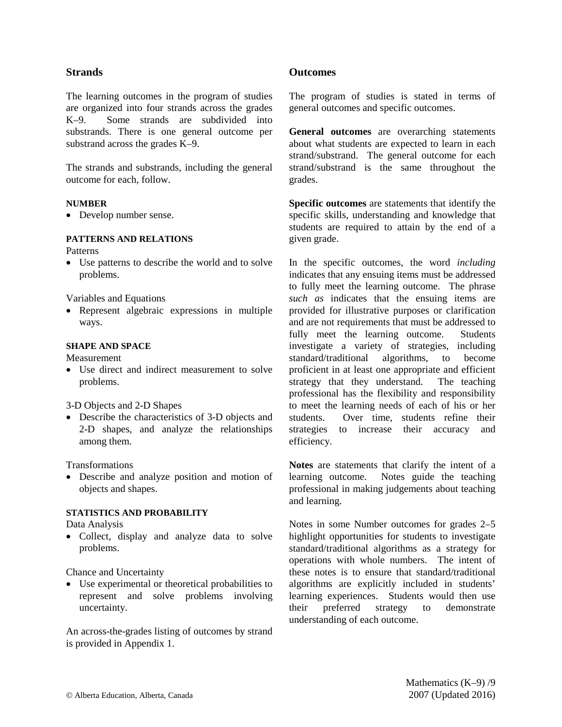## Strands

The learning outcomes in the program of studies are organized into four strands across the grades K–9. Some strands are subdivided into substrands. There is one general outcome per substrand across the grades K–9.

The strands and substrands, including the general outcome for each, follow.

#### NUMBER

- Develop number sense.

#### PATTERNS AND RELATIONS

Patterns

- Use patterns to describe the world and to solve problems.

Variables and Equations

- Represent algebraic expressions in multiple ways.

#### SHAPE AND SPACE

Measurement

- Use direct and indirect measurement to solve problems.

3-D Objects and 2-D Shapes

- Describe the characteristics of 3-D objects and 2-D shapes, and analyze the relationships among them.

Transformations

- Describe and analyze position and motion of objects and shapes.

#### STATISTICS AND PROBABILITY

Data Analysis

- Collect, display and analyze data to solve problems.

Chance and Uncertainty

- Use experimental or theoretical probabilities to represent and solve problems involving uncertainty.

An across-the-grades listing of outcomes by strand is provided in Appendix 1.

## Outcomes

The program of studies is stated in terms of general outcomes and specific outcomes.

**General outcomes** are overarching statements about what students are expected to learn in each strand/substrand. The general outcome for each strand/substrand is the same throughout the grades.

**Specific outcomes** are statements that identify the specific skills, understanding and knowledge that students are required to attain by the end of a given grade.

In the specific outcomes, the word *including* indicates that any ensuing items must be addressed to fully meet the learning outcome. The phrase *such as* indicates that the ensuing items are provided for illustrative purposes or clarification and are not requirements that must be addressed to fully meet the learning outcome. Students investigate a variety of strategies, including standard/traditional algorithms, to become proficient in at least one appropriate and efficient strategy that they understand. The teaching professional has the flexibility and responsibility to meet the learning needs of each of his or her students. Over time, students refine their strategies to increase their accuracy and efficiency.

**Notes** are statements that clarify the intent of a learning outcome. Notes guide the teaching professional in making judgements about teaching and learning.

Notes in some Number outcomes for grades 2–5 highlight opportunities for students to investigate standard/traditional algorithms as a strategy for operations with whole numbers. The intent of these notes is to ensure that standard/traditional algorithms are explicitly included in students' learning experiences. Students would then use their preferred strategy to demonstrate understanding of each outcome.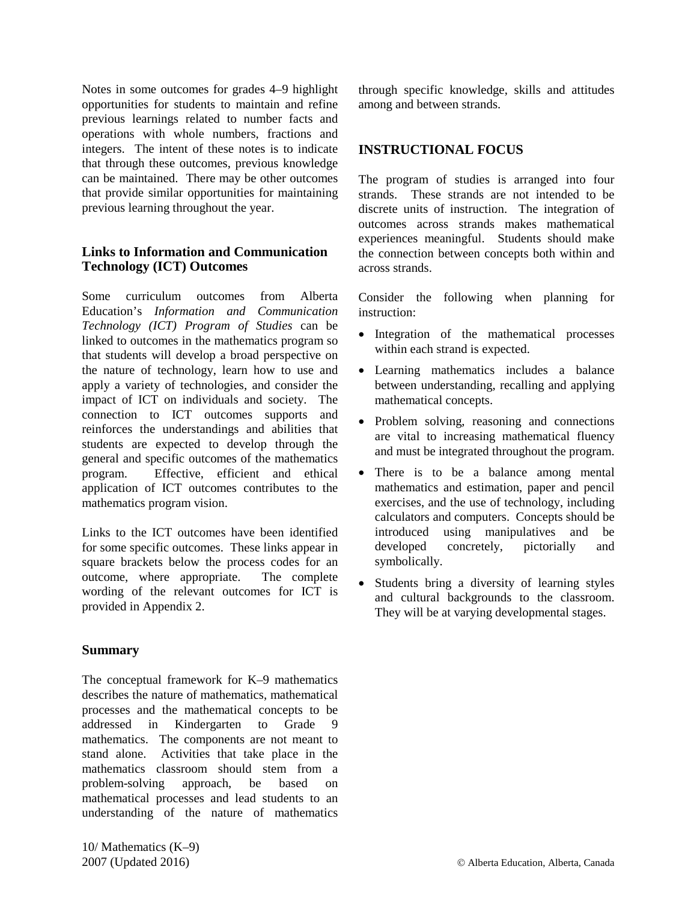Notes in some outcomes for grades 4–9 highlight opportunities for students to maintain and refine previous learnings related to number facts and operations with whole numbers, fractions and integers. The intent of these notes is to indicate that through these outcomes, previous knowledge can be maintained. There may be other outcomes that provide similar opportunities for maintaining previous learning throughout the year.

### Links to Information and Communication Technology (ICT) Outcomes

Some curriculum outcomes from Alberta Education's *Information and Communication Technology (ICT) Program of Studies* can be linked to outcomes in the mathematics program so that students will develop a broad perspective on the nature of technology, learn how to use and apply a variety of technologies, and consider the impact of ICT on individuals and society. The connection to ICT outcomes supports and reinforces the understandings and abilities that students are expected to develop through the general and specific outcomes of the mathematics program. Effective, efficient and ethical application of ICT outcomes contributes to the mathematics program vision.

Links to the ICT outcomes have been identified for some specific outcomes. These links appear in square brackets below the process codes for an outcome, where appropriate. The complete wording of the relevant outcomes for ICT is provided in Appendix 2.

### Summary

The conceptual framework for K–9 mathematics describes the nature of mathematics, mathematical processes and the mathematical concepts to be addressed in Kindergarten to Grade 9 mathematics. The components are not meant to stand alone. Activities that take place in the mathematics classroom should stem from a problem-solving approach, be based on mathematical processes and lead students to an understanding of the nature of mathematics through specific knowledge, skills and attitudes among and between strands.

## INSTRUCTIONAL FOCUS

The program of studies is arranged into four strands. These strands are not intended to be discrete units of instruction. The integration of outcomes across strands makes mathematical experiences meaningful. Students should make the connection between concepts both within and across strands.

Consider the following when planning for instruction:

- Integration of the mathematical processes within each strand is expected.
- Learning mathematics includes a balance between understanding, recalling and applying mathematical concepts.
- Problem solving, reasoning and connections are vital to increasing mathematical fluency and must be integrated throughout the program.
- There is to be a balance among mental mathematics and estimation, paper and pencil exercises, and the use of technology, including calculators and computers. Concepts should be introduced using manipulatives and be developed concretely, pictorially and symbolically.
- Students bring a diversity of learning styles and cultural backgrounds to the classroom. They will be at varying developmental stages.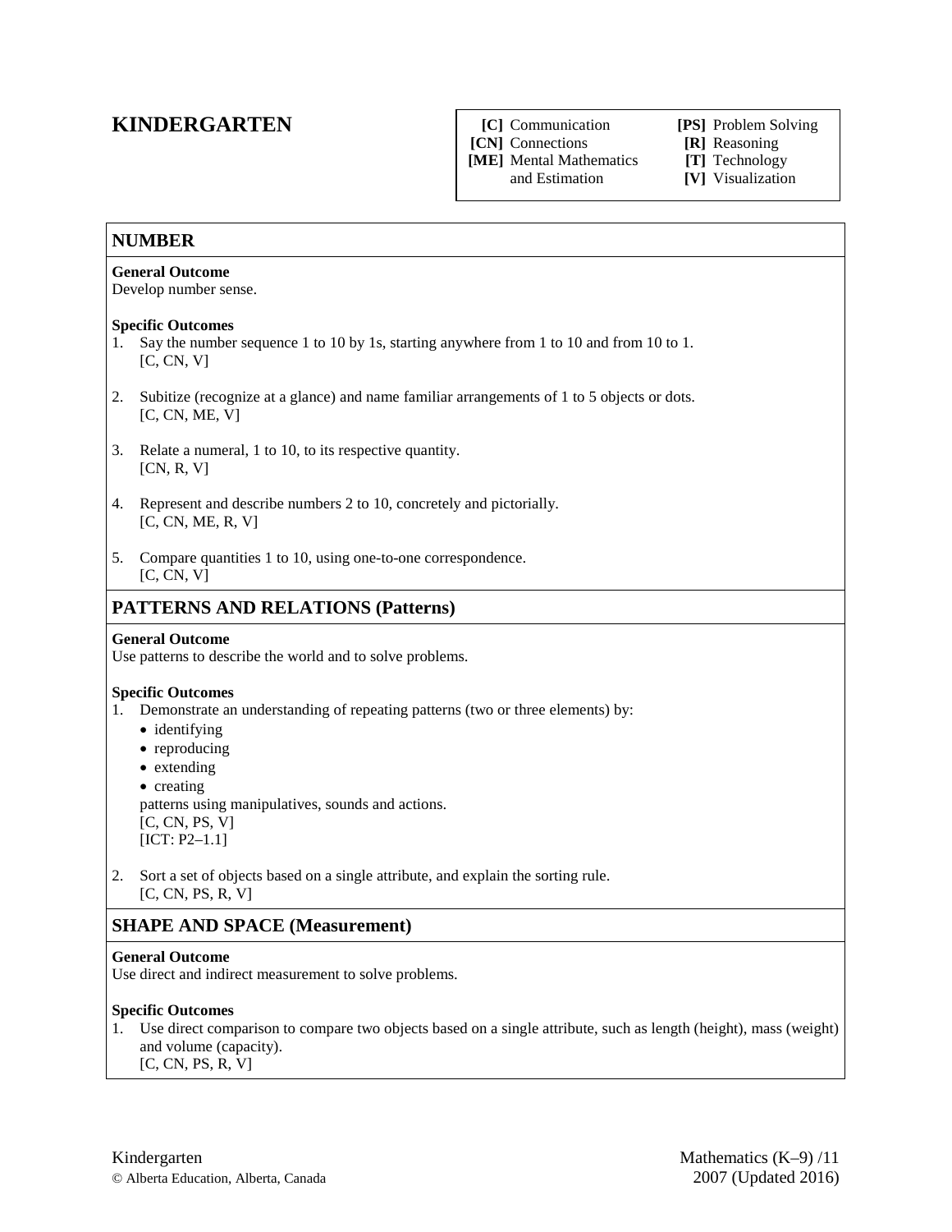# KINDERGARTEN

| | | | |
|---|---|---|---|
| [C] | Communication | [PS] | Problem Solving |
| [CN] | Connections | [R] | Reasoning |
| [ME] | Mental Mathematics and Estimation | [T] | Technology |
| | | [V] | Visualization |

## NUMBER

**General Outcome**
Develop number sense.

**Specific Outcomes**

1. Say the number sequence 1 to 10 by 1s, starting anywhere from 1 to 10 and from 10 to 1.
   [C, CN, V]

2. Subitize (recognize at a glance) and name familiar arrangements of 1 to 5 objects or dots.
   [C, CN, ME, V]

3. Relate a numeral, 1 to 10, to its respective quantity.
   [CN, R, V]

4. Represent and describe numbers 2 to 10, concretely and pictorially.
   [C, CN, ME, R, V]

5. Compare quantities 1 to 10, using one-to-one correspondence.
   [C, CN, V]

## PATTERNS AND RELATIONS (Patterns)

**General Outcome**
Use patterns to describe the world and to solve problems.

**Specific Outcomes**

1. Demonstrate an understanding of repeating patterns (two or three elements) by:
   - identifying
   - reproducing
   - extending
   - creating

   patterns using manipulatives, sounds and actions.
   [C, CN, PS, V]
   [ICT: P2–1.1]

2. Sort a set of objects based on a single attribute, and explain the sorting rule.
   [C, CN, PS, R, V]

## SHAPE AND SPACE (Measurement)

**General Outcome**
Use direct and indirect measurement to solve problems.

**Specific Outcomes**

1. Use direct comparison to compare two objects based on a single attribute, such as length (height), mass (weight) and volume (capacity).
   [C, CN, PS, R, V]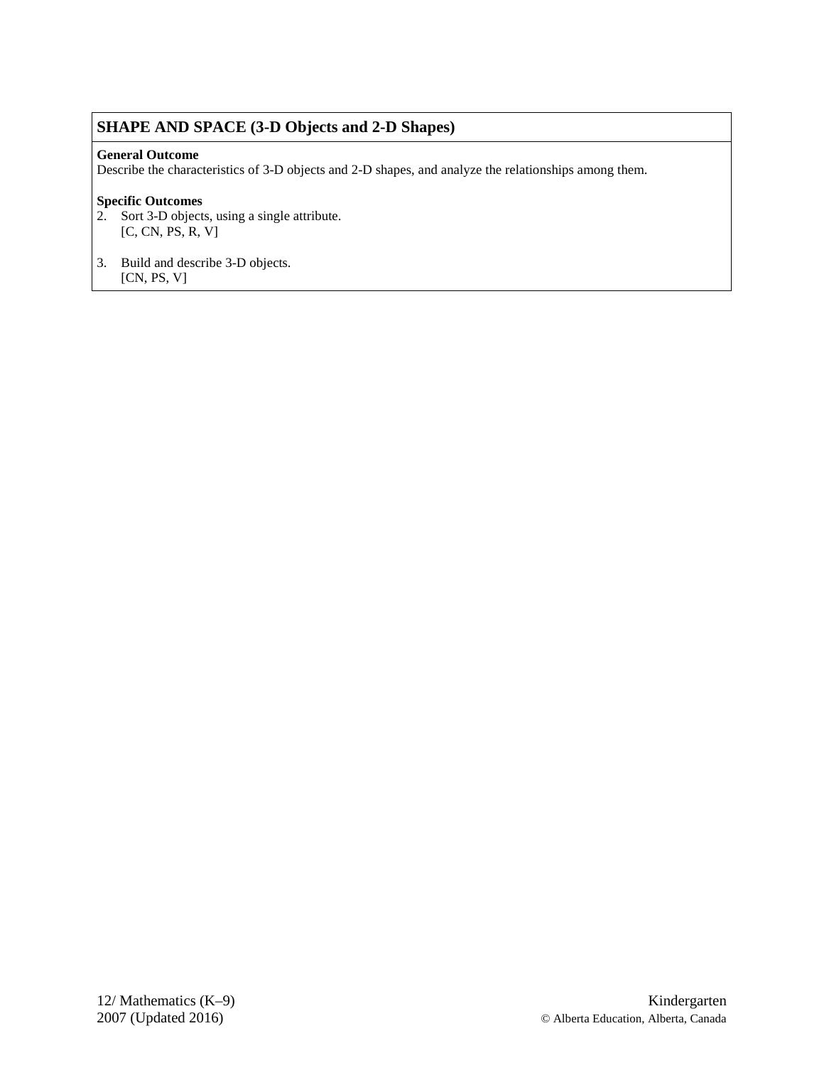## SHAPE AND SPACE (3-D Objects and 2-D Shapes)

**General Outcome**
Describe the characteristics of 3-D objects and 2-D shapes, and analyze the relationships among them.

**Specific Outcomes**

2. Sort 3-D objects, using a single attribute.
   [C, CN, PS, R, V]

3. Build and describe 3-D objects.
   [CN, PS, V]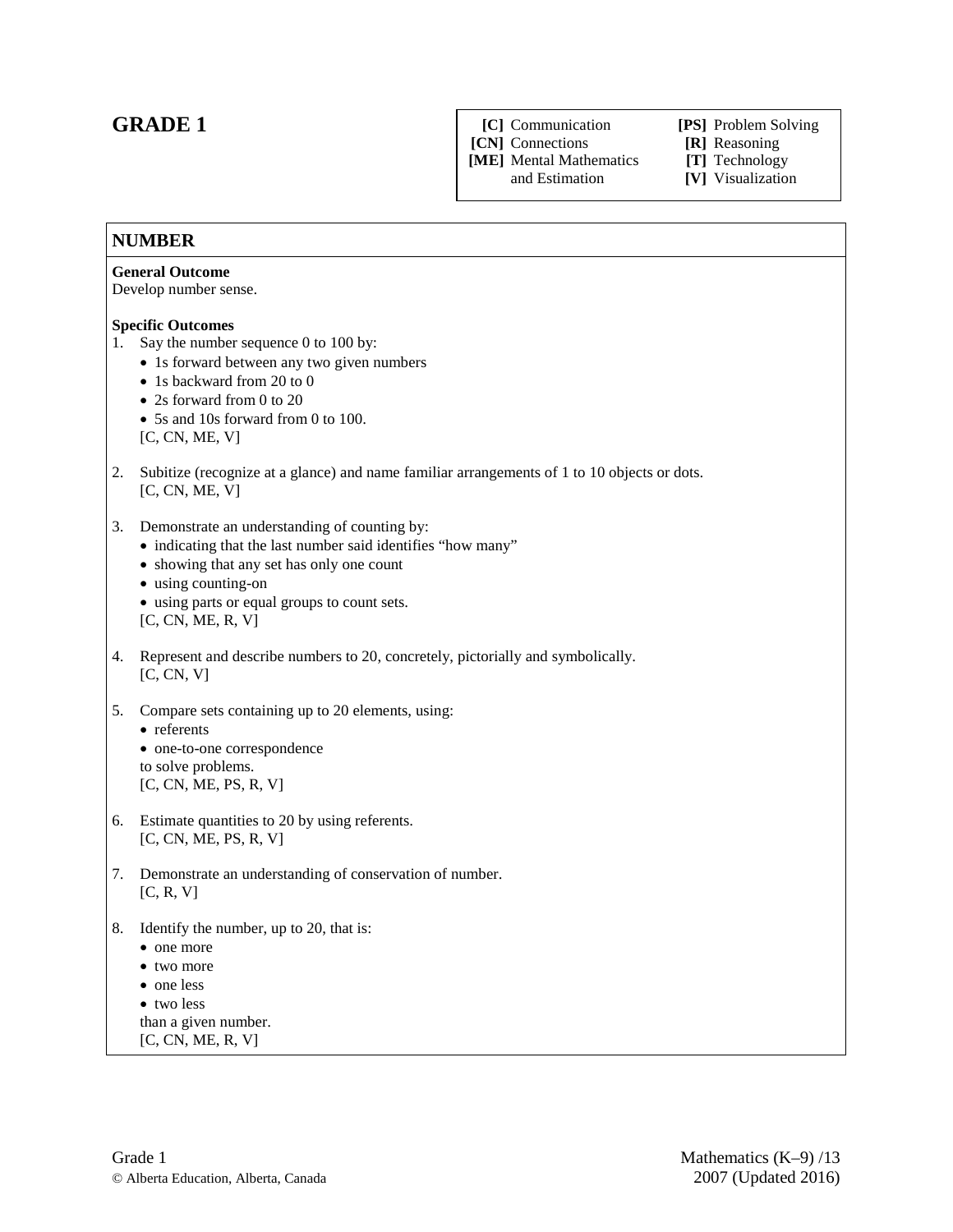# GRADE 1

| | | | |
|---|---|---|---|
| **[C]** | Communication | **[PS]** | Problem Solving |
| **[CN]** | Connections | **[R]** | Reasoning |
| **[ME]** | Mental Mathematics and Estimation | **[T]** | Technology |
| | | **[V]** | Visualization |

## NUMBER

**General Outcome**
Develop number sense.

**Specific Outcomes**

1. Say the number sequence 0 to 100 by:
   - 1s forward between any two given numbers
   - 1s backward from 20 to 0
   - 2s forward from 0 to 20
   - 5s and 10s forward from 0 to 100.

   [C, CN, ME, V]

2. Subitize (recognize at a glance) and name familiar arrangements of 1 to 10 objects or dots.
   [C, CN, ME, V]

3. Demonstrate an understanding of counting by:
   - indicating that the last number said identifies "how many"
   - showing that any set has only one count
   - using counting-on
   - using parts or equal groups to count sets.

   [C, CN, ME, R, V]

4. Represent and describe numbers to 20, concretely, pictorially and symbolically.
   [C, CN, V]

5. Compare sets containing up to 20 elements, using:
   - referents
   - one-to-one correspondence

   to solve problems.
   [C, CN, ME, PS, R, V]

6. Estimate quantities to 20 by using referents.
   [C, CN, ME, PS, R, V]

7. Demonstrate an understanding of conservation of number.
   [C, R, V]

8. Identify the number, up to 20, that is:
   - one more
   - two more
   - one less
   - two less

   than a given number.
   [C, CN, ME, R, V]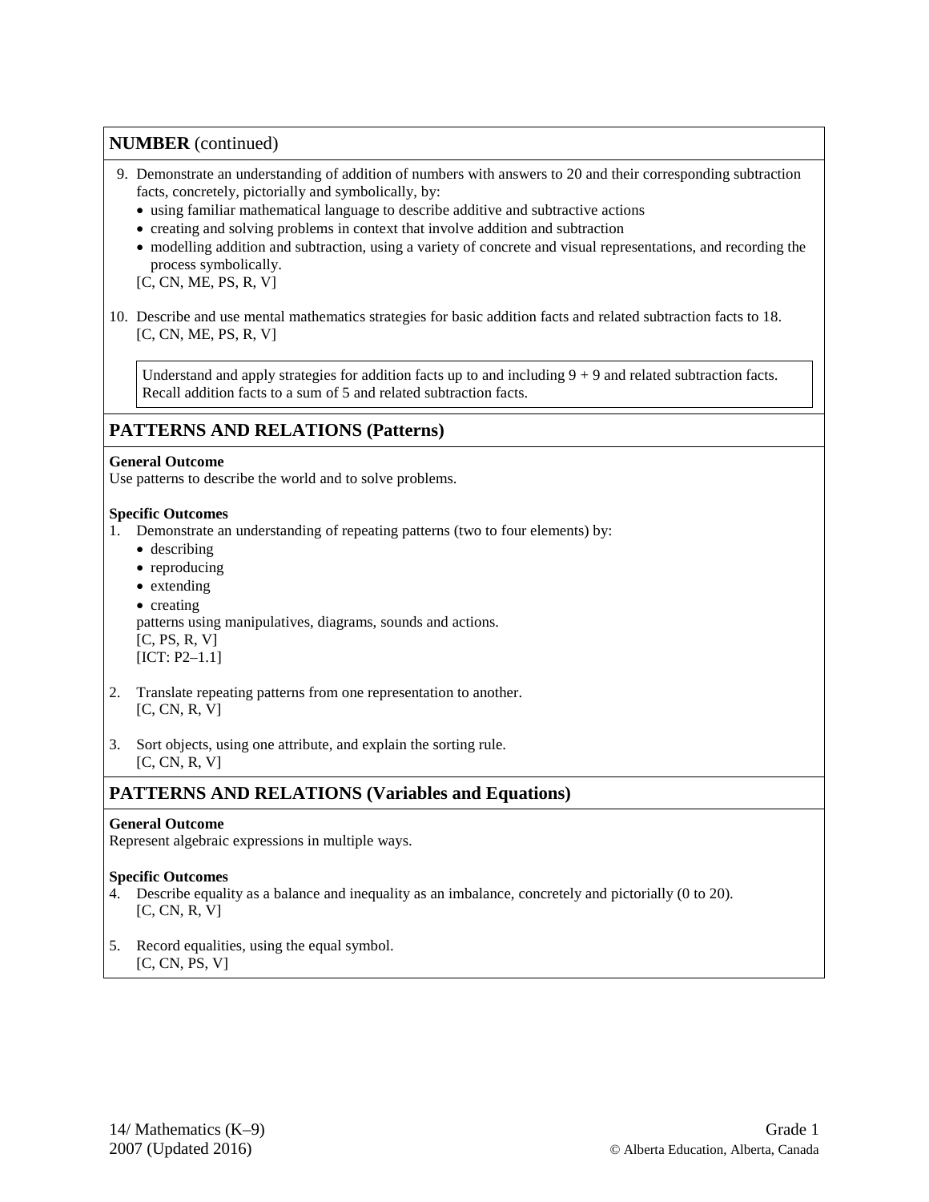## NUMBER (continued)

9. Demonstrate an understanding of addition of numbers with answers to 20 and their corresponding subtraction facts, concretely, pictorially and symbolically, by:
   - using familiar mathematical language to describe additive and subtractive actions
   - creating and solving problems in context that involve addition and subtraction
   - modelling addition and subtraction, using a variety of concrete and visual representations, and recording the process symbolically.

   [C, CN, ME, PS, R, V]

10. Describe and use mental mathematics strategies for basic addition facts and related subtraction facts to 18.
    [C, CN, ME, PS, R, V]

    > Understand and apply strategies for addition facts up to and including $9 + 9$ and related subtraction facts.
    > Recall addition facts to a sum of 5 and related subtraction facts.

## PATTERNS AND RELATIONS (Patterns)

**General Outcome**
Use patterns to describe the world and to solve problems.

**Specific Outcomes**

1. Demonstrate an understanding of repeating patterns (two to four elements) by:
   - describing
   - reproducing
   - extending
   - creating

   patterns using manipulatives, diagrams, sounds and actions.
   [C, PS, R, V]
   [ICT: P2–1.1]

2. Translate repeating patterns from one representation to another.
   [C, CN, R, V]

3. Sort objects, using one attribute, and explain the sorting rule.
   [C, CN, R, V]

## PATTERNS AND RELATIONS (Variables and Equations)

**General Outcome**
Represent algebraic expressions in multiple ways.

**Specific Outcomes**

4. Describe equality as a balance and inequality as an imbalance, concretely and pictorially (0 to 20).
   [C, CN, R, V]

5. Record equalities, using the equal symbol.
   [C, CN, PS, V]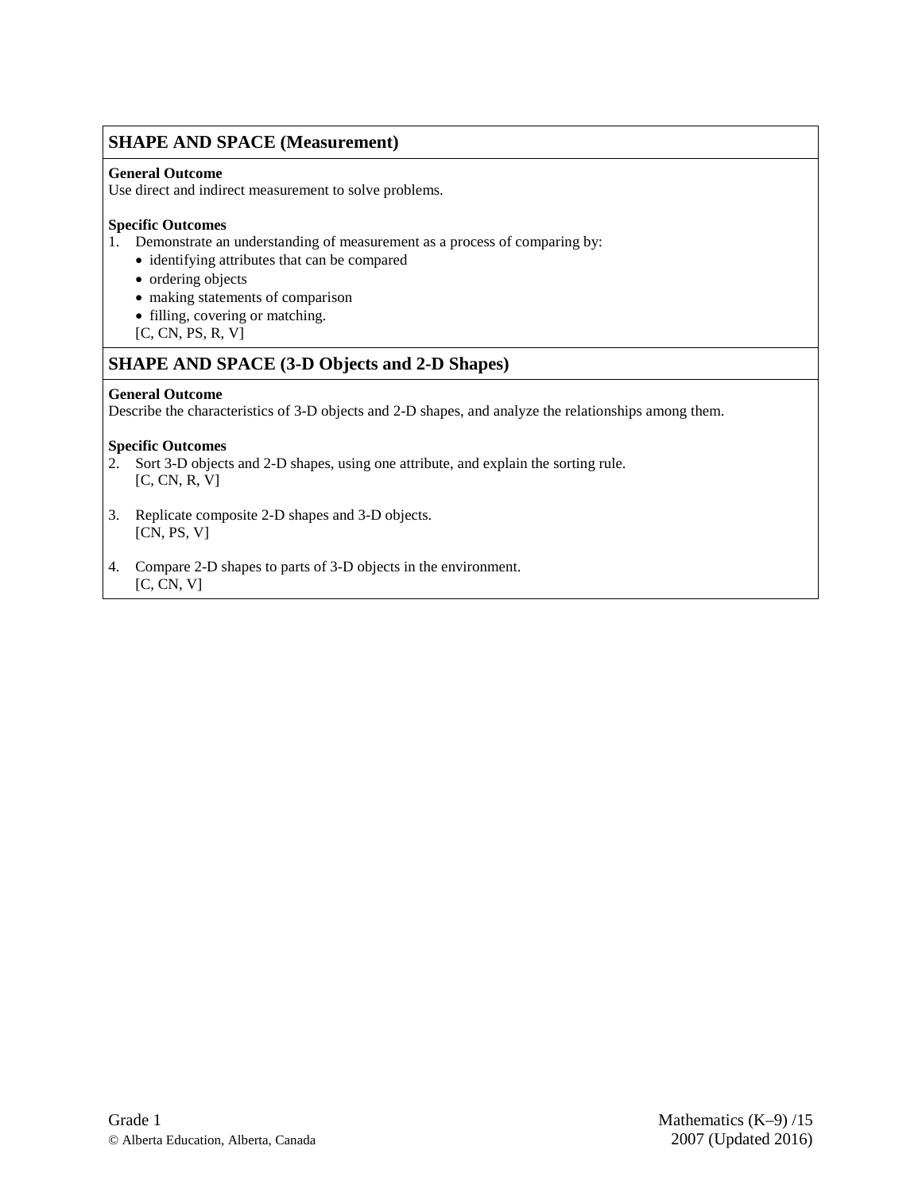## SHAPE AND SPACE (Measurement)

**General Outcome**
Use direct and indirect measurement to solve problems.

**Specific Outcomes**

1. Demonstrate an understanding of measurement as a process of comparing by:
   - identifying attributes that can be compared
   - ordering objects
   - making statements of comparison
   - filling, covering or matching.

   [C, CN, PS, R, V]

## SHAPE AND SPACE (3-D Objects and 2-D Shapes)

**General Outcome**
Describe the characteristics of 3-D objects and 2-D shapes, and analyze the relationships among them.

**Specific Outcomes**

2. Sort 3-D objects and 2-D shapes, using one attribute, and explain the sorting rule.
   [C, CN, R, V]

3. Replicate composite 2-D shapes and 3-D objects.
   [CN, PS, V]

4. Compare 2-D shapes to parts of 3-D objects in the environment.
   [C, CN, V]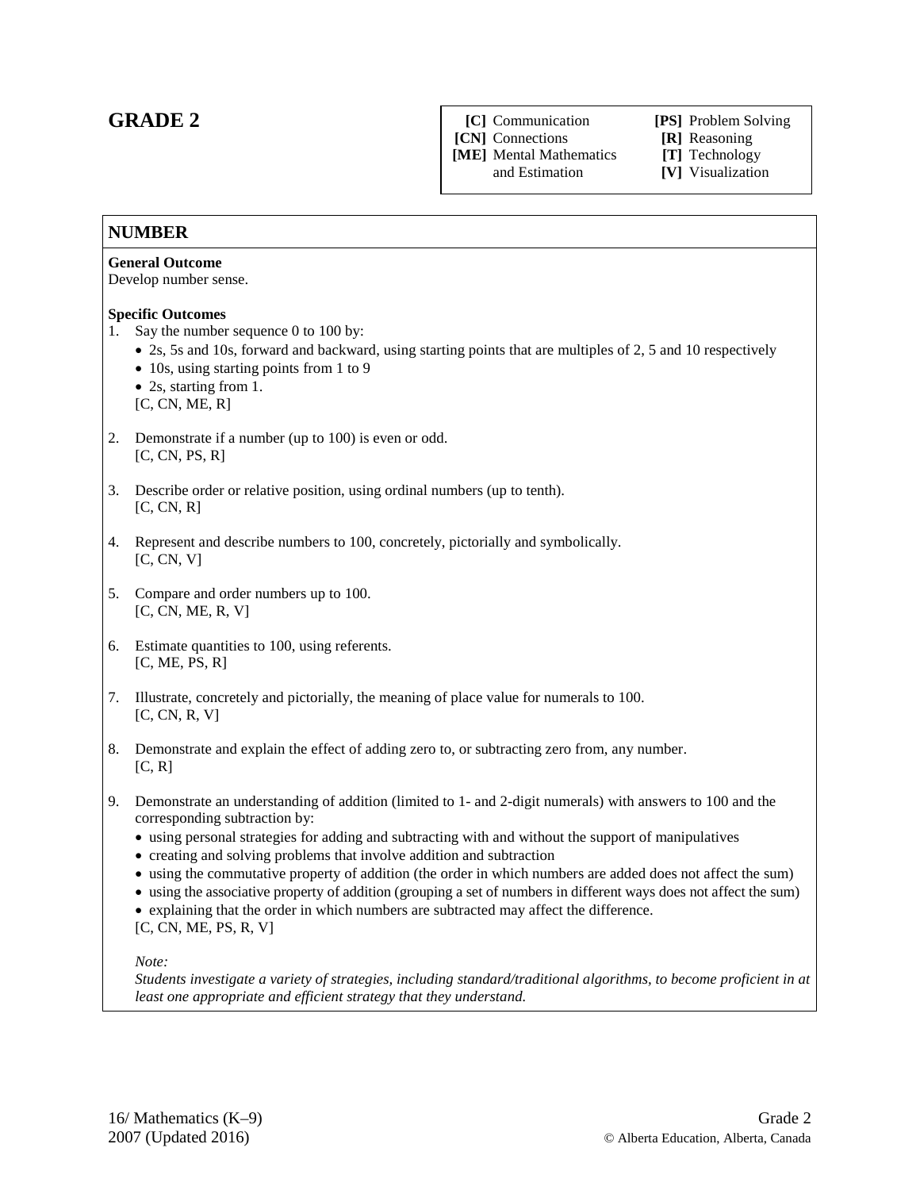# GRADE 2

| | | | |
|---|---|---|---|
| **[C]** | Communication | **[PS]** | Problem Solving |
| **[CN]** | Connections | **[R]** | Reasoning |
| **[ME]** | Mental Mathematics and Estimation | **[T]** | Technology |
| | | **[V]** | Visualization |

## NUMBER

**General Outcome**
Develop number sense.

**Specific Outcomes**

1. Say the number sequence 0 to 100 by:
   - 2s, 5s and 10s, forward and backward, using starting points that are multiples of 2, 5 and 10 respectively
   - 10s, using starting points from 1 to 9
   - 2s, starting from 1.

   [C, CN, ME, R]

2. Demonstrate if a number (up to 100) is even or odd.
   [C, CN, PS, R]

3. Describe order or relative position, using ordinal numbers (up to tenth).
   [C, CN, R]

4. Represent and describe numbers to 100, concretely, pictorially and symbolically.
   [C, CN, V]

5. Compare and order numbers up to 100.
   [C, CN, ME, R, V]

6. Estimate quantities to 100, using referents.
   [C, ME, PS, R]

7. Illustrate, concretely and pictorially, the meaning of place value for numerals to 100.
   [C, CN, R, V]

8. Demonstrate and explain the effect of adding zero to, or subtracting zero from, any number.
   [C, R]

9. Demonstrate an understanding of addition (limited to 1- and 2-digit numerals) with answers to 100 and the corresponding subtraction by:
   - using personal strategies for adding and subtracting with and without the support of manipulatives
   - creating and solving problems that involve addition and subtraction
   - using the commutative property of addition (the order in which numbers are added does not affect the sum)
   - using the associative property of addition (grouping a set of numbers in different ways does not affect the sum)
   - explaining that the order in which numbers are subtracted may affect the difference.

   [C, CN, ME, PS, R, V]

   *Note:*
   *Students investigate a variety of strategies, including standard/traditional algorithms, to become proficient in at least one appropriate and efficient strategy that they understand.*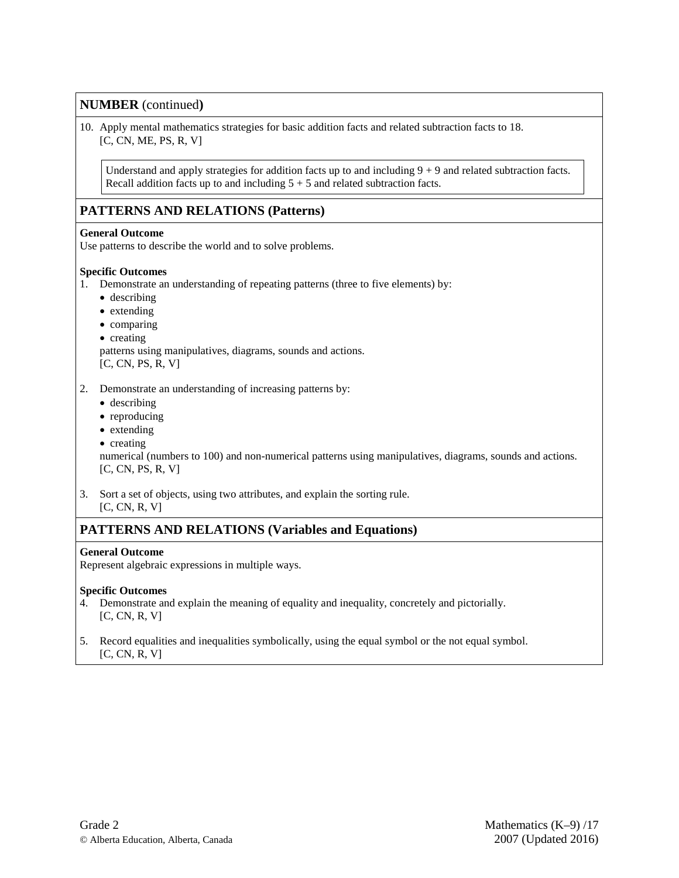## NUMBER (continued)

10. Apply mental mathematics strategies for basic addition facts and related subtraction facts to 18.
    [C, CN, ME, PS, R, V]

    > Understand and apply strategies for addition facts up to and including $9 + 9$ and related subtraction facts.
    > Recall addition facts up to and including $5 + 5$ and related subtraction facts.

## PATTERNS AND RELATIONS (Patterns)

**General Outcome**
Use patterns to describe the world and to solve problems.

**Specific Outcomes**

1. Demonstrate an understanding of repeating patterns (three to five elements) by:
   - describing
   - extending
   - comparing
   - creating

   patterns using manipulatives, diagrams, sounds and actions.
   [C, CN, PS, R, V]

2. Demonstrate an understanding of increasing patterns by:
   - describing
   - reproducing
   - extending
   - creating

   numerical (numbers to 100) and non-numerical patterns using manipulatives, diagrams, sounds and actions.
   [C, CN, PS, R, V]

3. Sort a set of objects, using two attributes, and explain the sorting rule.
   [C, CN, R, V]

## PATTERNS AND RELATIONS (Variables and Equations)

**General Outcome**
Represent algebraic expressions in multiple ways.

**Specific Outcomes**

4. Demonstrate and explain the meaning of equality and inequality, concretely and pictorially.
   [C, CN, R, V]

5. Record equalities and inequalities symbolically, using the equal symbol or the not equal symbol.
   [C, CN, R, V]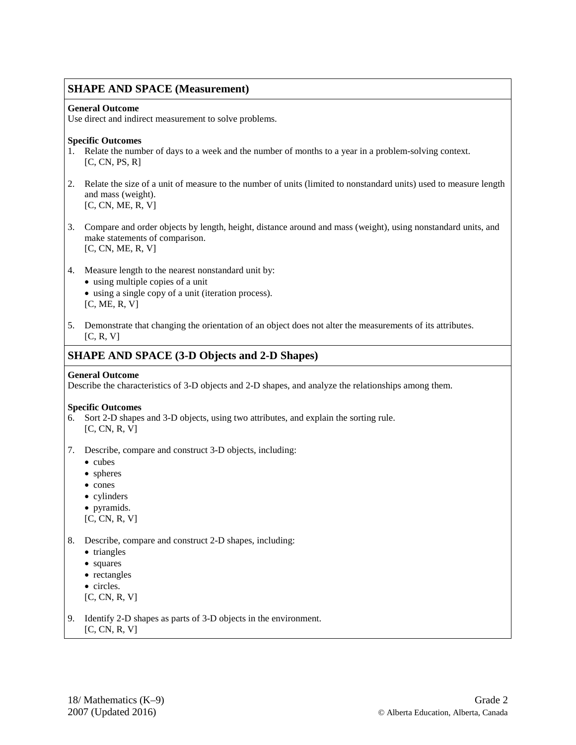## SHAPE AND SPACE (Measurement)

**General Outcome**
Use direct and indirect measurement to solve problems.

**Specific Outcomes**

1. Relate the number of days to a week and the number of months to a year in a problem-solving context.
   [C, CN, PS, R]

2. Relate the size of a unit of measure to the number of units (limited to nonstandard units) used to measure length and mass (weight).
   [C, CN, ME, R, V]

3. Compare and order objects by length, height, distance around and mass (weight), using nonstandard units, and make statements of comparison.
   [C, CN, ME, R, V]

4. Measure length to the nearest nonstandard unit by:
   - using multiple copies of a unit
   - using a single copy of a unit (iteration process).

   [C, ME, R, V]

5. Demonstrate that changing the orientation of an object does not alter the measurements of its attributes.
   [C, R, V]

## SHAPE AND SPACE (3-D Objects and 2-D Shapes)

**General Outcome**
Describe the characteristics of 3-D objects and 2-D shapes, and analyze the relationships among them.

**Specific Outcomes**

6. Sort 2-D shapes and 3-D objects, using two attributes, and explain the sorting rule.
   [C, CN, R, V]

7. Describe, compare and construct 3-D objects, including:
   - cubes
   - spheres
   - cones
   - cylinders
   - pyramids.

   [C, CN, R, V]

8. Describe, compare and construct 2-D shapes, including:
   - triangles
   - squares
   - rectangles
   - circles.

   [C, CN, R, V]

9. Identify 2-D shapes as parts of 3-D objects in the environment.
   [C, CN, R, V]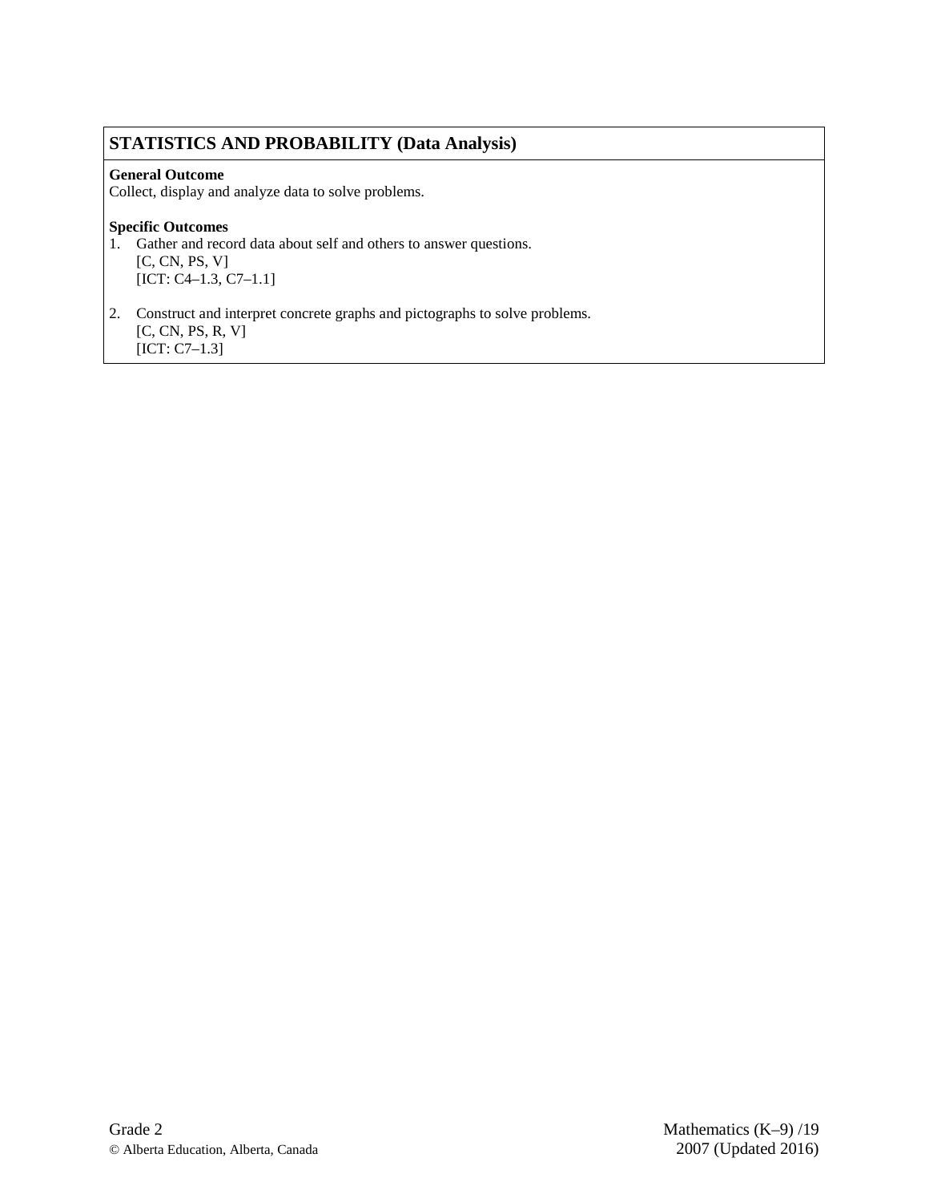## STATISTICS AND PROBABILITY (Data Analysis)

**General Outcome**
Collect, display and analyze data to solve problems.

**Specific Outcomes**

1. Gather and record data about self and others to answer questions.
   [C, CN, PS, V]
   [ICT: C4–1.3, C7–1.1]

2. Construct and interpret concrete graphs and pictographs to solve problems.
   [C, CN, PS, R, V]
   [ICT: C7–1.3]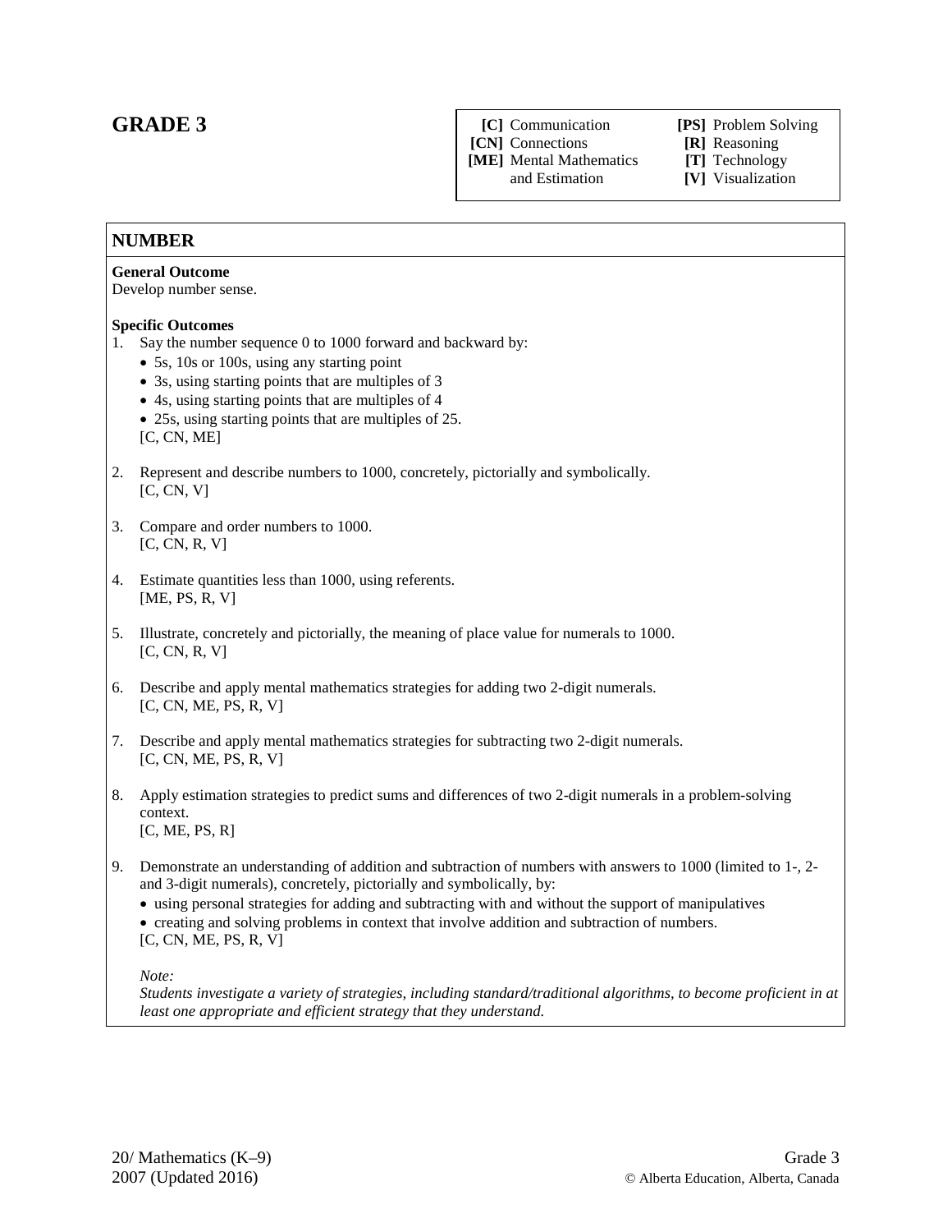# GRADE 3

| | |
|---|---|
| **[C]** Communication | **[PS]** Problem Solving |
| **[CN]** Connections | **[R]** Reasoning |
| **[ME]** Mental Mathematics and Estimation | **[T]** Technology |
| | **[V]** Visualization |

## NUMBER

**General Outcome**
Develop number sense.

**Specific Outcomes**

1. Say the number sequence 0 to 1000 forward and backward by:
   - 5s, 10s or 100s, using any starting point
   - 3s, using starting points that are multiples of 3
   - 4s, using starting points that are multiples of 4
   - 25s, using starting points that are multiples of 25.

   [C, CN, ME]

2. Represent and describe numbers to 1000, concretely, pictorially and symbolically.
   [C, CN, V]

3. Compare and order numbers to 1000.
   [C, CN, R, V]

4. Estimate quantities less than 1000, using referents.
   [ME, PS, R, V]

5. Illustrate, concretely and pictorially, the meaning of place value for numerals to 1000.
   [C, CN, R, V]

6. Describe and apply mental mathematics strategies for adding two 2-digit numerals.
   [C, CN, ME, PS, R, V]

7. Describe and apply mental mathematics strategies for subtracting two 2-digit numerals.
   [C, CN, ME, PS, R, V]

8. Apply estimation strategies to predict sums and differences of two 2-digit numerals in a problem-solving context.
   [C, ME, PS, R]

9. Demonstrate an understanding of addition and subtraction of numbers with answers to 1000 (limited to 1-, 2- and 3-digit numerals), concretely, pictorially and symbolically, by:
   - using personal strategies for adding and subtracting with and without the support of manipulatives
   - creating and solving problems in context that involve addition and subtraction of numbers.

   [C, CN, ME, PS, R, V]

   *Note:*
   *Students investigate a variety of strategies, including standard/traditional algorithms, to become proficient in at least one appropriate and efficient strategy that they understand.*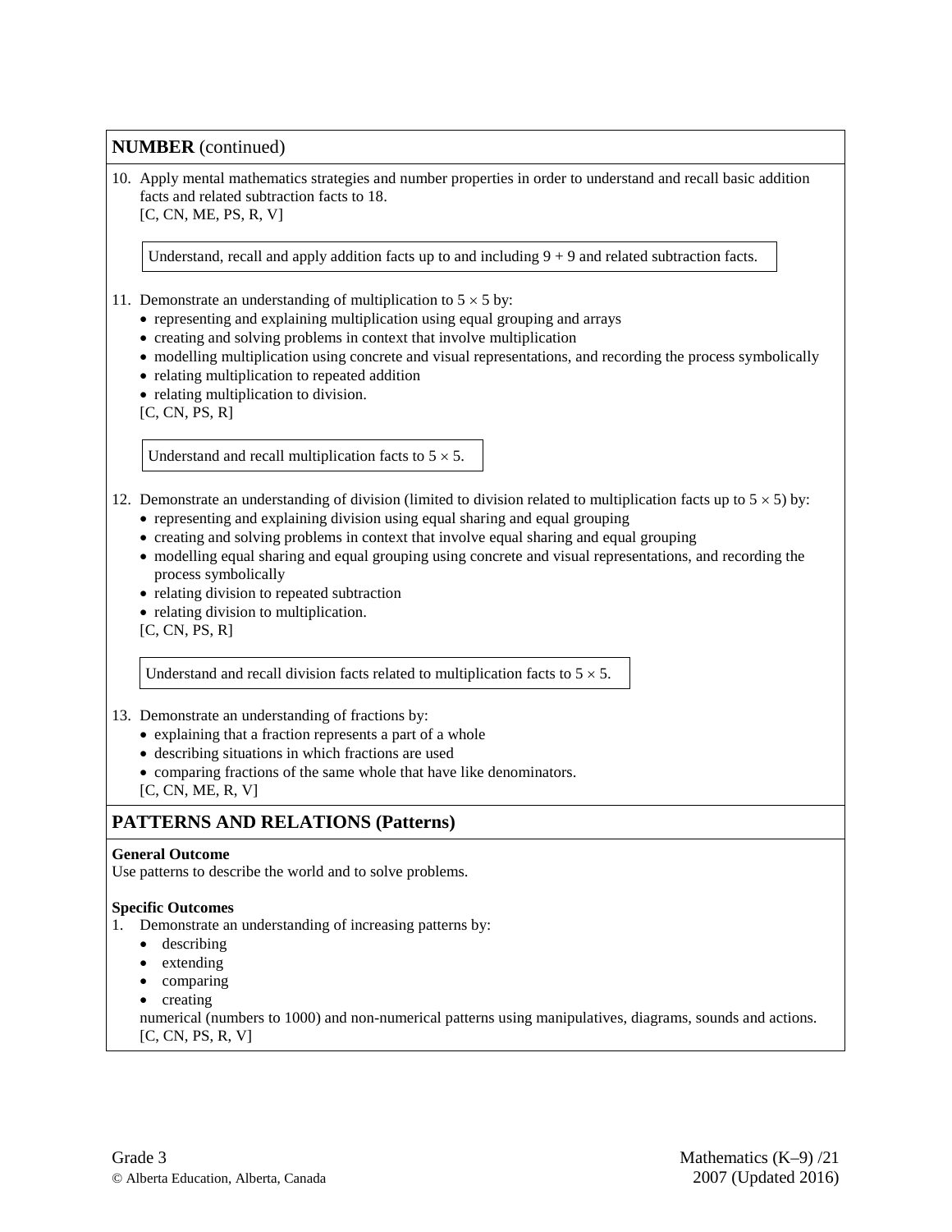## NUMBER (continued)

10. Apply mental mathematics strategies and number properties in order to understand and recall basic addition facts and related subtraction facts to 18.
    [C, CN, ME, PS, R, V]

    > Understand, recall and apply addition facts up to and including $9 + 9$ and related subtraction facts.

11. Demonstrate an understanding of multiplication to $5 \times 5$ by:
    - representing and explaining multiplication using equal grouping and arrays
    - creating and solving problems in context that involve multiplication
    - modelling multiplication using concrete and visual representations, and recording the process symbolically
    - relating multiplication to repeated addition
    - relating multiplication to division.

    [C, CN, PS, R]

    > Understand and recall multiplication facts to $5 \times 5$.

12. Demonstrate an understanding of division (limited to division related to multiplication facts up to $5 \times 5$) by:
    - representing and explaining division using equal sharing and equal grouping
    - creating and solving problems in context that involve equal sharing and equal grouping
    - modelling equal sharing and equal grouping using concrete and visual representations, and recording the process symbolically
    - relating division to repeated subtraction
    - relating division to multiplication.

    [C, CN, PS, R]

    > Understand and recall division facts related to multiplication facts to $5 \times 5$.

13. Demonstrate an understanding of fractions by:
    - explaining that a fraction represents a part of a whole
    - describing situations in which fractions are used
    - comparing fractions of the same whole that have like denominators.

    [C, CN, ME, R, V]

## PATTERNS AND RELATIONS (Patterns)

**General Outcome**
Use patterns to describe the world and to solve problems.

**Specific Outcomes**

1. Demonstrate an understanding of increasing patterns by:
    - describing
    - extending
    - comparing
    - creating

    numerical (numbers to 1000) and non-numerical patterns using manipulatives, diagrams, sounds and actions.
    [C, CN, PS, R, V]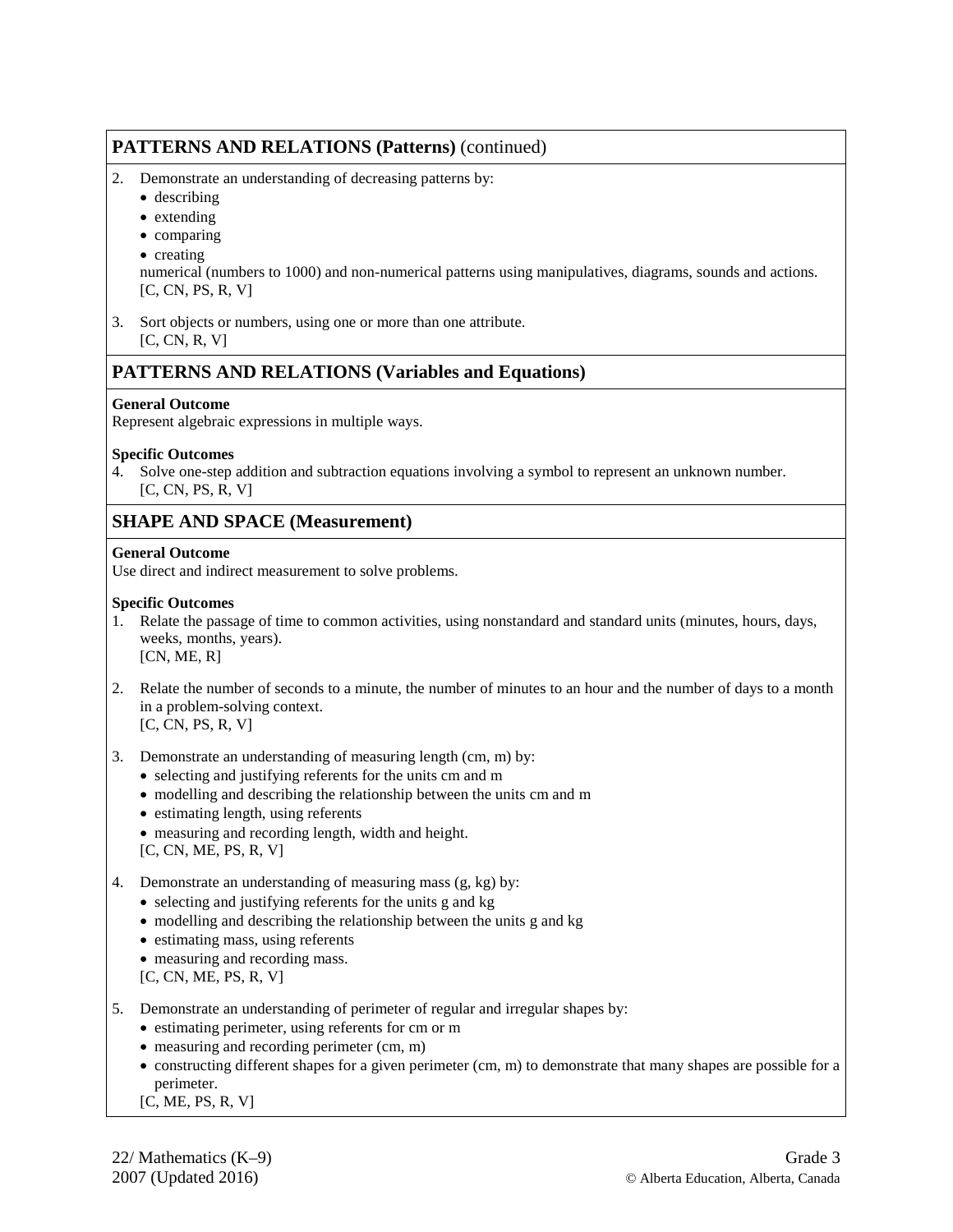## PATTERNS AND RELATIONS (Patterns) (continued)

2. Demonstrate an understanding of decreasing patterns by:
   - describing
   - extending
   - comparing
   - creating

   numerical (numbers to 1000) and non-numerical patterns using manipulatives, diagrams, sounds and actions.
   [C, CN, PS, R, V]

3. Sort objects or numbers, using one or more than one attribute.
   [C, CN, R, V]

## PATTERNS AND RELATIONS (Variables and Equations)

**General Outcome**
Represent algebraic expressions in multiple ways.

**Specific Outcomes**

4. Solve one-step addition and subtraction equations involving a symbol to represent an unknown number.
   [C, CN, PS, R, V]

## SHAPE AND SPACE (Measurement)

**General Outcome**
Use direct and indirect measurement to solve problems.

**Specific Outcomes**

1. Relate the passage of time to common activities, using nonstandard and standard units (minutes, hours, days, weeks, months, years).
   [CN, ME, R]

2. Relate the number of seconds to a minute, the number of minutes to an hour and the number of days to a month in a problem-solving context.
   [C, CN, PS, R, V]

3. Demonstrate an understanding of measuring length (cm, m) by:
   - selecting and justifying referents for the units cm and m
   - modelling and describing the relationship between the units cm and m
   - estimating length, using referents
   - measuring and recording length, width and height.

   [C, CN, ME, PS, R, V]

4. Demonstrate an understanding of measuring mass (g, kg) by:
   - selecting and justifying referents for the units g and kg
   - modelling and describing the relationship between the units g and kg
   - estimating mass, using referents
   - measuring and recording mass.

   [C, CN, ME, PS, R, V]

5. Demonstrate an understanding of perimeter of regular and irregular shapes by:
   - estimating perimeter, using referents for cm or m
   - measuring and recording perimeter (cm, m)
   - constructing different shapes for a given perimeter (cm, m) to demonstrate that many shapes are possible for a perimeter.

   [C, ME, PS, R, V]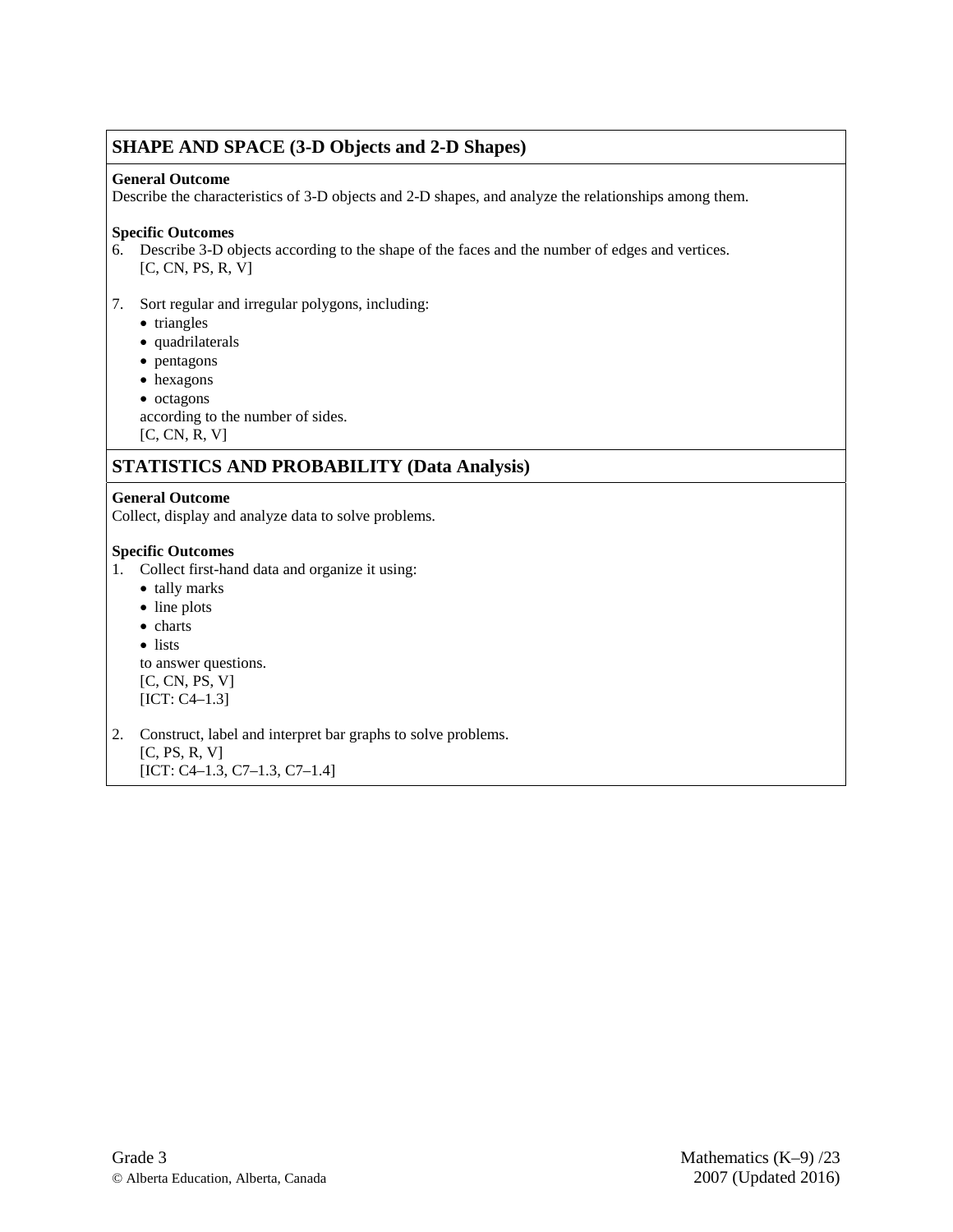## SHAPE AND SPACE (3-D Objects and 2-D Shapes)

**General Outcome**

Describe the characteristics of 3-D objects and 2-D shapes, and analyze the relationships among them.

**Specific Outcomes**

6. Describe 3-D objects according to the shape of the faces and the number of edges and vertices.
   [C, CN, PS, R, V]

7. Sort regular and irregular polygons, including:
   - triangles
   - quadrilaterals
   - pentagons
   - hexagons
   - octagons

   according to the number of sides.
   [C, CN, R, V]

## STATISTICS AND PROBABILITY (Data Analysis)

**General Outcome**

Collect, display and analyze data to solve problems.

**Specific Outcomes**

1. Collect first-hand data and organize it using:
   - tally marks
   - line plots
   - charts
   - lists

   to answer questions.
   [C, CN, PS, V]
   [ICT: C4–1.3]

2. Construct, label and interpret bar graphs to solve problems.
   [C, PS, R, V]
   [ICT: C4–1.3, C7–1.3, C7–1.4]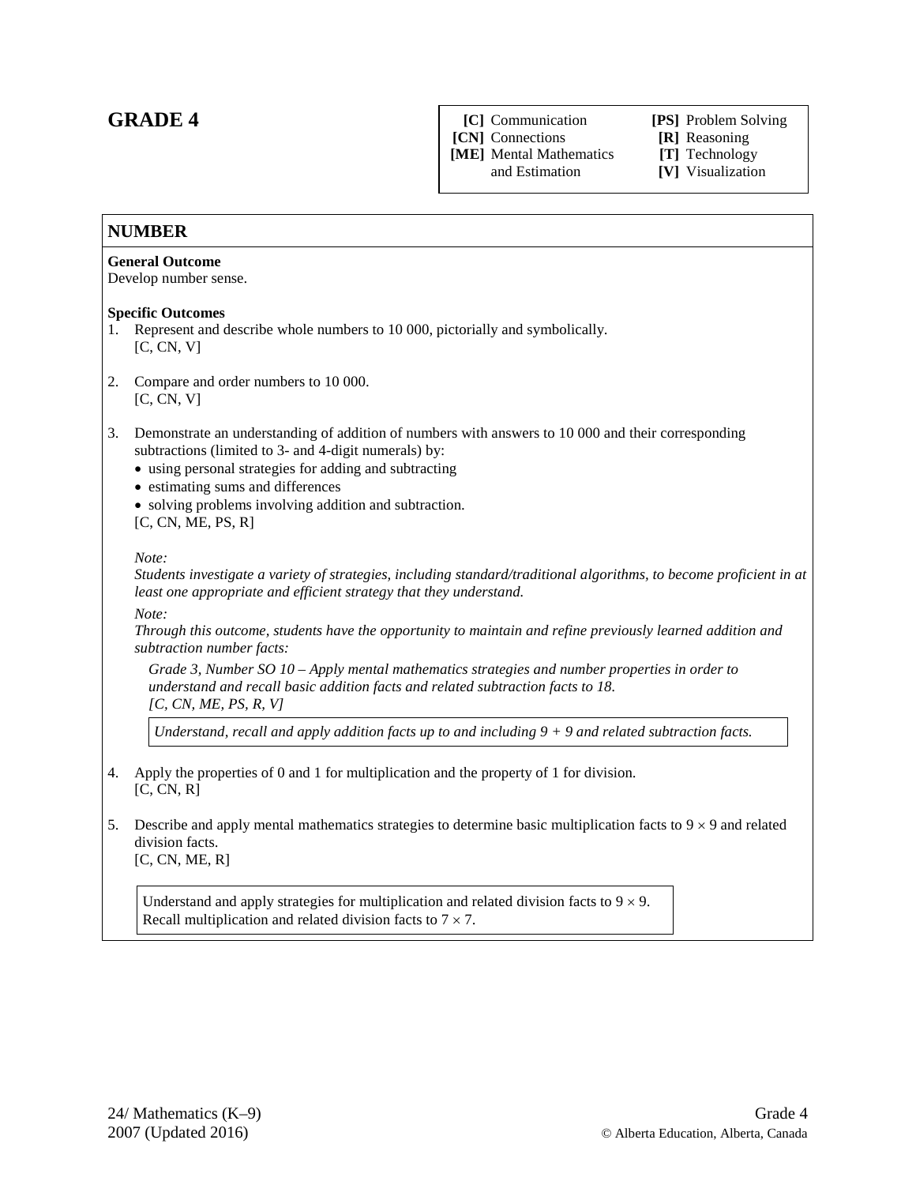# GRADE 4

| | |
|---|---|
| **[C]** Communication | **[PS]** Problem Solving |
| **[CN]** Connections | **[R]** Reasoning |
| **[ME]** Mental Mathematics and Estimation | **[T]** Technology |
| | **[V]** Visualization |

## NUMBER

**General Outcome**
Develop number sense.

**Specific Outcomes**

1. Represent and describe whole numbers to 10 000, pictorially and symbolically.
   [C, CN, V]

2. Compare and order numbers to 10 000.
   [C, CN, V]

3. Demonstrate an understanding of addition of numbers with answers to 10 000 and their corresponding subtractions (limited to 3- and 4-digit numerals) by:
   - using personal strategies for adding and subtracting
   - estimating sums and differences
   - solving problems involving addition and subtraction.

   [C, CN, ME, PS, R]

   *Note:*
   *Students investigate a variety of strategies, including standard/traditional algorithms, to become proficient in at least one appropriate and efficient strategy that they understand.*

   *Note:*
   *Through this outcome, students have the opportunity to maintain and refine previously learned addition and subtraction number facts:*

   *Grade 3, Number SO 10 – Apply mental mathematics strategies and number properties in order to understand and recall basic addition facts and related subtraction facts to 18.*
   *[C, CN, ME, PS, R, V]*

   > *Understand, recall and apply addition facts up to and including 9 + 9 and related subtraction facts.*

4. Apply the properties of 0 and 1 for multiplication and the property of 1 for division.
   [C, CN, R]

5. Describe and apply mental mathematics strategies to determine basic multiplication facts to $9 \times 9$ and related division facts.
   [C, CN, ME, R]

   > Understand and apply strategies for multiplication and related division facts to $9 \times 9$.
   > Recall multiplication and related division facts to $7 \times 7$.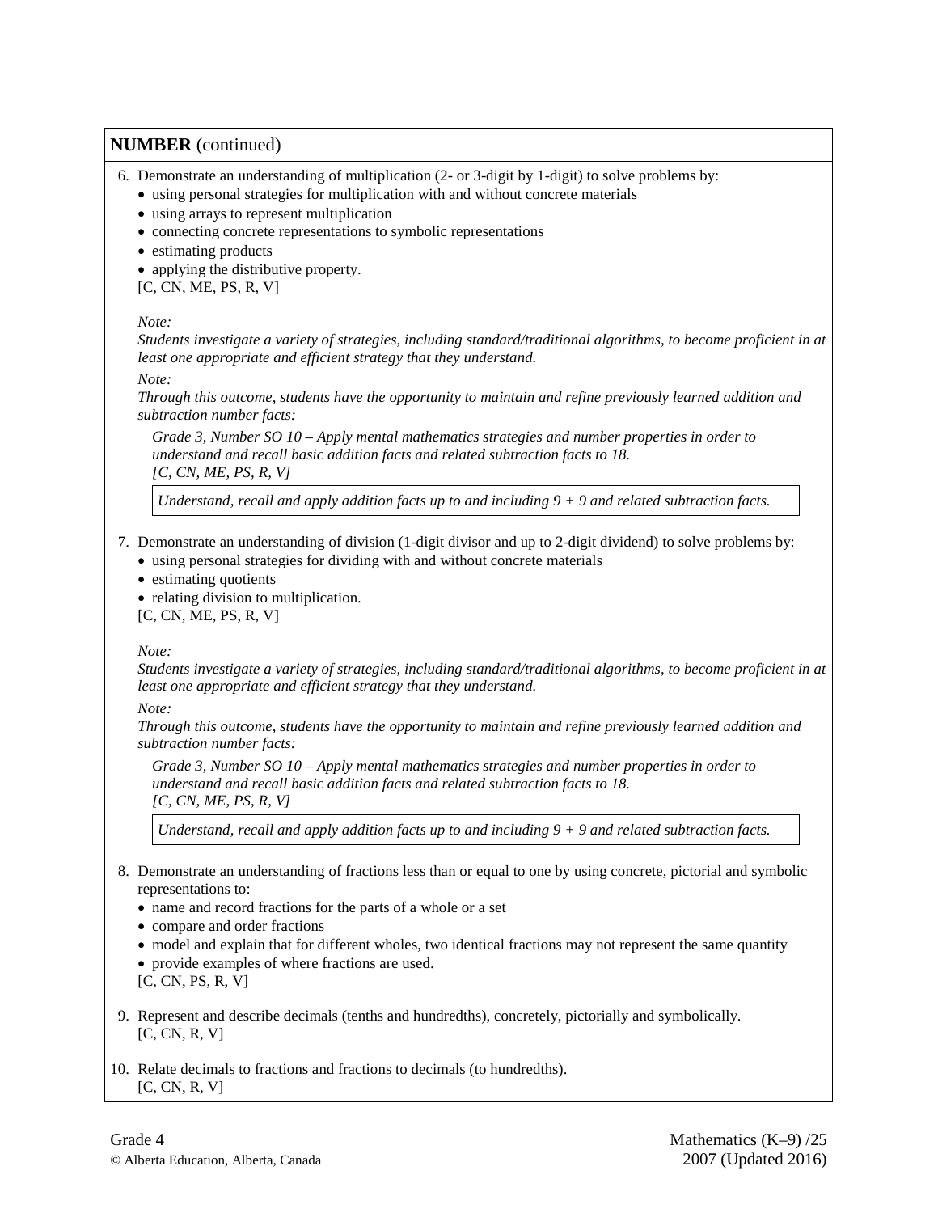**NUMBER** (continued)

6. Demonstrate an understanding of multiplication (2- or 3-digit by 1-digit) to solve problems by:
   - using personal strategies for multiplication with and without concrete materials
   - using arrays to represent multiplication
   - connecting concrete representations to symbolic representations
   - estimating products
   - applying the distributive property.

   [C, CN, ME, PS, R, V]

   *Note:*
   *Students investigate a variety of strategies, including standard/traditional algorithms, to become proficient in at least one appropriate and efficient strategy that they understand.*

   *Note:*
   *Through this outcome, students have the opportunity to maintain and refine previously learned addition and subtraction number facts:*

   > *Grade 3, Number SO 10 – Apply mental mathematics strategies and number properties in order to understand and recall basic addition facts and related subtraction facts to 18.*
   > *[C, CN, ME, PS, R, V]*
   >
   > *Understand, recall and apply addition facts up to and including 9 + 9 and related subtraction facts.*

7. Demonstrate an understanding of division (1-digit divisor and up to 2-digit dividend) to solve problems by:
   - using personal strategies for dividing with and without concrete materials
   - estimating quotients
   - relating division to multiplication.

   [C, CN, ME, PS, R, V]

   *Note:*
   *Students investigate a variety of strategies, including standard/traditional algorithms, to become proficient in at least one appropriate and efficient strategy that they understand.*

   *Note:*
   *Through this outcome, students have the opportunity to maintain and refine previously learned addition and subtraction number facts:*

   > *Grade 3, Number SO 10 – Apply mental mathematics strategies and number properties in order to understand and recall basic addition facts and related subtraction facts to 18.*
   > *[C, CN, ME, PS, R, V]*
   >
   > *Understand, recall and apply addition facts up to and including 9 + 9 and related subtraction facts.*

8. Demonstrate an understanding of fractions less than or equal to one by using concrete, pictorial and symbolic representations to:
   - name and record fractions for the parts of a whole or a set
   - compare and order fractions
   - model and explain that for different wholes, two identical fractions may not represent the same quantity
   - provide examples of where fractions are used.

   [C, CN, PS, R, V]

9. Represent and describe decimals (tenths and hundredths), concretely, pictorially and symbolically.
   [C, CN, R, V]

10. Relate decimals to fractions and fractions to decimals (to hundredths).
    [C, CN, R, V]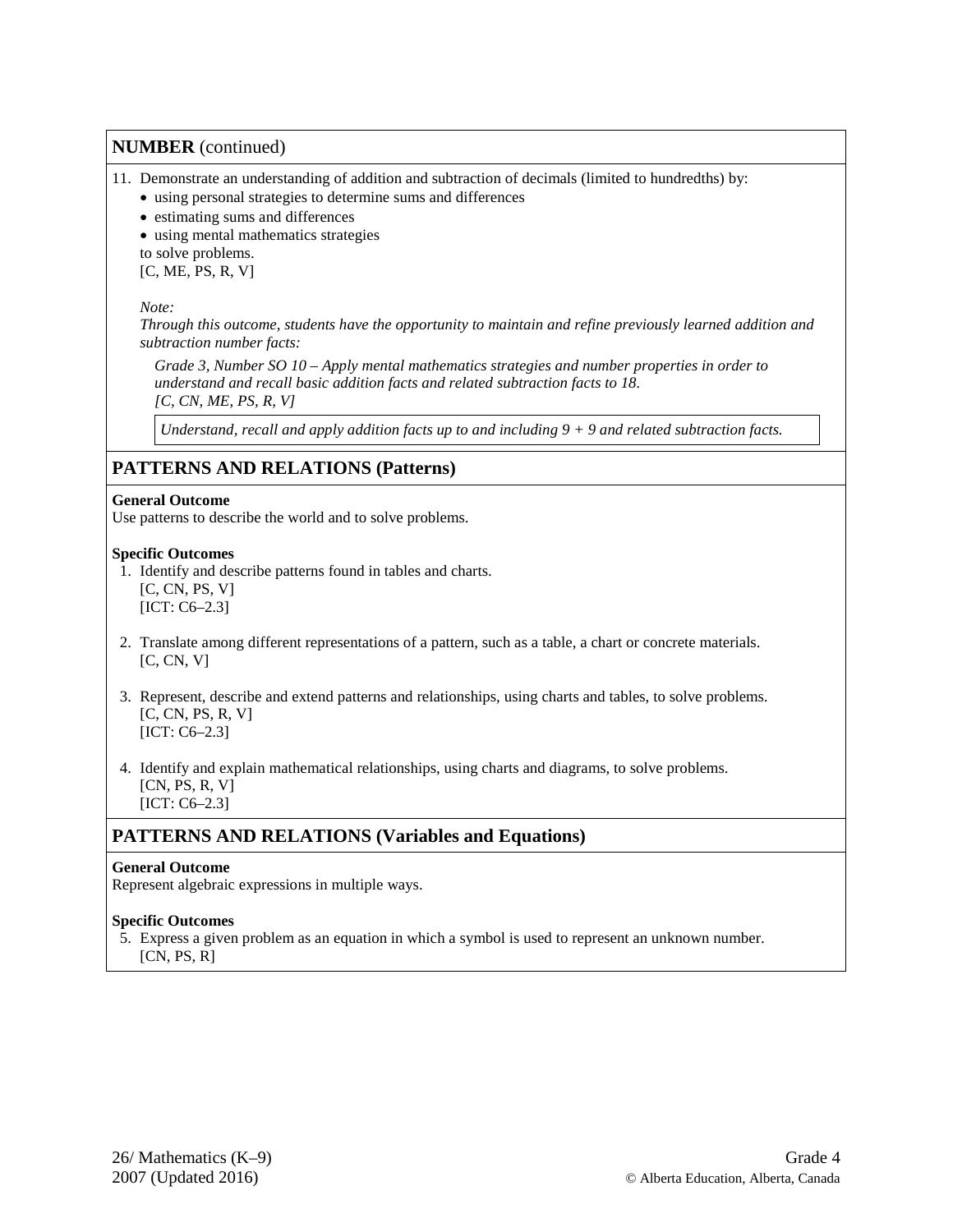## NUMBER (continued)

11. Demonstrate an understanding of addition and subtraction of decimals (limited to hundredths) by:
    - using personal strategies to determine sums and differences
    - estimating sums and differences
    - using mental mathematics strategies

    to solve problems.
    [C, ME, PS, R, V]

    *Note:*
    *Through this outcome, students have the opportunity to maintain and refine previously learned addition and subtraction number facts:*

    *Grade 3, Number SO 10 – Apply mental mathematics strategies and number properties in order to understand and recall basic addition facts and related subtraction facts to 18.*
    *[C, CN, ME, PS, R, V]*

    | *Understand, recall and apply addition facts up to and including 9 + 9 and related subtraction facts.* |
    |---|

## PATTERNS AND RELATIONS (Patterns)

**General Outcome**
Use patterns to describe the world and to solve problems.

**Specific Outcomes**

1. Identify and describe patterns found in tables and charts.
   [C, CN, PS, V]
   [ICT: C6–2.3]

2. Translate among different representations of a pattern, such as a table, a chart or concrete materials.
   [C, CN, V]

3. Represent, describe and extend patterns and relationships, using charts and tables, to solve problems.
   [C, CN, PS, R, V]
   [ICT: C6–2.3]

4. Identify and explain mathematical relationships, using charts and diagrams, to solve problems.
   [CN, PS, R, V]
   [ICT: C6–2.3]

## PATTERNS AND RELATIONS (Variables and Equations)

**General Outcome**
Represent algebraic expressions in multiple ways.

**Specific Outcomes**

5. Express a given problem as an equation in which a symbol is used to represent an unknown number.
   [CN, PS, R]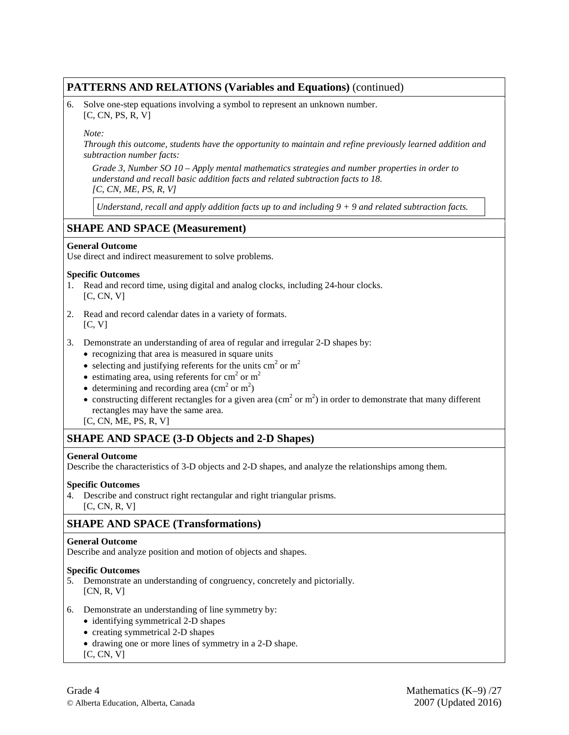## PATTERNS AND RELATIONS (Variables and Equations) (continued)

6. Solve one-step equations involving a symbol to represent an unknown number.
   [C, CN, PS, R, V]

   *Note:*
   *Through this outcome, students have the opportunity to maintain and refine previously learned addition and subtraction number facts:*

   *Grade 3, Number SO 10 – Apply mental mathematics strategies and number properties in order to understand and recall basic addition facts and related subtraction facts to 18.*
   *[C, CN, ME, PS, R, V]*

   *Understand, recall and apply addition facts up to and including 9 + 9 and related subtraction facts.*

## SHAPE AND SPACE (Measurement)

**General Outcome**
Use direct and indirect measurement to solve problems.

**Specific Outcomes**

1. Read and record time, using digital and analog clocks, including 24-hour clocks.
   [C, CN, V]
2. Read and record calendar dates in a variety of formats.
   [C, V]
3. Demonstrate an understanding of area of regular and irregular 2-D shapes by:
   - recognizing that area is measured in square units
   - selecting and justifying referents for the units $cm^2$ or $m^2$
   - estimating area, using referents for $cm^2$ or $m^2$
   - determining and recording area ($cm^2$ or $m^2$)
   - constructing different rectangles for a given area ($cm^2$ or $m^2$) in order to demonstrate that many different rectangles may have the same area.

   [C, CN, ME, PS, R, V]

## SHAPE AND SPACE (3-D Objects and 2-D Shapes)

**General Outcome**
Describe the characteristics of 3-D objects and 2-D shapes, and analyze the relationships among them.

**Specific Outcomes**

4. Describe and construct right rectangular and right triangular prisms.
   [C, CN, R, V]

## SHAPE AND SPACE (Transformations)

**General Outcome**
Describe and analyze position and motion of objects and shapes.

**Specific Outcomes**

5. Demonstrate an understanding of congruency, concretely and pictorially.
   [CN, R, V]
6. Demonstrate an understanding of line symmetry by:
   - identifying symmetrical 2-D shapes
   - creating symmetrical 2-D shapes
   - drawing one or more lines of symmetry in a 2-D shape.

   [C, CN, V]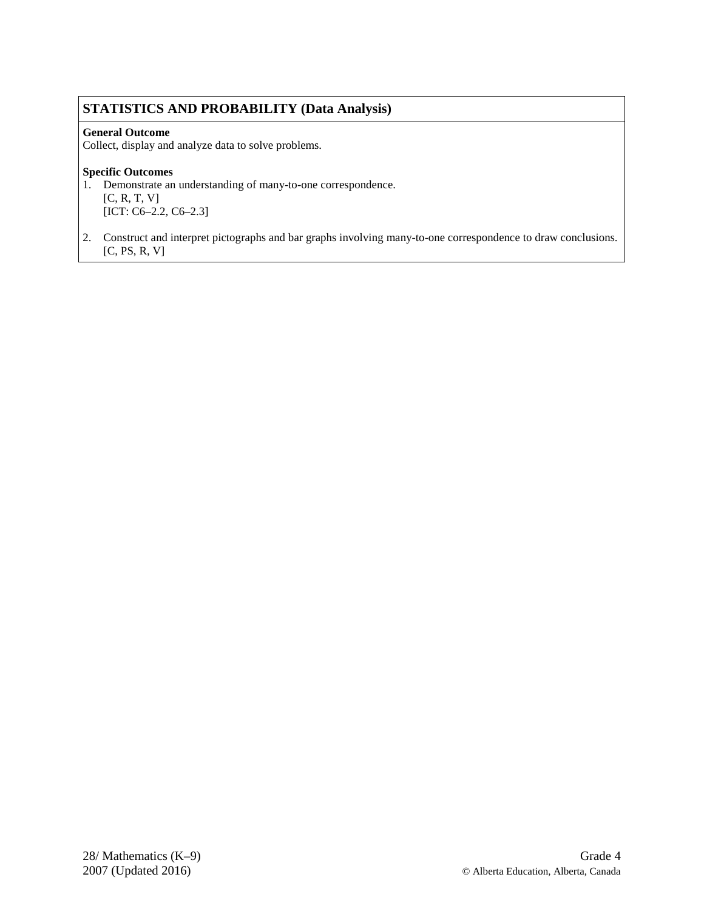## STATISTICS AND PROBABILITY (Data Analysis)

**General Outcome**
Collect, display and analyze data to solve problems.

**Specific Outcomes**

1. Demonstrate an understanding of many-to-one correspondence.
   [C, R, T, V]
   [ICT: C6–2.2, C6–2.3]

2. Construct and interpret pictographs and bar graphs involving many-to-one correspondence to draw conclusions.
   [C, PS, R, V]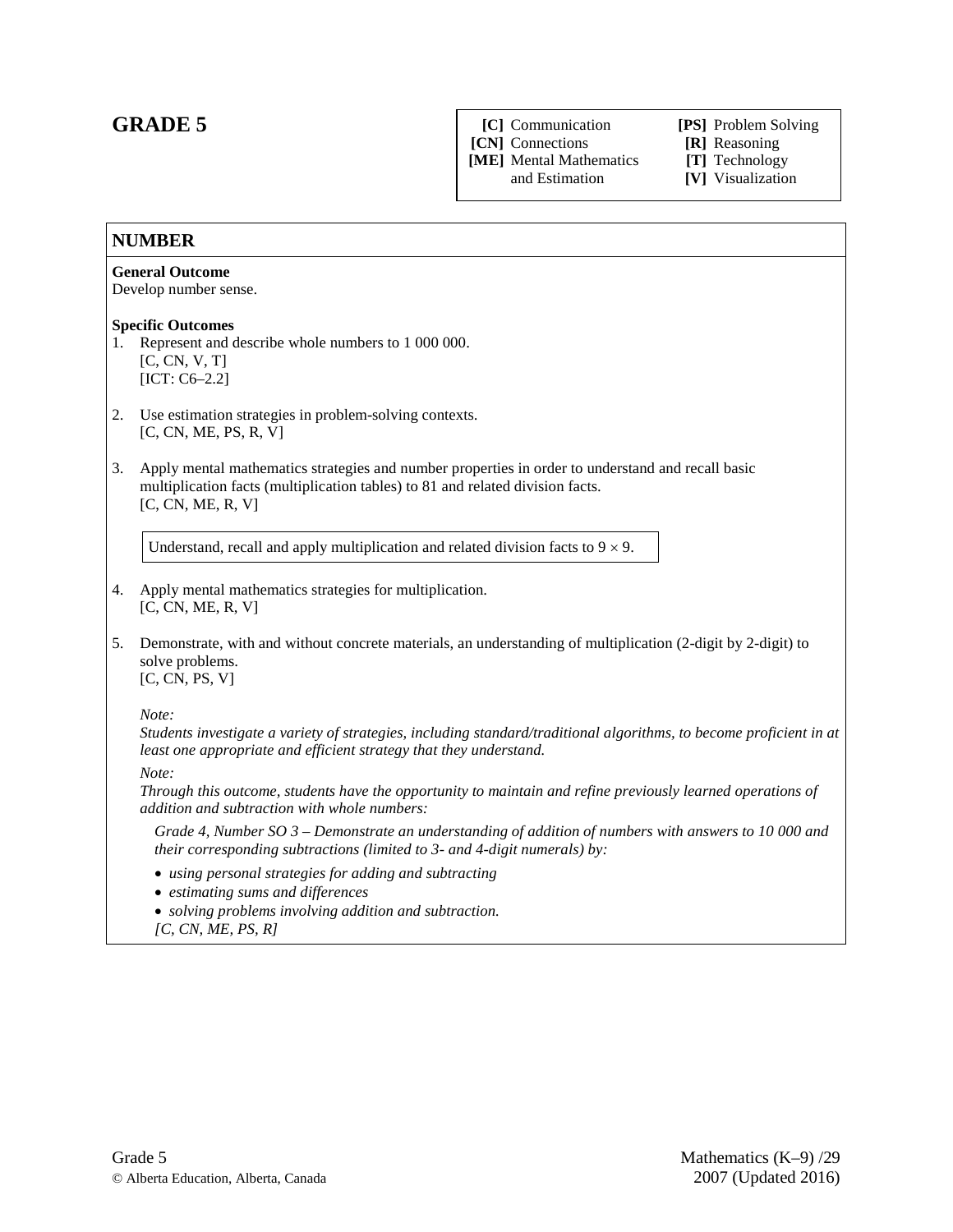# GRADE 5

| | |
|---|---|
| **[C]** Communication | **[PS]** Problem Solving |
| **[CN]** Connections | **[R]** Reasoning |
| **[ME]** Mental Mathematics and Estimation | **[T]** Technology |
| | **[V]** Visualization |

## NUMBER

**General Outcome**
Develop number sense.

**Specific Outcomes**

1. Represent and describe whole numbers to 1 000 000.
   [C, CN, V, T]
   [ICT: C6–2.2]

2. Use estimation strategies in problem-solving contexts.
   [C, CN, ME, PS, R, V]

3. Apply mental mathematics strategies and number properties in order to understand and recall basic multiplication facts (multiplication tables) to 81 and related division facts.
   [C, CN, ME, R, V]

   Understand, recall and apply multiplication and related division facts to $9 \times 9$.

4. Apply mental mathematics strategies for multiplication.
   [C, CN, ME, R, V]

5. Demonstrate, with and without concrete materials, an understanding of multiplication (2-digit by 2-digit) to solve problems.
   [C, CN, PS, V]

   *Note:*
   *Students investigate a variety of strategies, including standard/traditional algorithms, to become proficient in at least one appropriate and efficient strategy that they understand.*

   *Note:*
   *Through this outcome, students have the opportunity to maintain and refine previously learned operations of addition and subtraction with whole numbers:*

   *Grade 4, Number SO 3 – Demonstrate an understanding of addition of numbers with answers to 10 000 and their corresponding subtractions (limited to 3- and 4-digit numerals) by:*

   - *using personal strategies for adding and subtracting*
   - *estimating sums and differences*
   - *solving problems involving addition and subtraction.*

   *[C, CN, ME, PS, R]*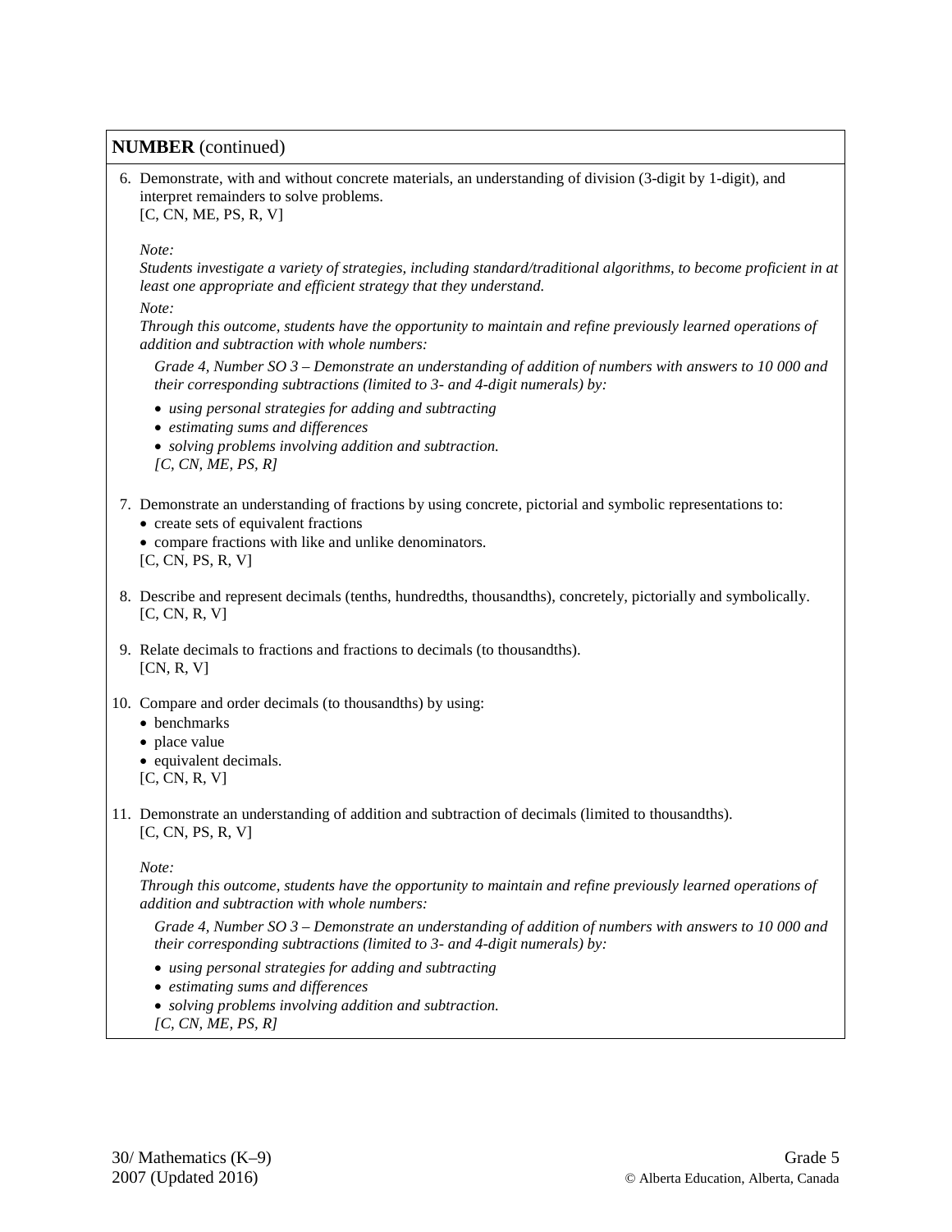**NUMBER** (continued)

6. Demonstrate, with and without concrete materials, an understanding of division (3-digit by 1-digit), and interpret remainders to solve problems.
   [C, CN, ME, PS, R, V]

   *Note:*
   *Students investigate a variety of strategies, including standard/traditional algorithms, to become proficient in at least one appropriate and efficient strategy that they understand.*

   *Note:*
   *Through this outcome, students have the opportunity to maintain and refine previously learned operations of addition and subtraction with whole numbers:*

   *Grade 4, Number SO 3 – Demonstrate an understanding of addition of numbers with answers to 10 000 and their corresponding subtractions (limited to 3- and 4-digit numerals) by:*

   - *using personal strategies for adding and subtracting*
   - *estimating sums and differences*
   - *solving problems involving addition and subtraction.*

   *[C, CN, ME, PS, R]*

7. Demonstrate an understanding of fractions by using concrete, pictorial and symbolic representations to:
   - create sets of equivalent fractions
   - compare fractions with like and unlike denominators.

   [C, CN, PS, R, V]

8. Describe and represent decimals (tenths, hundredths, thousandths), concretely, pictorially and symbolically.
   [C, CN, R, V]

9. Relate decimals to fractions and fractions to decimals (to thousandths).
   [CN, R, V]

10. Compare and order decimals (to thousandths) by using:
    - benchmarks
    - place value
    - equivalent decimals.

    [C, CN, R, V]

11. Demonstrate an understanding of addition and subtraction of decimals (limited to thousandths).
    [C, CN, PS, R, V]

    *Note:*
    *Through this outcome, students have the opportunity to maintain and refine previously learned operations of addition and subtraction with whole numbers:*

    *Grade 4, Number SO 3 – Demonstrate an understanding of addition of numbers with answers to 10 000 and their corresponding subtractions (limited to 3- and 4-digit numerals) by:*

    - *using personal strategies for adding and subtracting*
    - *estimating sums and differences*
    - *solving problems involving addition and subtraction.*

    *[C, CN, ME, PS, R]*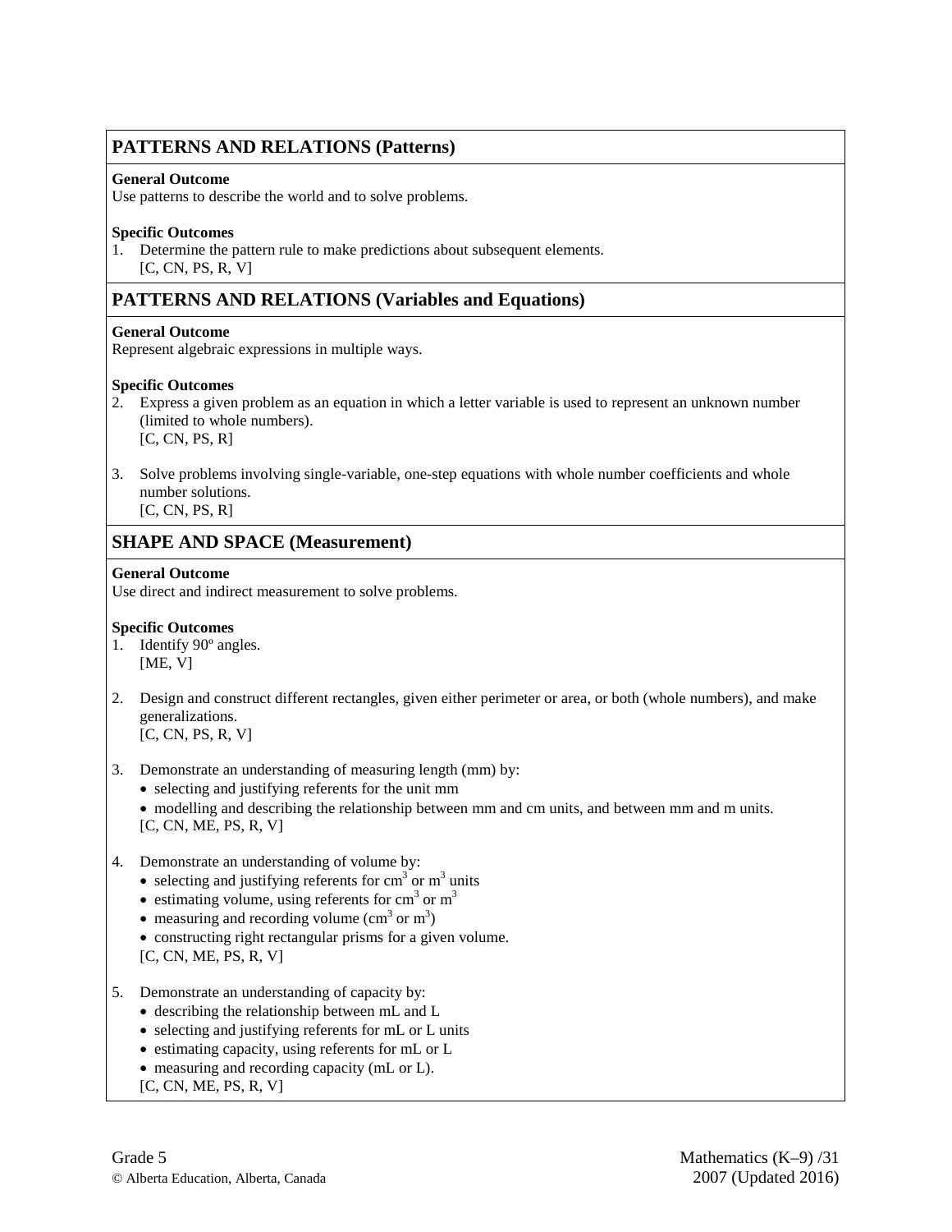## PATTERNS AND RELATIONS (Patterns)

**General Outcome**
Use patterns to describe the world and to solve problems.

**Specific Outcomes**

1. Determine the pattern rule to make predictions about subsequent elements.
   [C, CN, PS, R, V]

## PATTERNS AND RELATIONS (Variables and Equations)

**General Outcome**
Represent algebraic expressions in multiple ways.

**Specific Outcomes**

2. Express a given problem as an equation in which a letter variable is used to represent an unknown number (limited to whole numbers).
   [C, CN, PS, R]

3. Solve problems involving single-variable, one-step equations with whole number coefficients and whole number solutions.
   [C, CN, PS, R]

## SHAPE AND SPACE (Measurement)

**General Outcome**
Use direct and indirect measurement to solve problems.

**Specific Outcomes**

1. Identify 90º angles.
   [ME, V]

2. Design and construct different rectangles, given either perimeter or area, or both (whole numbers), and make generalizations.
   [C, CN, PS, R, V]

3. Demonstrate an understanding of measuring length (mm) by:
   - selecting and justifying referents for the unit mm
   - modelling and describing the relationship between mm and cm units, and between mm and m units.

   [C, CN, ME, PS, R, V]

4. Demonstrate an understanding of volume by:
   - selecting and justifying referents for $cm^3$ or $m^3$ units
   - estimating volume, using referents for $cm^3$ or $m^3$
   - measuring and recording volume ($cm^3$ or $m^3$)
   - constructing right rectangular prisms for a given volume.

   [C, CN, ME, PS, R, V]

5. Demonstrate an understanding of capacity by:
   - describing the relationship between mL and L
   - selecting and justifying referents for mL or L units
   - estimating capacity, using referents for mL or L
   - measuring and recording capacity (mL or L).

   [C, CN, ME, PS, R, V]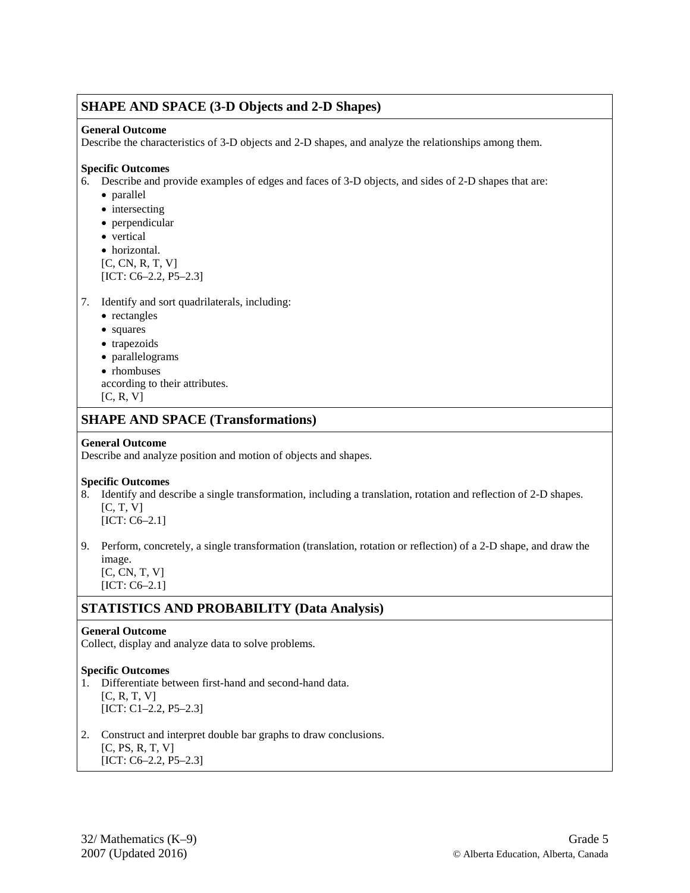## SHAPE AND SPACE (3-D Objects and 2-D Shapes)

**General Outcome**
Describe the characteristics of 3-D objects and 2-D shapes, and analyze the relationships among them.

**Specific Outcomes**

6. Describe and provide examples of edges and faces of 3-D objects, and sides of 2-D shapes that are:
   - parallel
   - intersecting
   - perpendicular
   - vertical
   - horizontal.

   [C, CN, R, T, V]
   [ICT: C6–2.2, P5–2.3]

7. Identify and sort quadrilaterals, including:
   - rectangles
   - squares
   - trapezoids
   - parallelograms
   - rhombuses

   according to their attributes.
   [C, R, V]

## SHAPE AND SPACE (Transformations)

**General Outcome**
Describe and analyze position and motion of objects and shapes.

**Specific Outcomes**

8. Identify and describe a single transformation, including a translation, rotation and reflection of 2-D shapes.
   [C, T, V]
   [ICT: C6–2.1]

9. Perform, concretely, a single transformation (translation, rotation or reflection) of a 2-D shape, and draw the image.
   [C, CN, T, V]
   [ICT: C6–2.1]

## STATISTICS AND PROBABILITY (Data Analysis)

**General Outcome**
Collect, display and analyze data to solve problems.

**Specific Outcomes**

1. Differentiate between first-hand and second-hand data.
   [C, R, T, V]
   [ICT: C1–2.2, P5–2.3]

2. Construct and interpret double bar graphs to draw conclusions.
   [C, PS, R, T, V]
   [ICT: C6–2.2, P5–2.3]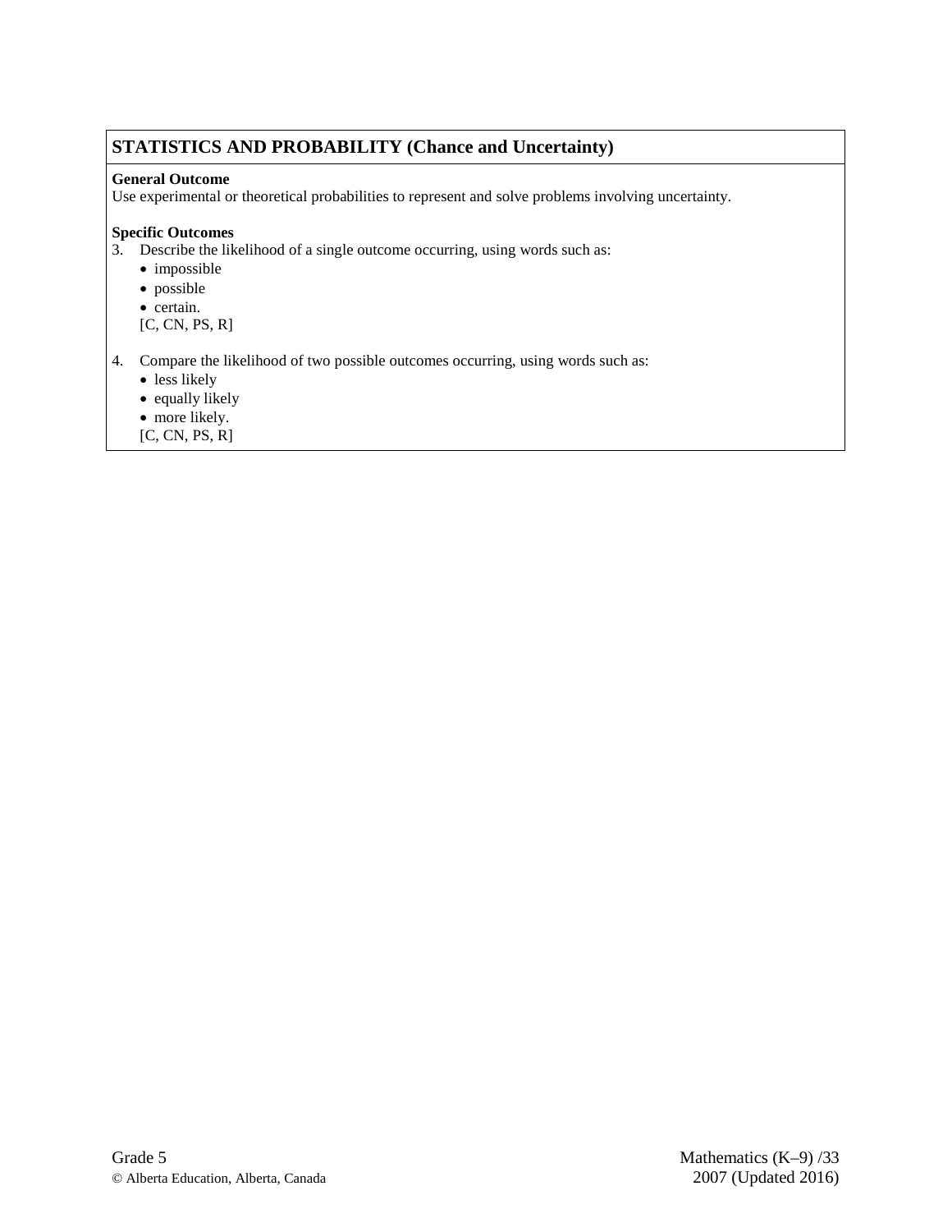## STATISTICS AND PROBABILITY (Chance and Uncertainty)

**General Outcome**
Use experimental or theoretical probabilities to represent and solve problems involving uncertainty.

**Specific Outcomes**

3. Describe the likelihood of a single outcome occurring, using words such as:
   - impossible
   - possible
   - certain.

   [C, CN, PS, R]

4. Compare the likelihood of two possible outcomes occurring, using words such as:
   - less likely
   - equally likely
   - more likely.

   [C, CN, PS, R]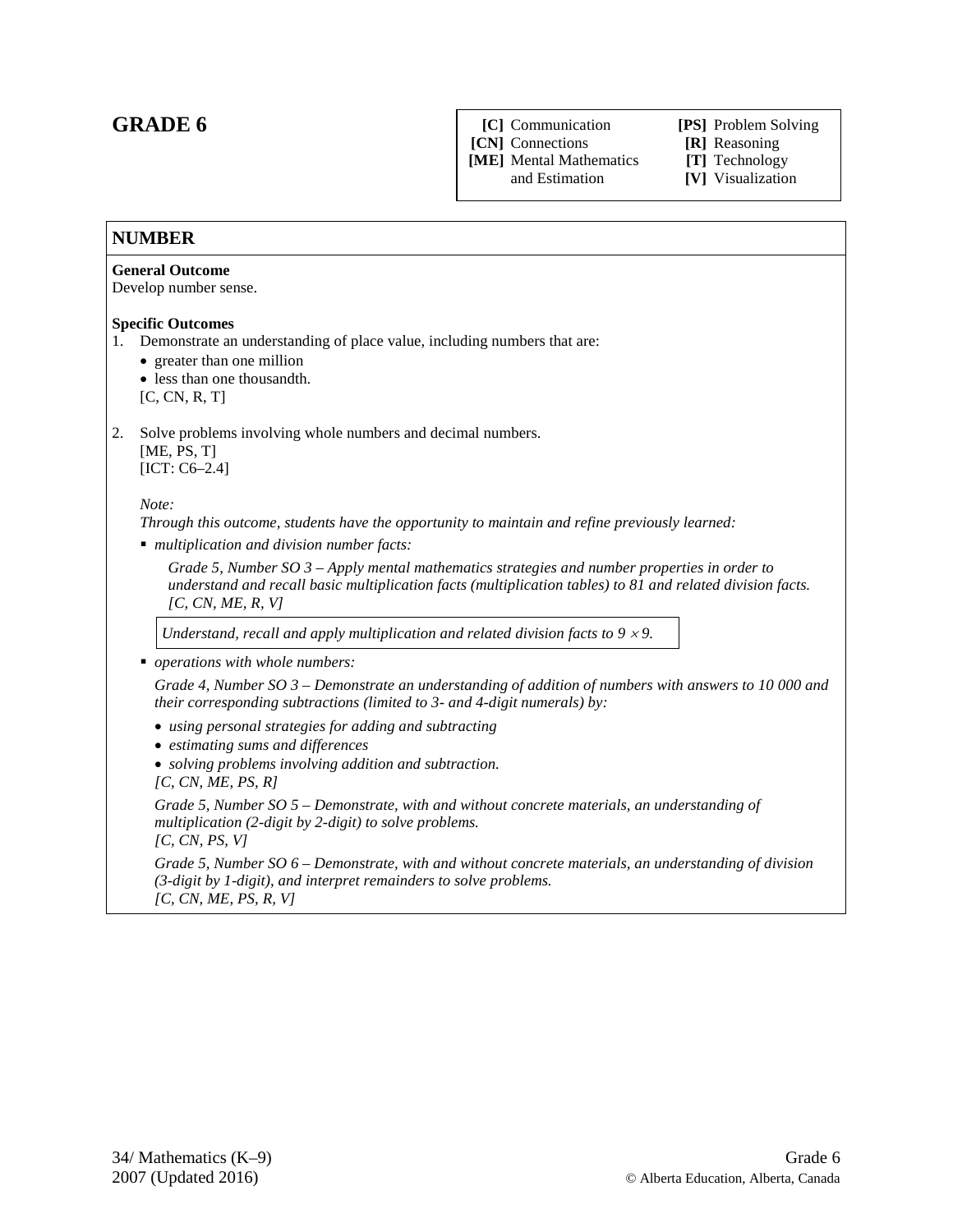# GRADE 6

| | |
|---|---|
| **[C]** Communication | **[PS]** Problem Solving |
| **[CN]** Connections | **[R]** Reasoning |
| **[ME]** Mental Mathematics and Estimation | **[T]** Technology |
| | **[V]** Visualization |

## NUMBER

**General Outcome**
Develop number sense.

**Specific Outcomes**

1. Demonstrate an understanding of place value, including numbers that are:
   - greater than one million
   - less than one thousandth.

   [C, CN, R, T]

2. Solve problems involving whole numbers and decimal numbers.
   [ME, PS, T]
   [ICT: C6–2.4]

   *Note:*
   *Through this outcome, students have the opportunity to maintain and refine previously learned:*

   - *multiplication and division number facts:*

     *Grade 5, Number SO 3 – Apply mental mathematics strategies and number properties in order to understand and recall basic multiplication facts (multiplication tables) to 81 and related division facts. [C, CN, ME, R, V]*

     *Understand, recall and apply multiplication and related division facts to $9 \times 9$.*

   - *operations with whole numbers:*

     *Grade 4, Number SO 3 – Demonstrate an understanding of addition of numbers with answers to 10 000 and their corresponding subtractions (limited to 3- and 4-digit numerals) by:*

     - *using personal strategies for adding and subtracting*
     - *estimating sums and differences*
     - *solving problems involving addition and subtraction.*

     *[C, CN, ME, PS, R]*

     *Grade 5, Number SO 5 – Demonstrate, with and without concrete materials, an understanding of multiplication (2-digit by 2-digit) to solve problems.*
     *[C, CN, PS, V]*

     *Grade 5, Number SO 6 – Demonstrate, with and without concrete materials, an understanding of division (3-digit by 1-digit), and interpret remainders to solve problems.*
     *[C, CN, ME, PS, R, V]*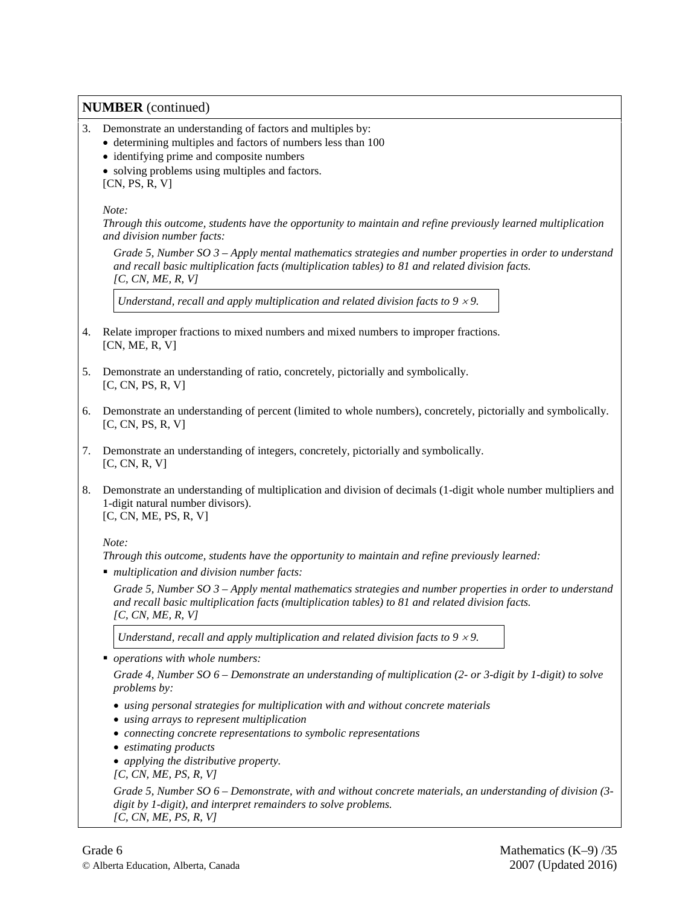**NUMBER** (continued)

3. Demonstrate an understanding of factors and multiples by:
   - determining multiples and factors of numbers less than 100
   - identifying prime and composite numbers
   - solving problems using multiples and factors.

   [CN, PS, R, V]

   *Note:*
   *Through this outcome, students have the opportunity to maintain and refine previously learned multiplication and division number facts:*

   *Grade 5, Number SO 3 – Apply mental mathematics strategies and number properties in order to understand and recall basic multiplication facts (multiplication tables) to 81 and related division facts.*
   *[C, CN, ME, R, V]*

   | *Understand, recall and apply multiplication and related division facts to $9 \times 9$.* |
   |---|

4. Relate improper fractions to mixed numbers and mixed numbers to improper fractions.
   [CN, ME, R, V]

5. Demonstrate an understanding of ratio, concretely, pictorially and symbolically.
   [C, CN, PS, R, V]

6. Demonstrate an understanding of percent (limited to whole numbers), concretely, pictorially and symbolically.
   [C, CN, PS, R, V]

7. Demonstrate an understanding of integers, concretely, pictorially and symbolically.
   [C, CN, R, V]

8. Demonstrate an understanding of multiplication and division of decimals (1-digit whole number multipliers and 1-digit natural number divisors).
   [C, CN, ME, PS, R, V]

   *Note:*
   *Through this outcome, students have the opportunity to maintain and refine previously learned:*

   - *multiplication and division number facts:*

     *Grade 5, Number SO 3 – Apply mental mathematics strategies and number properties in order to understand and recall basic multiplication facts (multiplication tables) to 81 and related division facts.*
     *[C, CN, ME, R, V]*

     | *Understand, recall and apply multiplication and related division facts to $9 \times 9$.* |
     |---|

   - *operations with whole numbers:*

     *Grade 4, Number SO 6 – Demonstrate an understanding of multiplication (2- or 3-digit by 1-digit) to solve problems by:*

     - *using personal strategies for multiplication with and without concrete materials*
     - *using arrays to represent multiplication*
     - *connecting concrete representations to symbolic representations*
     - *estimating products*
     - *applying the distributive property.*

     *[C, CN, ME, PS, R, V]*

     *Grade 5, Number SO 6 – Demonstrate, with and without concrete materials, an understanding of division (3-digit by 1-digit), and interpret remainders to solve problems.*
     *[C, CN, ME, PS, R, V]*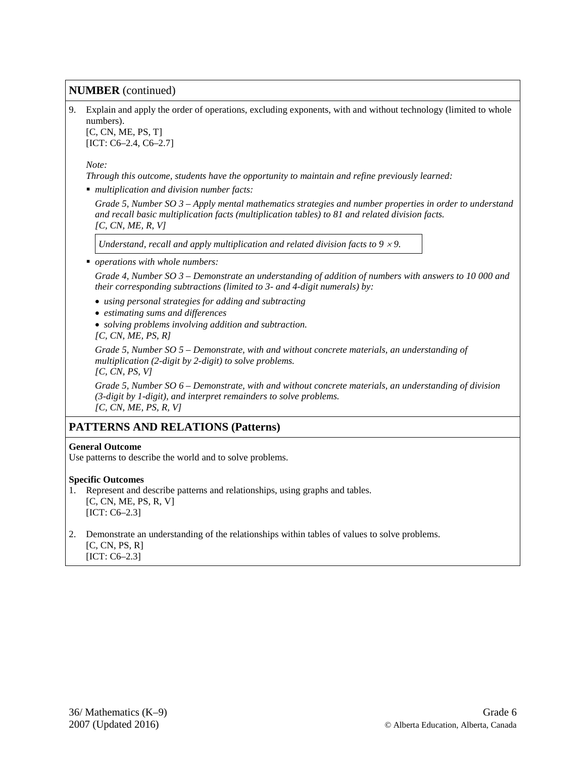## NUMBER (continued)

9. Explain and apply the order of operations, excluding exponents, with and without technology (limited to whole numbers).
   [C, CN, ME, PS, T]
   [ICT: C6–2.4, C6–2.7]

   *Note:*
   *Through this outcome, students have the opportunity to maintain and refine previously learned:*

   - *multiplication and division number facts:*

     *Grade 5, Number SO 3 – Apply mental mathematics strategies and number properties in order to understand and recall basic multiplication facts (multiplication tables) to 81 and related division facts.*
     *[C, CN, ME, R, V]*

     | *Understand, recall and apply multiplication and related division facts to $9 \times 9$.* |
     |---|

   - *operations with whole numbers:*

     *Grade 4, Number SO 3 – Demonstrate an understanding of addition of numbers with answers to 10 000 and their corresponding subtractions (limited to 3- and 4-digit numerals) by:*

     - *using personal strategies for adding and subtracting*
     - *estimating sums and differences*
     - *solving problems involving addition and subtraction.*

     *[C, CN, ME, PS, R]*

     *Grade 5, Number SO 5 – Demonstrate, with and without concrete materials, an understanding of multiplication (2-digit by 2-digit) to solve problems.*
     *[C, CN, PS, V]*

     *Grade 5, Number SO 6 – Demonstrate, with and without concrete materials, an understanding of division (3-digit by 1-digit), and interpret remainders to solve problems.*
     *[C, CN, ME, PS, R, V]*

## PATTERNS AND RELATIONS (Patterns)

**General Outcome**
Use patterns to describe the world and to solve problems.

**Specific Outcomes**

1. Represent and describe patterns and relationships, using graphs and tables.
   [C, CN, ME, PS, R, V]
   [ICT: C6–2.3]

2. Demonstrate an understanding of the relationships within tables of values to solve problems.
   [C, CN, PS, R]
   [ICT: C6–2.3]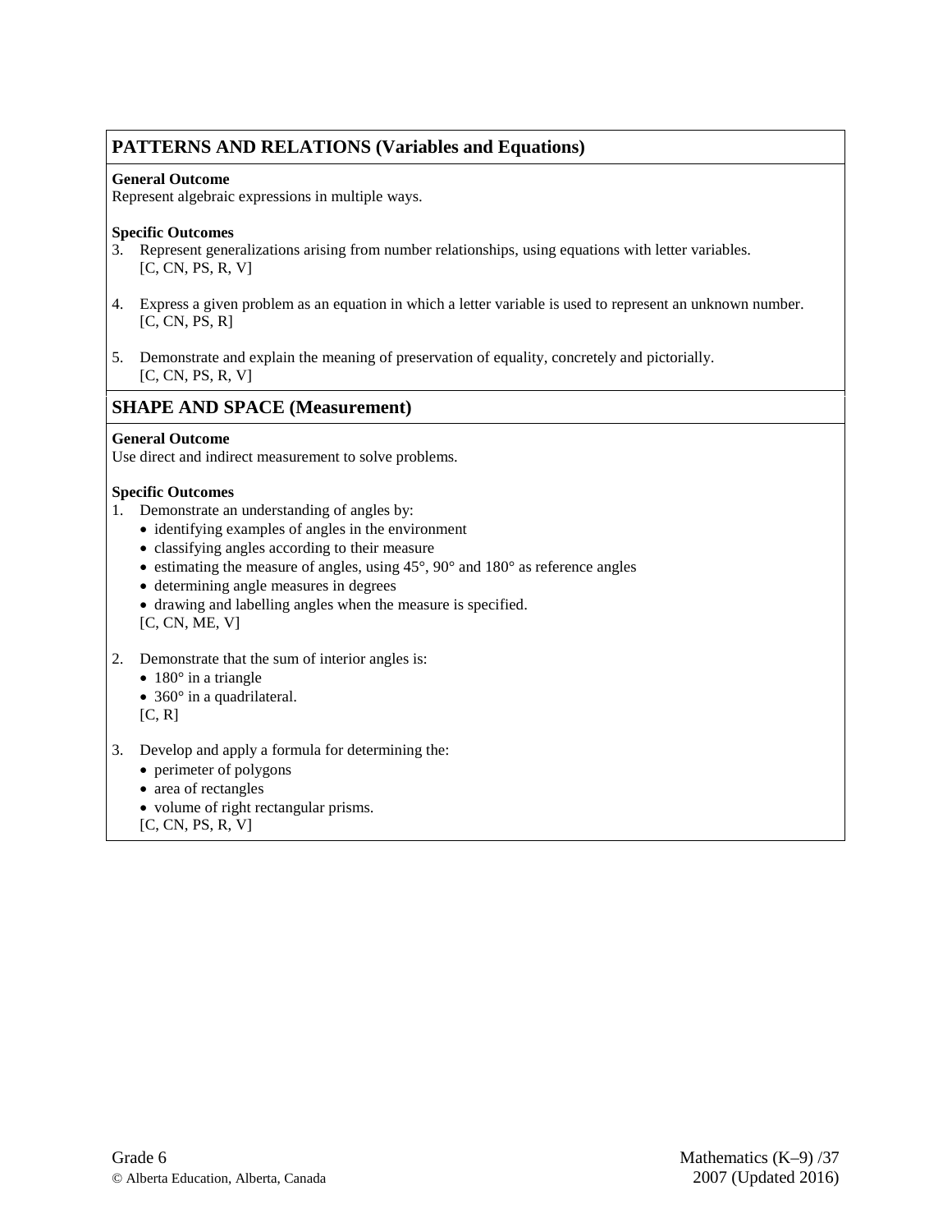## PATTERNS AND RELATIONS (Variables and Equations)

**General Outcome**
Represent algebraic expressions in multiple ways.

**Specific Outcomes**

3. Represent generalizations arising from number relationships, using equations with letter variables.
   [C, CN, PS, R, V]

4. Express a given problem as an equation in which a letter variable is used to represent an unknown number.
   [C, CN, PS, R]

5. Demonstrate and explain the meaning of preservation of equality, concretely and pictorially.
   [C, CN, PS, R, V]

## SHAPE AND SPACE (Measurement)

**General Outcome**
Use direct and indirect measurement to solve problems.

**Specific Outcomes**

1. Demonstrate an understanding of angles by:
   - identifying examples of angles in the environment
   - classifying angles according to their measure
   - estimating the measure of angles, using 45°, 90° and 180° as reference angles
   - determining angle measures in degrees
   - drawing and labelling angles when the measure is specified.

   [C, CN, ME, V]

2. Demonstrate that the sum of interior angles is:
   - 180° in a triangle
   - 360° in a quadrilateral.

   [C, R]

3. Develop and apply a formula for determining the:
   - perimeter of polygons
   - area of rectangles
   - volume of right rectangular prisms.

   [C, CN, PS, R, V]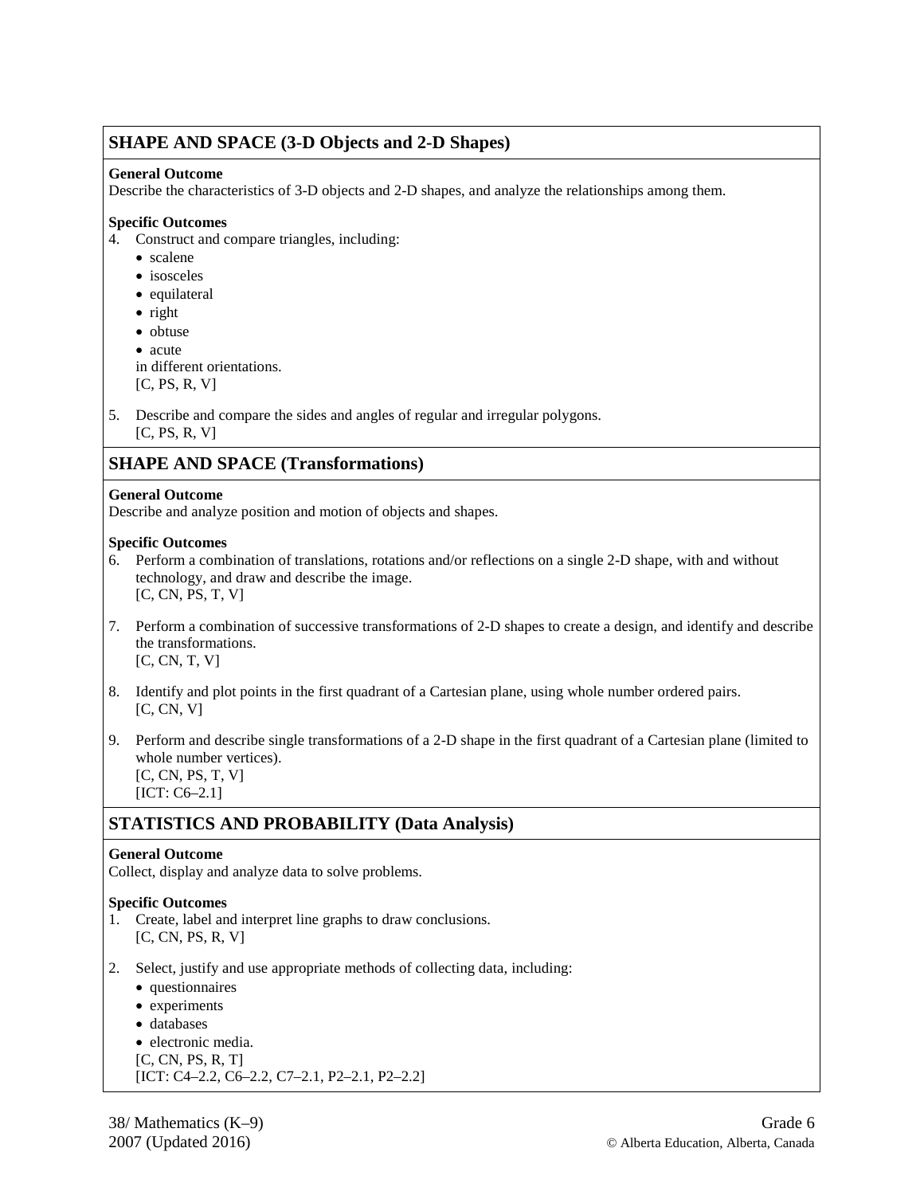## SHAPE AND SPACE (3-D Objects and 2-D Shapes)

**General Outcome**
Describe the characteristics of 3-D objects and 2-D shapes, and analyze the relationships among them.

**Specific Outcomes**

4. Construct and compare triangles, including:
   - scalene
   - isosceles
   - equilateral
   - right
   - obtuse
   - acute

   in different orientations.
   [C, PS, R, V]

5. Describe and compare the sides and angles of regular and irregular polygons.
   [C, PS, R, V]

## SHAPE AND SPACE (Transformations)

**General Outcome**
Describe and analyze position and motion of objects and shapes.

**Specific Outcomes**

6. Perform a combination of translations, rotations and/or reflections on a single 2-D shape, with and without technology, and draw and describe the image.
   [C, CN, PS, T, V]

7. Perform a combination of successive transformations of 2-D shapes to create a design, and identify and describe the transformations.
   [C, CN, T, V]

8. Identify and plot points in the first quadrant of a Cartesian plane, using whole number ordered pairs.
   [C, CN, V]

9. Perform and describe single transformations of a 2-D shape in the first quadrant of a Cartesian plane (limited to whole number vertices).
   [C, CN, PS, T, V]
   [ICT: C6–2.1]

## STATISTICS AND PROBABILITY (Data Analysis)

**General Outcome**
Collect, display and analyze data to solve problems.

**Specific Outcomes**

1. Create, label and interpret line graphs to draw conclusions.
   [C, CN, PS, R, V]

2. Select, justify and use appropriate methods of collecting data, including:
   - questionnaires
   - experiments
   - databases
   - electronic media.

   [C, CN, PS, R, T]
   [ICT: C4–2.2, C6–2.2, C7–2.1, P2–2.1, P2–2.2]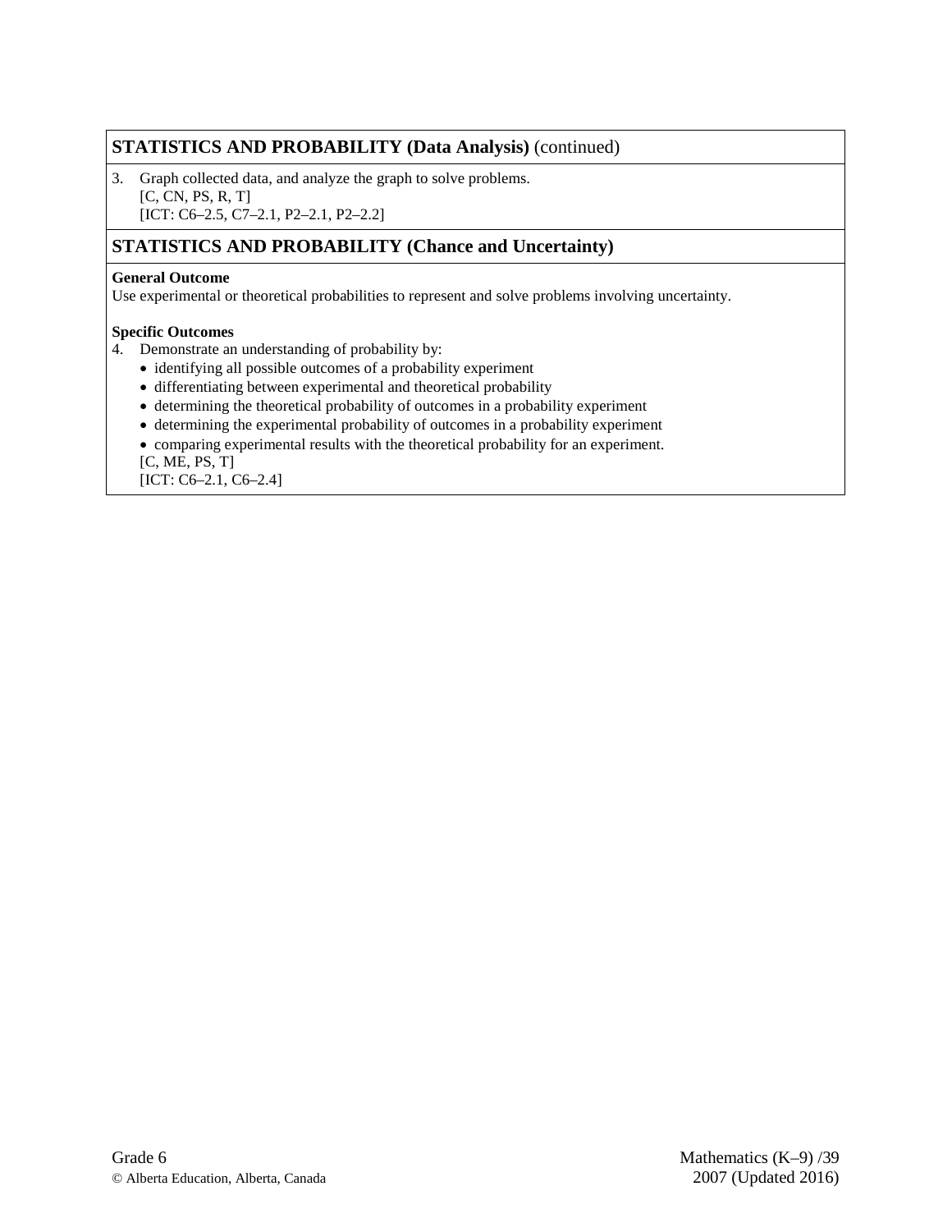## STATISTICS AND PROBABILITY (Data Analysis) (continued)

3. Graph collected data, and analyze the graph to solve problems.
   [C, CN, PS, R, T]
   [ICT: C6–2.5, C7–2.1, P2–2.1, P2–2.2]

## STATISTICS AND PROBABILITY (Chance and Uncertainty)

**General Outcome**
Use experimental or theoretical probabilities to represent and solve problems involving uncertainty.

**Specific Outcomes**

4. Demonstrate an understanding of probability by:
   - identifying all possible outcomes of a probability experiment
   - differentiating between experimental and theoretical probability
   - determining the theoretical probability of outcomes in a probability experiment
   - determining the experimental probability of outcomes in a probability experiment
   - comparing experimental results with the theoretical probability for an experiment.

   [C, ME, PS, T]
   [ICT: C6–2.1, C6–2.4]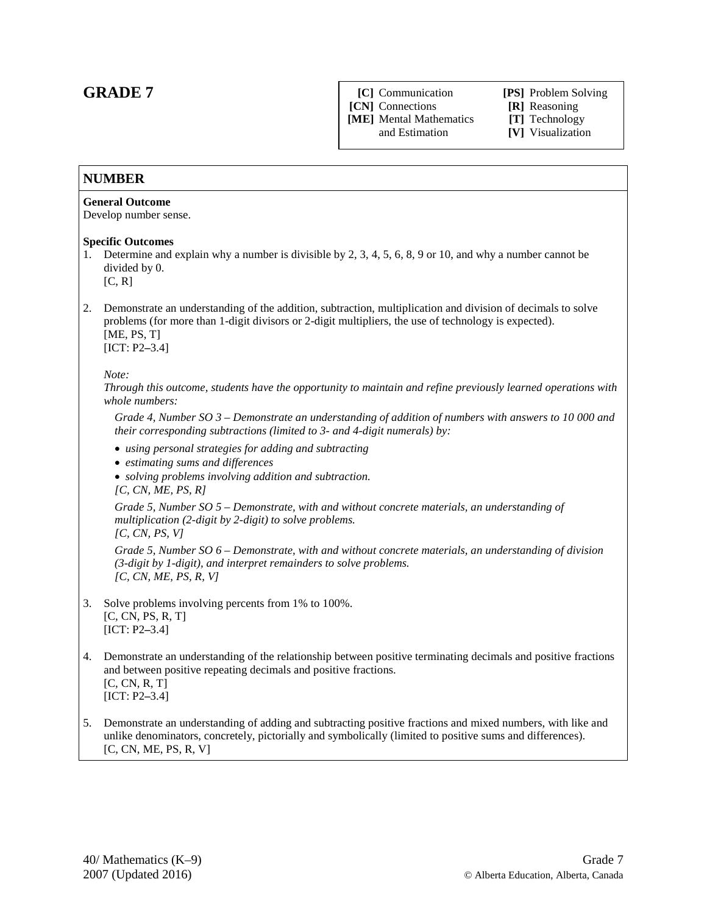# GRADE 7

| | |
|---|---|
| **[C]** Communication | **[PS]** Problem Solving |
| **[CN]** Connections | **[R]** Reasoning |
| **[ME]** Mental Mathematics and Estimation | **[T]** Technology |
| | **[V]** Visualization |

## NUMBER

**General Outcome**
Develop number sense.

**Specific Outcomes**

1. Determine and explain why a number is divisible by 2, 3, 4, 5, 6, 8, 9 or 10, and why a number cannot be divided by 0.
   [C, R]

2. Demonstrate an understanding of the addition, subtraction, multiplication and division of decimals to solve problems (for more than 1-digit divisors or 2-digit multipliers, the use of technology is expected).
   [ME, PS, T]
   [ICT: P2–3.4]

   *Note:*
   *Through this outcome, students have the opportunity to maintain and refine previously learned operations with whole numbers:*

   *Grade 4, Number SO 3 – Demonstrate an understanding of addition of numbers with answers to 10 000 and their corresponding subtractions (limited to 3- and 4-digit numerals) by:*

   - *using personal strategies for adding and subtracting*
   - *estimating sums and differences*
   - *solving problems involving addition and subtraction.*

   *[C, CN, ME, PS, R]*

   *Grade 5, Number SO 5 – Demonstrate, with and without concrete materials, an understanding of multiplication (2-digit by 2-digit) to solve problems.*
   *[C, CN, PS, V]*

   *Grade 5, Number SO 6 – Demonstrate, with and without concrete materials, an understanding of division (3-digit by 1-digit), and interpret remainders to solve problems.*
   *[C, CN, ME, PS, R, V]*

3. Solve problems involving percents from 1% to 100%.
   [C, CN, PS, R, T]
   [ICT: P2–3.4]

4. Demonstrate an understanding of the relationship between positive terminating decimals and positive fractions and between positive repeating decimals and positive fractions.
   [C, CN, R, T]
   [ICT: P2–3.4]

5. Demonstrate an understanding of adding and subtracting positive fractions and mixed numbers, with like and unlike denominators, concretely, pictorially and symbolically (limited to positive sums and differences).
   [C, CN, ME, PS, R, V]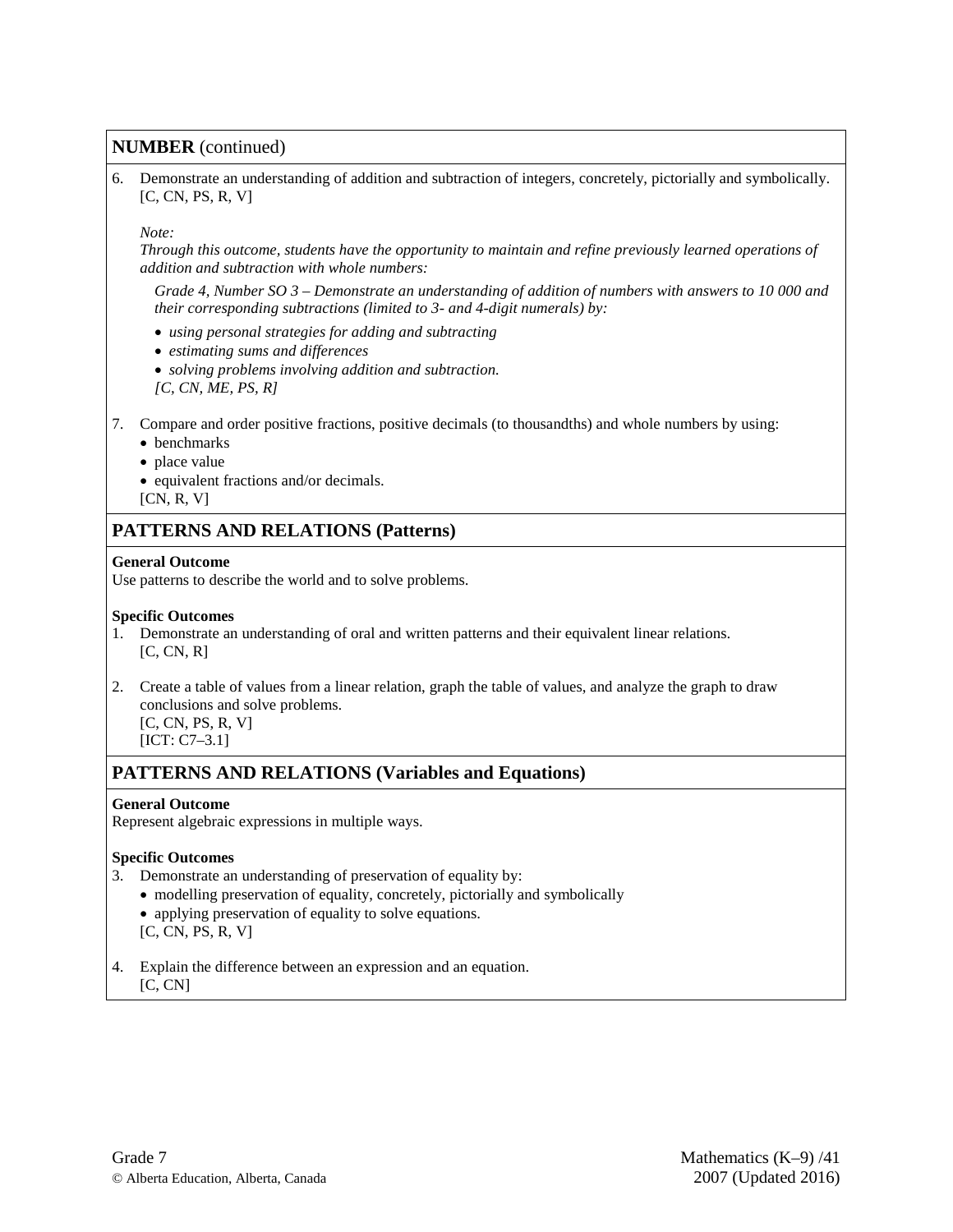## NUMBER (continued)

6. Demonstrate an understanding of addition and subtraction of integers, concretely, pictorially and symbolically. [C, CN, PS, R, V]

   *Note:*
   *Through this outcome, students have the opportunity to maintain and refine previously learned operations of addition and subtraction with whole numbers:*

   *Grade 4, Number SO 3 – Demonstrate an understanding of addition of numbers with answers to 10 000 and their corresponding subtractions (limited to 3- and 4-digit numerals) by:*

   - *using personal strategies for adding and subtracting*
   - *estimating sums and differences*
   - *solving problems involving addition and subtraction.*

   *[C, CN, ME, PS, R]*

7. Compare and order positive fractions, positive decimals (to thousandths) and whole numbers by using:
   - benchmarks
   - place value
   - equivalent fractions and/or decimals.

   [CN, R, V]

## PATTERNS AND RELATIONS (Patterns)

**General Outcome**
Use patterns to describe the world and to solve problems.

**Specific Outcomes**

1. Demonstrate an understanding of oral and written patterns and their equivalent linear relations.
   [C, CN, R]

2. Create a table of values from a linear relation, graph the table of values, and analyze the graph to draw conclusions and solve problems.
   [C, CN, PS, R, V]
   [ICT: C7–3.1]

## PATTERNS AND RELATIONS (Variables and Equations)

**General Outcome**
Represent algebraic expressions in multiple ways.

**Specific Outcomes**

3. Demonstrate an understanding of preservation of equality by:
   - modelling preservation of equality, concretely, pictorially and symbolically
   - applying preservation of equality to solve equations.

   [C, CN, PS, R, V]

4. Explain the difference between an expression and an equation.
   [C, CN]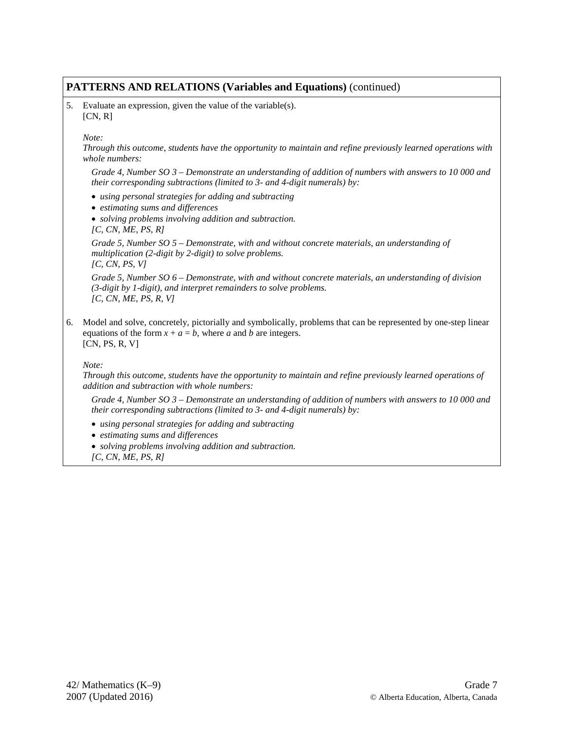## **PATTERNS AND RELATIONS (Variables and Equations)** (continued)

5. Evaluate an expression, given the value of the variable(s).
   [CN, R]

   *Note:*
   *Through this outcome, students have the opportunity to maintain and refine previously learned operations with whole numbers:*

   *Grade 4, Number SO 3 – Demonstrate an understanding of addition of numbers with answers to 10 000 and their corresponding subtractions (limited to 3- and 4-digit numerals) by:*

   - *using personal strategies for adding and subtracting*
   - *estimating sums and differences*
   - *solving problems involving addition and subtraction.*

   *[C, CN, ME, PS, R]*

   *Grade 5, Number SO 5 – Demonstrate, with and without concrete materials, an understanding of multiplication (2-digit by 2-digit) to solve problems.*
   *[C, CN, PS, V]*

   *Grade 5, Number SO 6 – Demonstrate, with and without concrete materials, an understanding of division (3-digit by 1-digit), and interpret remainders to solve problems.*
   *[C, CN, ME, PS, R, V]*

6. Model and solve, concretely, pictorially and symbolically, problems that can be represented by one-step linear equations of the form $x + a = b$, where $a$ and $b$ are integers.
   [CN, PS, R, V]

   *Note:*
   *Through this outcome, students have the opportunity to maintain and refine previously learned operations of addition and subtraction with whole numbers:*

   *Grade 4, Number SO 3 – Demonstrate an understanding of addition of numbers with answers to 10 000 and their corresponding subtractions (limited to 3- and 4-digit numerals) by:*

   - *using personal strategies for adding and subtracting*
   - *estimating sums and differences*
   - *solving problems involving addition and subtraction.*

   *[C, CN, ME, PS, R]*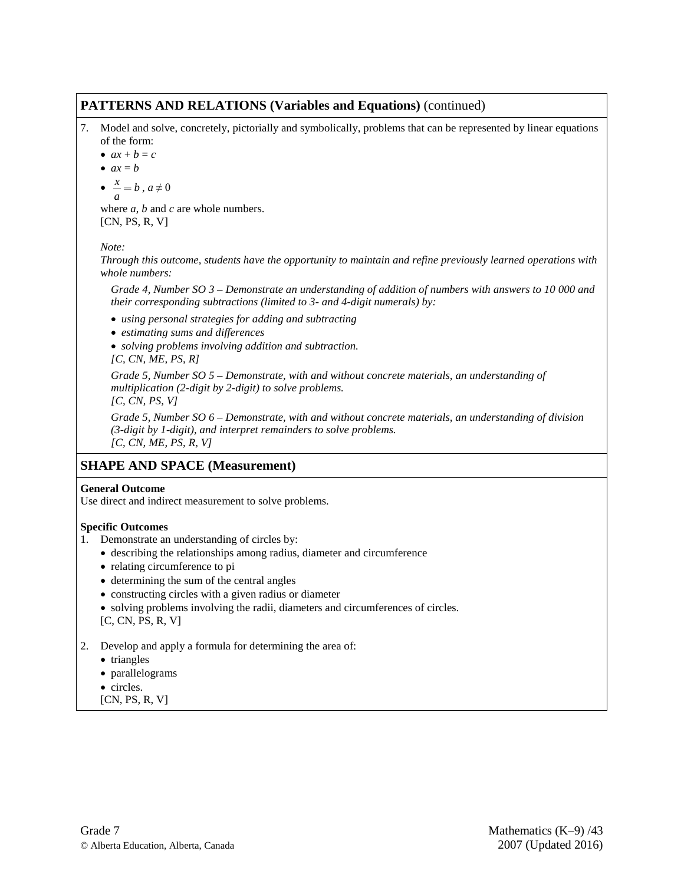## PATTERNS AND RELATIONS (Variables and Equations) (continued)

7. Model and solve, concretely, pictorially and symbolically, problems that can be represented by linear equations of the form:
   - $ax + b = c$
   - $ax = b$
   - $\frac{x}{a} = b$, $a \neq 0$

   where $a$, $b$ and $c$ are whole numbers.
   [CN, PS, R, V]

   *Note:*
   *Through this outcome, students have the opportunity to maintain and refine previously learned operations with whole numbers:*

   *Grade 4, Number SO 3 – Demonstrate an understanding of addition of numbers with answers to 10 000 and their corresponding subtractions (limited to 3- and 4-digit numerals) by:*
   - *using personal strategies for adding and subtracting*
   - *estimating sums and differences*
   - *solving problems involving addition and subtraction.*

   *[C, CN, ME, PS, R]*

   *Grade 5, Number SO 5 – Demonstrate, with and without concrete materials, an understanding of multiplication (2-digit by 2-digit) to solve problems.*
   *[C, CN, PS, V]*

   *Grade 5, Number SO 6 – Demonstrate, with and without concrete materials, an understanding of division (3-digit by 1-digit), and interpret remainders to solve problems.*
   *[C, CN, ME, PS, R, V]*

## SHAPE AND SPACE (Measurement)

**General Outcome**
Use direct and indirect measurement to solve problems.

**Specific Outcomes**

1. Demonstrate an understanding of circles by:
   - describing the relationships among radius, diameter and circumference
   - relating circumference to pi
   - determining the sum of the central angles
   - constructing circles with a given radius or diameter
   - solving problems involving the radii, diameters and circumferences of circles.

   [C, CN, PS, R, V]

2. Develop and apply a formula for determining the area of:
   - triangles
   - parallelograms
   - circles.

   [CN, PS, R, V]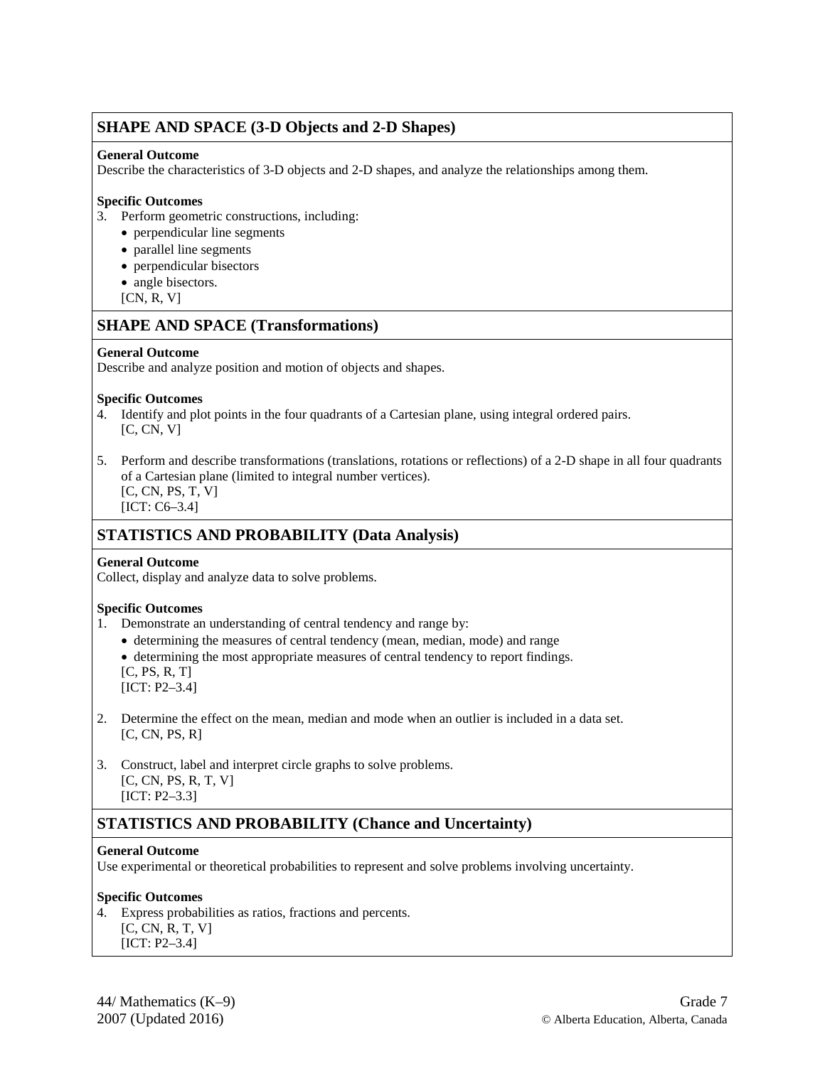## SHAPE AND SPACE (3-D Objects and 2-D Shapes)

**General Outcome**
Describe the characteristics of 3-D objects and 2-D shapes, and analyze the relationships among them.

**Specific Outcomes**

3. Perform geometric constructions, including:
   - perpendicular line segments
   - parallel line segments
   - perpendicular bisectors
   - angle bisectors.

   [CN, R, V]

## SHAPE AND SPACE (Transformations)

**General Outcome**
Describe and analyze position and motion of objects and shapes.

**Specific Outcomes**

4. Identify and plot points in the four quadrants of a Cartesian plane, using integral ordered pairs.
   [C, CN, V]

5. Perform and describe transformations (translations, rotations or reflections) of a 2-D shape in all four quadrants of a Cartesian plane (limited to integral number vertices).
   [C, CN, PS, T, V]
   [ICT: C6–3.4]

## STATISTICS AND PROBABILITY (Data Analysis)

**General Outcome**
Collect, display and analyze data to solve problems.

**Specific Outcomes**

1. Demonstrate an understanding of central tendency and range by:
   - determining the measures of central tendency (mean, median, mode) and range
   - determining the most appropriate measures of central tendency to report findings.

   [C, PS, R, T]
   [ICT: P2–3.4]

2. Determine the effect on the mean, median and mode when an outlier is included in a data set.
   [C, CN, PS, R]

3. Construct, label and interpret circle graphs to solve problems.
   [C, CN, PS, R, T, V]
   [ICT: P2–3.3]

## STATISTICS AND PROBABILITY (Chance and Uncertainty)

**General Outcome**
Use experimental or theoretical probabilities to represent and solve problems involving uncertainty.

**Specific Outcomes**

4. Express probabilities as ratios, fractions and percents.
   [C, CN, R, T, V]
   [ICT: P2–3.4]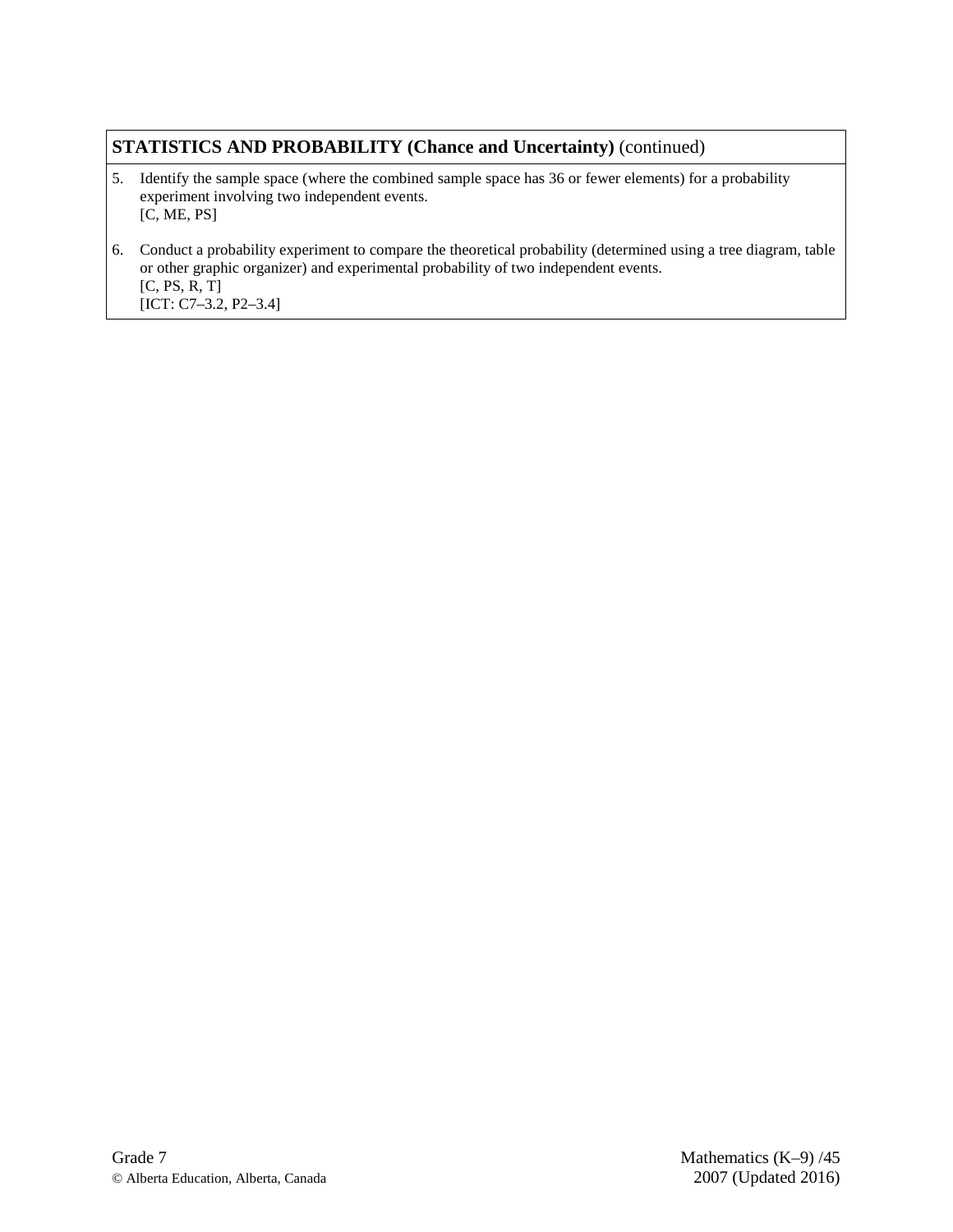**STATISTICS AND PROBABILITY (Chance and Uncertainty)** (continued)

5. Identify the sample space (where the combined sample space has 36 or fewer elements) for a probability experiment involving two independent events.
   [C, ME, PS]

6. Conduct a probability experiment to compare the theoretical probability (determined using a tree diagram, table or other graphic organizer) and experimental probability of two independent events.
   [C, PS, R, T]
   [ICT: C7–3.2, P2–3.4]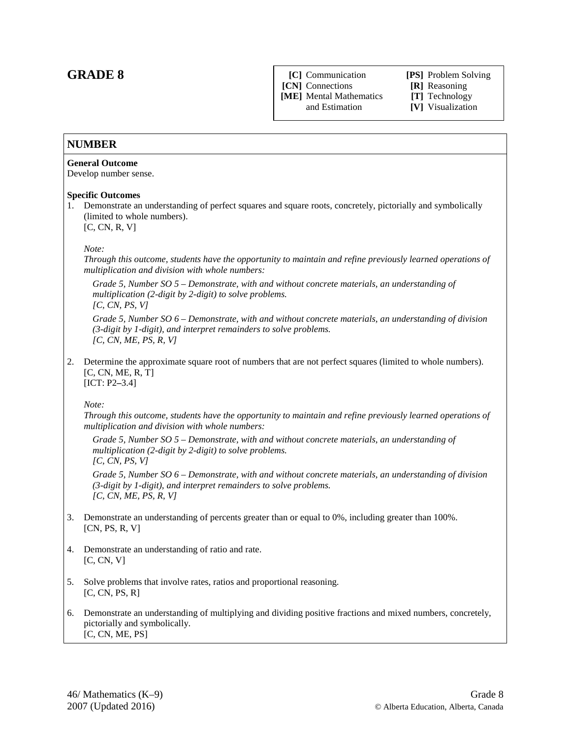# GRADE 8

| | |
|---|---|
| **[C]** Communication | **[PS]** Problem Solving |
| **[CN]** Connections | **[R]** Reasoning |
| **[ME]** Mental Mathematics and Estimation | **[T]** Technology |
| | **[V]** Visualization |

## NUMBER

**General Outcome**
Develop number sense.

**Specific Outcomes**

1. Demonstrate an understanding of perfect squares and square roots, concretely, pictorially and symbolically (limited to whole numbers).
   [C, CN, R, V]

   *Note:*
   *Through this outcome, students have the opportunity to maintain and refine previously learned operations of multiplication and division with whole numbers:*

   *Grade 5, Number SO 5 – Demonstrate, with and without concrete materials, an understanding of multiplication (2-digit by 2-digit) to solve problems.*
   *[C, CN, PS, V]*

   *Grade 5, Number SO 6 – Demonstrate, with and without concrete materials, an understanding of division (3-digit by 1-digit), and interpret remainders to solve problems.*
   *[C, CN, ME, PS, R, V]*

2. Determine the approximate square root of numbers that are not perfect squares (limited to whole numbers).
   [C, CN, ME, R, T]
   [ICT: P2–3.4]

   *Note:*
   *Through this outcome, students have the opportunity to maintain and refine previously learned operations of multiplication and division with whole numbers:*

   *Grade 5, Number SO 5 – Demonstrate, with and without concrete materials, an understanding of multiplication (2-digit by 2-digit) to solve problems.*
   *[C, CN, PS, V]*

   *Grade 5, Number SO 6 – Demonstrate, with and without concrete materials, an understanding of division (3-digit by 1-digit), and interpret remainders to solve problems.*
   *[C, CN, ME, PS, R, V]*

3. Demonstrate an understanding of percents greater than or equal to 0%, including greater than 100%.
   [CN, PS, R, V]

4. Demonstrate an understanding of ratio and rate.
   [C, CN, V]

5. Solve problems that involve rates, ratios and proportional reasoning.
   [C, CN, PS, R]

6. Demonstrate an understanding of multiplying and dividing positive fractions and mixed numbers, concretely, pictorially and symbolically.
   [C, CN, ME, PS]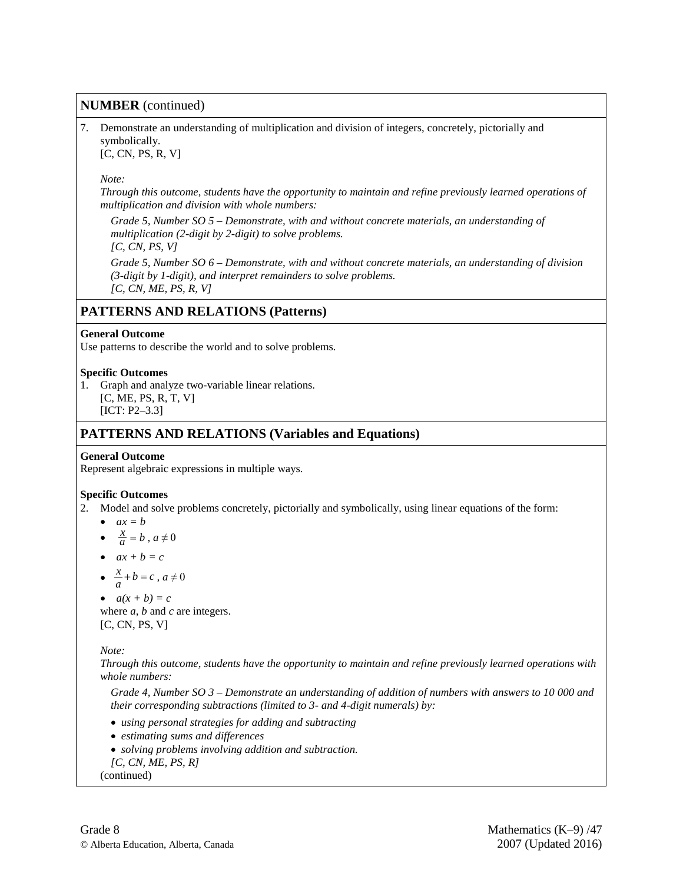## NUMBER (continued)

7. Demonstrate an understanding of multiplication and division of integers, concretely, pictorially and symbolically.
   [C, CN, PS, R, V]

   *Note:*
   *Through this outcome, students have the opportunity to maintain and refine previously learned operations of multiplication and division with whole numbers:*

   *Grade 5, Number SO 5 – Demonstrate, with and without concrete materials, an understanding of multiplication (2-digit by 2-digit) to solve problems.*
   *[C, CN, PS, V]*

   *Grade 5, Number SO 6 – Demonstrate, with and without concrete materials, an understanding of division (3-digit by 1-digit), and interpret remainders to solve problems.*
   *[C, CN, ME, PS, R, V]*

## PATTERNS AND RELATIONS (Patterns)

**General Outcome**
Use patterns to describe the world and to solve problems.

**Specific Outcomes**

1. Graph and analyze two-variable linear relations.
   [C, ME, PS, R, T, V]
   [ICT: P2–3.3]

## PATTERNS AND RELATIONS (Variables and Equations)

**General Outcome**
Represent algebraic expressions in multiple ways.

**Specific Outcomes**

2. Model and solve problems concretely, pictorially and symbolically, using linear equations of the form:
   - $ax = b$
   - $\frac{x}{a} = b$, $a \neq 0$
   - $ax + b = c$
   - $\frac{x}{a} + b = c$, $a \neq 0$
   - $a(x + b) = c$

   where $a$, $b$ and $c$ are integers.
   [C, CN, PS, V]

   *Note:*
   *Through this outcome, students have the opportunity to maintain and refine previously learned operations with whole numbers:*

   *Grade 4, Number SO 3 – Demonstrate an understanding of addition of numbers with answers to 10 000 and their corresponding subtractions (limited to 3- and 4-digit numerals) by:*

   - *using personal strategies for adding and subtracting*
   - *estimating sums and differences*
   - *solving problems involving addition and subtraction.*

   *[C, CN, ME, PS, R]*
   (continued)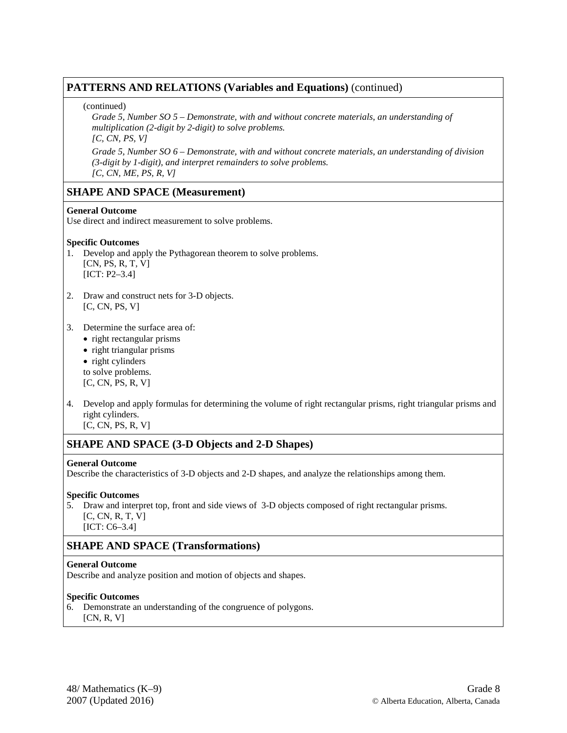## PATTERNS AND RELATIONS (Variables and Equations) (continued)

(continued)

*Grade 5, Number SO 5 – Demonstrate, with and without concrete materials, an understanding of multiplication (2-digit by 2-digit) to solve problems.*
*[C, CN, PS, V]*

*Grade 5, Number SO 6 – Demonstrate, with and without concrete materials, an understanding of division (3-digit by 1-digit), and interpret remainders to solve problems.*
*[C, CN, ME, PS, R, V]*

## SHAPE AND SPACE (Measurement)

**General Outcome**
Use direct and indirect measurement to solve problems.

**Specific Outcomes**

1. Develop and apply the Pythagorean theorem to solve problems.
   [CN, PS, R, T, V]
   [ICT: P2–3.4]

2. Draw and construct nets for 3-D objects.
   [C, CN, PS, V]

3. Determine the surface area of:
   - right rectangular prisms
   - right triangular prisms
   - right cylinders

   to solve problems.
   [C, CN, PS, R, V]

4. Develop and apply formulas for determining the volume of right rectangular prisms, right triangular prisms and right cylinders.
   [C, CN, PS, R, V]

## SHAPE AND SPACE (3-D Objects and 2-D Shapes)

**General Outcome**
Describe the characteristics of 3-D objects and 2-D shapes, and analyze the relationships among them.

**Specific Outcomes**

5. Draw and interpret top, front and side views of 3-D objects composed of right rectangular prisms.
   [C, CN, R, T, V]
   [ICT: C6–3.4]

## SHAPE AND SPACE (Transformations)

**General Outcome**
Describe and analyze position and motion of objects and shapes.

**Specific Outcomes**

6. Demonstrate an understanding of the congruence of polygons.
   [CN, R, V]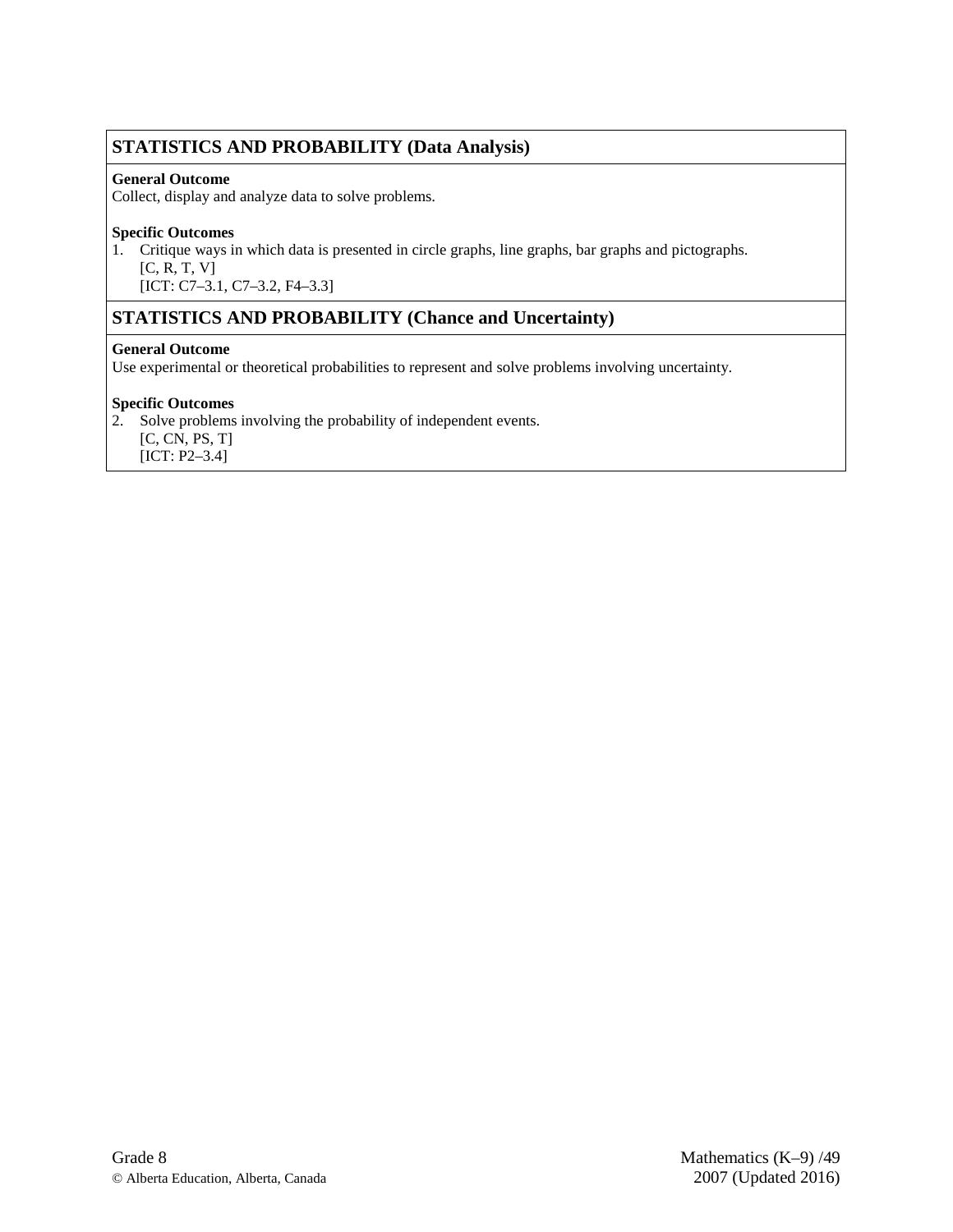## STATISTICS AND PROBABILITY (Data Analysis)

**General Outcome**
Collect, display and analyze data to solve problems.

**Specific Outcomes**

1. Critique ways in which data is presented in circle graphs, line graphs, bar graphs and pictographs.
   [C, R, T, V]
   [ICT: C7–3.1, C7–3.2, F4–3.3]

## STATISTICS AND PROBABILITY (Chance and Uncertainty)

**General Outcome**
Use experimental or theoretical probabilities to represent and solve problems involving uncertainty.

**Specific Outcomes**

2. Solve problems involving the probability of independent events.
   [C, CN, PS, T]
   [ICT: P2–3.4]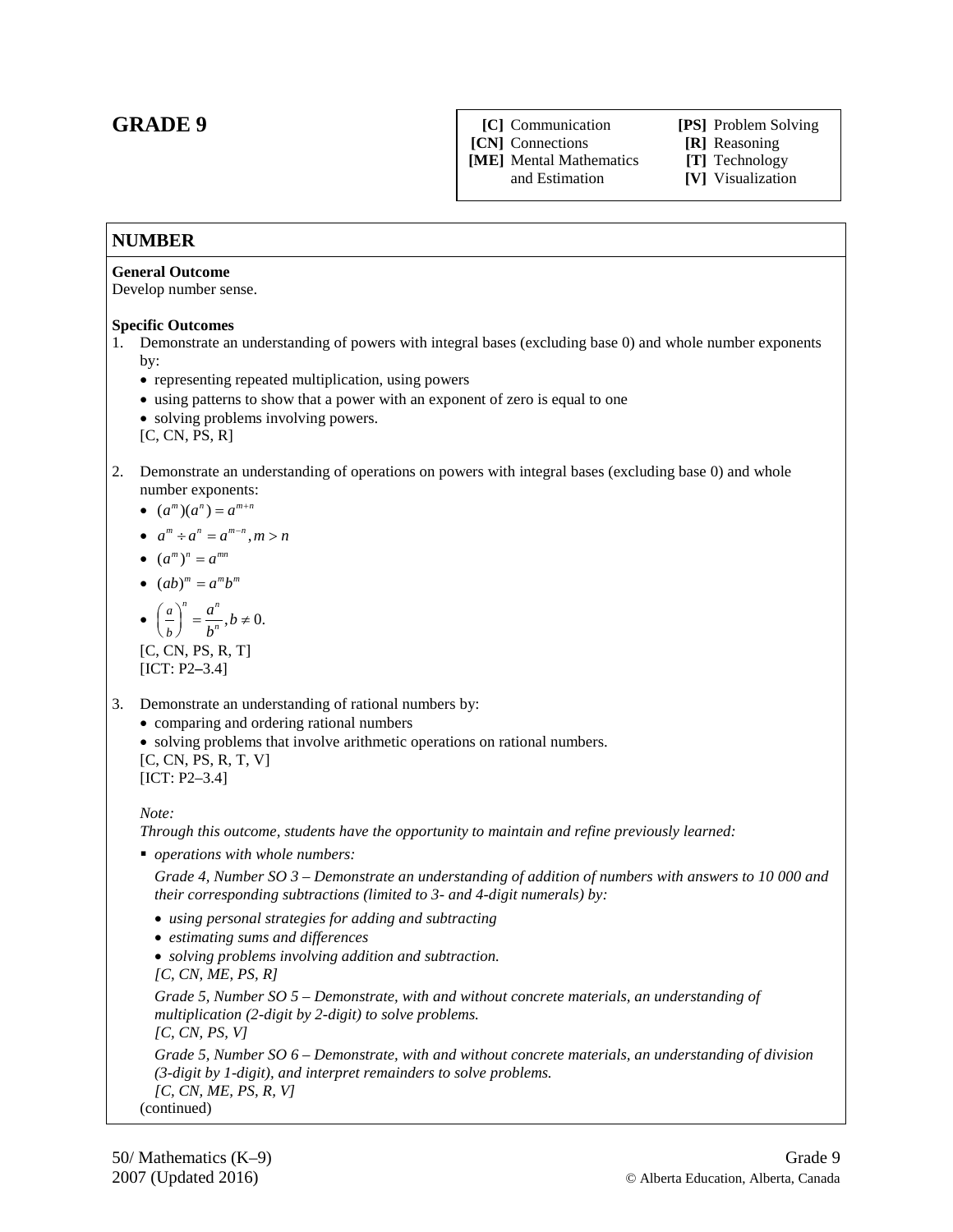# GRADE 9

| | |
|---|---|
| **[C]** Communication | **[PS]** Problem Solving |
| **[CN]** Connections | **[R]** Reasoning |
| **[ME]** Mental Mathematics and Estimation | **[T]** Technology |
| | **[V]** Visualization |

## NUMBER

**General Outcome**
Develop number sense.

**Specific Outcomes**

1. Demonstrate an understanding of powers with integral bases (excluding base 0) and whole number exponents by:
   - representing repeated multiplication, using powers
   - using patterns to show that a power with an exponent of zero is equal to one
   - solving problems involving powers.

   [C, CN, PS, R]

2. Demonstrate an understanding of operations on powers with integral bases (excluding base 0) and whole number exponents:
   - $(a^m)(a^n) = a^{m+n}$
   - $a^m \div a^n = a^{m-n}, m > n$
   - $(a^m)^n = a^{mn}$
   - $(ab)^m = a^m b^m$
   - $\left(\frac{a}{b}\right)^n = \frac{a^n}{b^n}, b \neq 0.$

   [C, CN, PS, R, T]
   [ICT: P2–3.4]

3. Demonstrate an understanding of rational numbers by:
   - comparing and ordering rational numbers
   - solving problems that involve arithmetic operations on rational numbers.

   [C, CN, PS, R, T, V]
   [ICT: P2–3.4]

   *Note:*
   *Through this outcome, students have the opportunity to maintain and refine previously learned:*

   - *operations with whole numbers:*

     *Grade 4, Number SO 3 – Demonstrate an understanding of addition of numbers with answers to 10 000 and their corresponding subtractions (limited to 3- and 4-digit numerals) by:*
     - *using personal strategies for adding and subtracting*
     - *estimating sums and differences*
     - *solving problems involving addition and subtraction.*

     *[C, CN, ME, PS, R]*

     *Grade 5, Number SO 5 – Demonstrate, with and without concrete materials, an understanding of multiplication (2-digit by 2-digit) to solve problems.*
     *[C, CN, PS, V]*

     *Grade 5, Number SO 6 – Demonstrate, with and without concrete materials, an understanding of division (3-digit by 1-digit), and interpret remainders to solve problems.*
     *[C, CN, ME, PS, R, V]*

   (continued)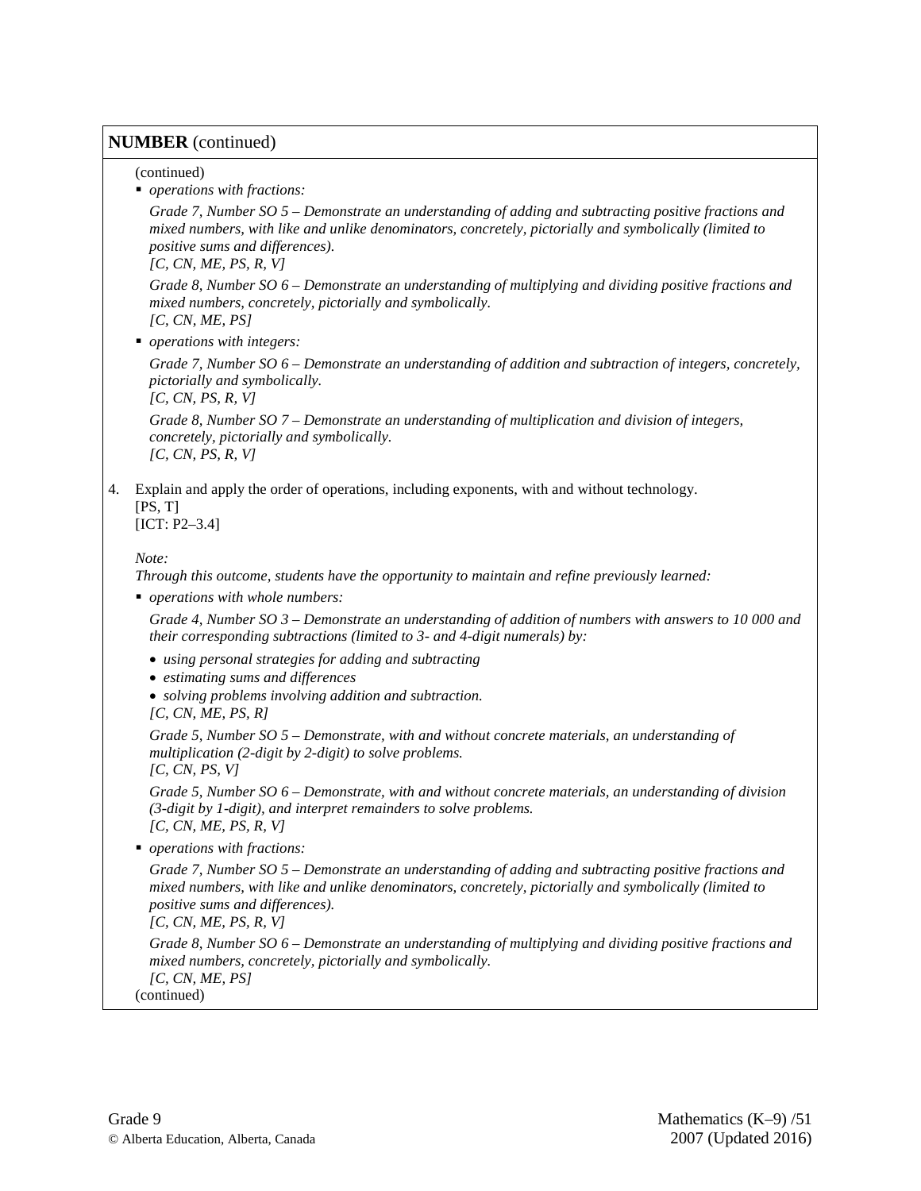**NUMBER** (continued)

(continued)

- *operations with fractions:*

  *Grade 7, Number SO 5 – Demonstrate an understanding of adding and subtracting positive fractions and mixed numbers, with like and unlike denominators, concretely, pictorially and symbolically (limited to positive sums and differences).*
  *[C, CN, ME, PS, R, V]*

  *Grade 8, Number SO 6 – Demonstrate an understanding of multiplying and dividing positive fractions and mixed numbers, concretely, pictorially and symbolically.*
  *[C, CN, ME, PS]*

- *operations with integers:*

  *Grade 7, Number SO 6 – Demonstrate an understanding of addition and subtraction of integers, concretely, pictorially and symbolically.*
  *[C, CN, PS, R, V]*

  *Grade 8, Number SO 7 – Demonstrate an understanding of multiplication and division of integers, concretely, pictorially and symbolically.*
  *[C, CN, PS, R, V]*

4. Explain and apply the order of operations, including exponents, with and without technology.
   [PS, T]
   [ICT: P2–3.4]

   *Note:*
   *Through this outcome, students have the opportunity to maintain and refine previously learned:*

   - *operations with whole numbers:*

     *Grade 4, Number SO 3 – Demonstrate an understanding of addition of numbers with answers to 10 000 and their corresponding subtractions (limited to 3- and 4-digit numerals) by:*

     - *using personal strategies for adding and subtracting*
     - *estimating sums and differences*
     - *solving problems involving addition and subtraction.*

     *[C, CN, ME, PS, R]*

     *Grade 5, Number SO 5 – Demonstrate, with and without concrete materials, an understanding of multiplication (2-digit by 2-digit) to solve problems.*
     *[C, CN, PS, V]*

     *Grade 5, Number SO 6 – Demonstrate, with and without concrete materials, an understanding of division (3-digit by 1-digit), and interpret remainders to solve problems.*
     *[C, CN, ME, PS, R, V]*

   - *operations with fractions:*

     *Grade 7, Number SO 5 – Demonstrate an understanding of adding and subtracting positive fractions and mixed numbers, with like and unlike denominators, concretely, pictorially and symbolically (limited to positive sums and differences).*
     *[C, CN, ME, PS, R, V]*

     *Grade 8, Number SO 6 – Demonstrate an understanding of multiplying and dividing positive fractions and mixed numbers, concretely, pictorially and symbolically.*
     *[C, CN, ME, PS]*

(continued)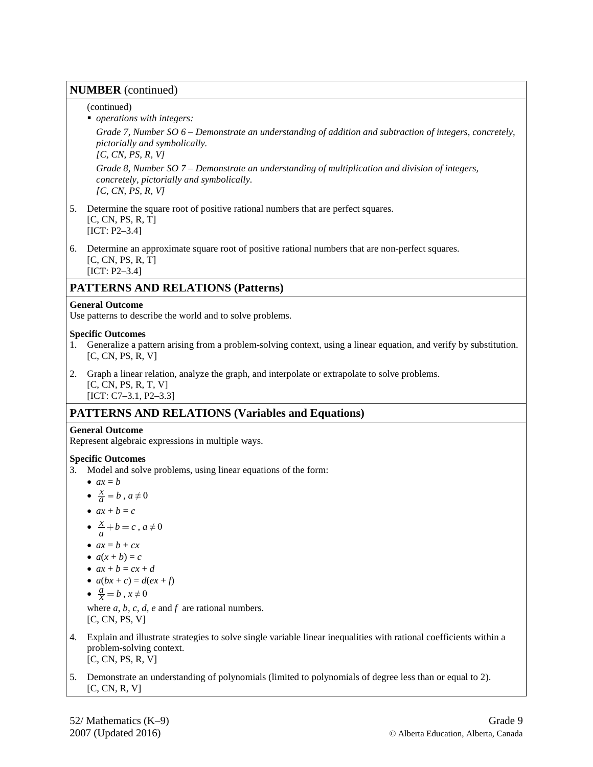## NUMBER (continued)

(continued)

- *operations with integers:*

  *Grade 7, Number SO 6 – Demonstrate an understanding of addition and subtraction of integers, concretely, pictorially and symbolically.*
  *[C, CN, PS, R, V]*

  *Grade 8, Number SO 7 – Demonstrate an understanding of multiplication and division of integers, concretely, pictorially and symbolically.*
  *[C, CN, PS, R, V]*

5. Determine the square root of positive rational numbers that are perfect squares.
   [C, CN, PS, R, T]
   [ICT: P2–3.4]

6. Determine an approximate square root of positive rational numbers that are non-perfect squares.
   [C, CN, PS, R, T]
   [ICT: P2–3.4]

## PATTERNS AND RELATIONS (Patterns)

**General Outcome**
Use patterns to describe the world and to solve problems.

**Specific Outcomes**

1. Generalize a pattern arising from a problem-solving context, using a linear equation, and verify by substitution.
   [C, CN, PS, R, V]

2. Graph a linear relation, analyze the graph, and interpolate or extrapolate to solve problems.
   [C, CN, PS, R, T, V]
   [ICT: C7–3.1, P2–3.3]

## PATTERNS AND RELATIONS (Variables and Equations)

**General Outcome**
Represent algebraic expressions in multiple ways.

**Specific Outcomes**

3. Model and solve problems, using linear equations of the form:
   - $ax = b$
   - $\frac{x}{a} = b$, $a \neq 0$
   - $ax + b = c$
   - $\frac{x}{a} + b = c$, $a \neq 0$
   - $ax = b + cx$
   - $a(x + b) = c$
   - $ax + b = cx + d$
   - $a(bx + c) = d(ex + f)$
   - $\frac{a}{x} = b$, $x \neq 0$

   where $a$, $b$, $c$, $d$, $e$ and $f$ are rational numbers.
   [C, CN, PS, V]

4. Explain and illustrate strategies to solve single variable linear inequalities with rational coefficients within a problem-solving context.
   [C, CN, PS, R, V]

5. Demonstrate an understanding of polynomials (limited to polynomials of degree less than or equal to 2).
   [C, CN, R, V]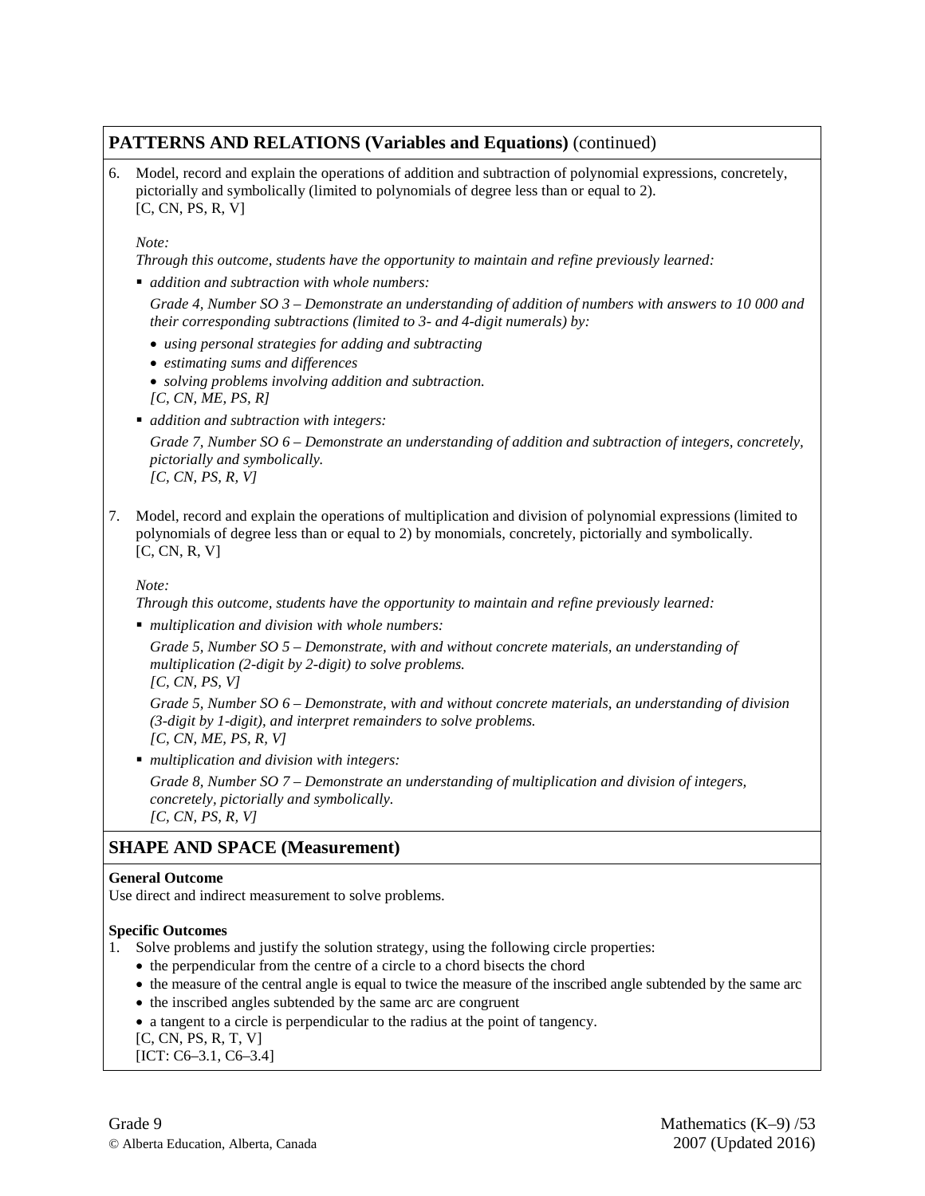## PATTERNS AND RELATIONS (Variables and Equations) (continued)

6. Model, record and explain the operations of addition and subtraction of polynomial expressions, concretely, pictorially and symbolically (limited to polynomials of degree less than or equal to 2).
   [C, CN, PS, R, V]

   *Note:*
   *Through this outcome, students have the opportunity to maintain and refine previously learned:*

   - *addition and subtraction with whole numbers:*

     *Grade 4, Number SO 3 – Demonstrate an understanding of addition of numbers with answers to 10 000 and their corresponding subtractions (limited to 3- and 4-digit numerals) by:*

     - *using personal strategies for adding and subtracting*
     - *estimating sums and differences*
     - *solving problems involving addition and subtraction.*

     *[C, CN, ME, PS, R]*

   - *addition and subtraction with integers:*

     *Grade 7, Number SO 6 – Demonstrate an understanding of addition and subtraction of integers, concretely, pictorially and symbolically.*
     *[C, CN, PS, R, V]*

7. Model, record and explain the operations of multiplication and division of polynomial expressions (limited to polynomials of degree less than or equal to 2) by monomials, concretely, pictorially and symbolically.
   [C, CN, R, V]

   *Note:*
   *Through this outcome, students have the opportunity to maintain and refine previously learned:*

   - *multiplication and division with whole numbers:*

     *Grade 5, Number SO 5 – Demonstrate, with and without concrete materials, an understanding of multiplication (2-digit by 2-digit) to solve problems.*
     *[C, CN, PS, V]*

     *Grade 5, Number SO 6 – Demonstrate, with and without concrete materials, an understanding of division (3-digit by 1-digit), and interpret remainders to solve problems.*
     *[C, CN, ME, PS, R, V]*

   - *multiplication and division with integers:*

     *Grade 8, Number SO 7 – Demonstrate an understanding of multiplication and division of integers, concretely, pictorially and symbolically.*
     *[C, CN, PS, R, V]*

## SHAPE AND SPACE (Measurement)

**General Outcome**
Use direct and indirect measurement to solve problems.

**Specific Outcomes**

1. Solve problems and justify the solution strategy, using the following circle properties:
   - the perpendicular from the centre of a circle to a chord bisects the chord
   - the measure of the central angle is equal to twice the measure of the inscribed angle subtended by the same arc
   - the inscribed angles subtended by the same arc are congruent
   - a tangent to a circle is perpendicular to the radius at the point of tangency.

   [C, CN, PS, R, T, V]
   [ICT: C6–3.1, C6–3.4]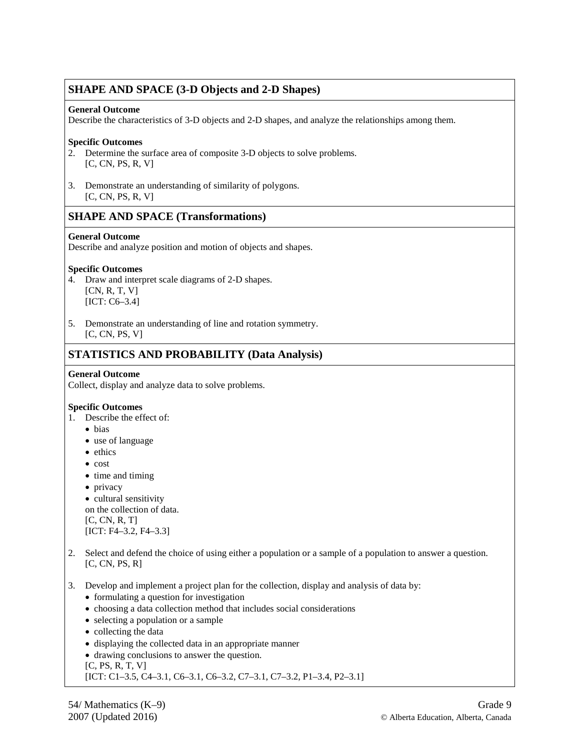## SHAPE AND SPACE (3-D Objects and 2-D Shapes)

**General Outcome**
Describe the characteristics of 3-D objects and 2-D shapes, and analyze the relationships among them.

**Specific Outcomes**

2. Determine the surface area of composite 3-D objects to solve problems.
   [C, CN, PS, R, V]

3. Demonstrate an understanding of similarity of polygons.
   [C, CN, PS, R, V]

## SHAPE AND SPACE (Transformations)

**General Outcome**
Describe and analyze position and motion of objects and shapes.

**Specific Outcomes**

4. Draw and interpret scale diagrams of 2-D shapes.
   [CN, R, T, V]
   [ICT: C6–3.4]

5. Demonstrate an understanding of line and rotation symmetry.
   [C, CN, PS, V]

## STATISTICS AND PROBABILITY (Data Analysis)

**General Outcome**
Collect, display and analyze data to solve problems.

**Specific Outcomes**

1. Describe the effect of:
   - bias
   - use of language
   - ethics
   - cost
   - time and timing
   - privacy
   - cultural sensitivity

   on the collection of data.
   [C, CN, R, T]
   [ICT: F4–3.2, F4–3.3]

2. Select and defend the choice of using either a population or a sample of a population to answer a question.
   [C, CN, PS, R]

3. Develop and implement a project plan for the collection, display and analysis of data by:
   - formulating a question for investigation
   - choosing a data collection method that includes social considerations
   - selecting a population or a sample
   - collecting the data
   - displaying the collected data in an appropriate manner
   - drawing conclusions to answer the question.

   [C, PS, R, T, V]
   [ICT: C1–3.5, C4–3.1, C6–3.1, C6–3.2, C7–3.1, C7–3.2, P1–3.4, P2–3.1]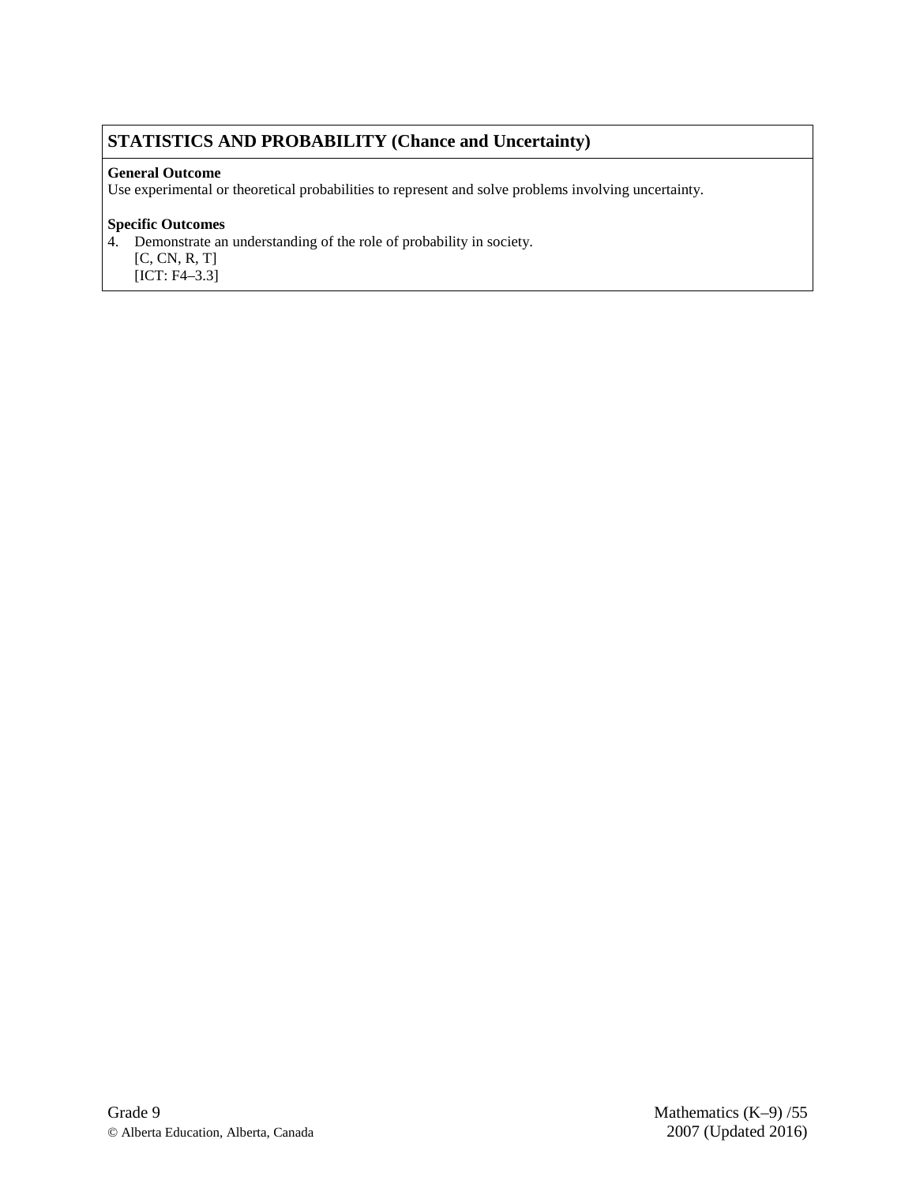## STATISTICS AND PROBABILITY (Chance and Uncertainty)

**General Outcome**
Use experimental or theoretical probabilities to represent and solve problems involving uncertainty.

**Specific Outcomes**

4. Demonstrate an understanding of the role of probability in society.
   [C, CN, R, T]
   [ICT: F4–3.3]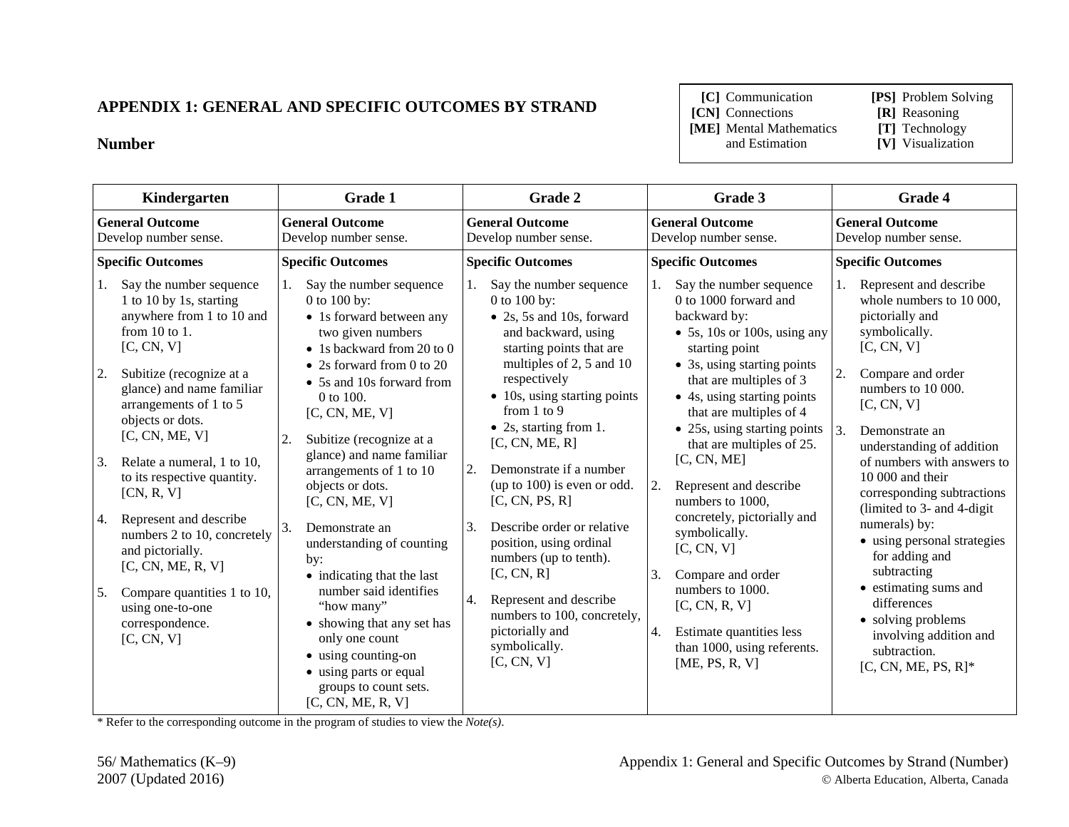## APPENDIX 1: GENERAL AND SPECIFIC OUTCOMES BY STRAND

### Number

| | |
|---|---|
| **[C]** Communication | **[PS]** Problem Solving |
| **[CN]** Connections | **[R]** Reasoning |
| **[ME]** Mental Mathematics and Estimation | **[T]** Technology |
| | **[V]** Visualization |

| Kindergarten | Grade 1 | Grade 2 | Grade 3 | Grade 4 |
|---|---|---|---|---|
| **General Outcome**<br>Develop number sense. | **General Outcome**<br>Develop number sense. | **General Outcome**<br>Develop number sense. | **General Outcome**<br>Develop number sense. | **General Outcome**<br>Develop number sense. |
| **Specific Outcomes**<br>1. Say the number sequence 1 to 10 by 1s, starting anywhere from 1 to 10 and from 10 to 1. [C, CN, V]<br>2. Subitize (recognize at a glance) and name familiar arrangements of 1 to 5 objects or dots. [C, CN, ME, V]<br>3. Relate a numeral, 1 to 10, to its respective quantity. [CN, R, V]<br>4. Represent and describe numbers 2 to 10, concretely and pictorially. [C, CN, ME, R, V]<br>5. Compare quantities 1 to 10, using one-to-one correspondence. [C, CN, V] | **Specific Outcomes**<br>1. Say the number sequence 0 to 100 by:<br>• 1s forward between any two given numbers<br>• 1s backward from 20 to 0<br>• 2s forward from 0 to 20<br>• 5s and 10s forward from 0 to 100.<br>[C, CN, ME, V]<br>2. Subitize (recognize at a glance) and name familiar arrangements of 1 to 10 objects or dots. [C, CN, ME, V]<br>3. Demonstrate an understanding of counting by:<br>• indicating that the last number said identifies "how many"<br>• showing that any set has only one count<br>• using counting-on<br>• using parts or equal groups to count sets.<br>[C, CN, ME, R, V] | **Specific Outcomes**<br>1. Say the number sequence 0 to 100 by:<br>• 2s, 5s and 10s, forward and backward, using starting points that are multiples of 2, 5 and 10 respectively<br>• 10s, using starting points from 1 to 9<br>• 2s, starting from 1.<br>[C, CN, ME, R]<br>2. Demonstrate if a number (up to 100) is even or odd. [C, CN, PS, R]<br>3. Describe order or relative position, using ordinal numbers (up to tenth). [C, CN, R]<br>4. Represent and describe numbers to 100, concretely, pictorially and symbolically. [C, CN, V] | **Specific Outcomes**<br>1. Say the number sequence 0 to 1000 forward and backward by:<br>• 5s, 10s or 100s, using any starting point<br>• 3s, using starting points that are multiples of 3<br>• 4s, using starting points that are multiples of 4<br>• 25s, using starting points that are multiples of 25.<br>[C, CN, ME]<br>2. Represent and describe numbers to 1000, concretely, pictorially and symbolically. [C, CN, V]<br>3. Compare and order numbers to 1000. [C, CN, R, V]<br>4. Estimate quantities less than 1000, using referents. [ME, PS, R, V] | **Specific Outcomes**<br>1. Represent and describe whole numbers to 10 000, pictorially and symbolically. [C, CN, V]<br>2. Compare and order numbers to 10 000. [C, CN, V]<br>3. Demonstrate an understanding of addition of numbers with answers to 10 000 and their corresponding subtractions (limited to 3- and 4-digit numerals) by:<br>• using personal strategies for adding and subtracting<br>• estimating sums and differences<br>• solving problems involving addition and subtraction.<br>[C, CN, ME, PS, R]* |

* Refer to the corresponding outcome in the program of studies to view the *Note(s)*.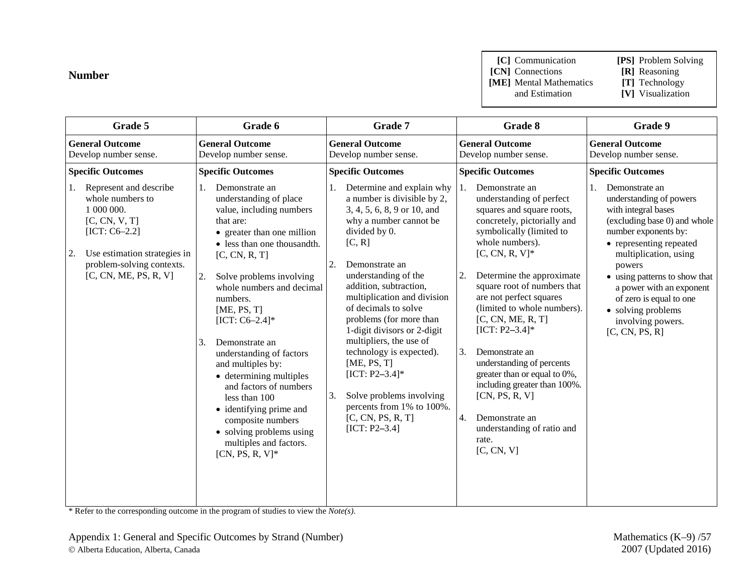## Number

| | |
|---|---|
| **[C]** Communication | **[PS]** Problem Solving |
| **[CN]** Connections | **[R]** Reasoning |
| **[ME]** Mental Mathematics and Estimation | **[T]** Technology |
| | **[V]** Visualization |

| Grade 5 | Grade 6 | Grade 7 | Grade 8 | Grade 9 |
|---|---|---|---|---|
| **General Outcome**<br>Develop number sense. | **General Outcome**<br>Develop number sense. | **General Outcome**<br>Develop number sense. | **General Outcome**<br>Develop number sense. | **General Outcome**<br>Develop number sense. |
| **Specific Outcomes** | **Specific Outcomes** | **Specific Outcomes** | **Specific Outcomes** | **Specific Outcomes** |
| 1. Represent and describe whole numbers to 1 000 000.<br>[C, CN, V, T]<br>[ICT: C6–2.2]<br><br>2. Use estimation strategies in problem-solving contexts.<br>[C, CN, ME, PS, R, V] | 1. Demonstrate an understanding of place value, including numbers that are:<br>• greater than one million<br>• less than one thousandth.<br>[C, CN, R, T]<br><br>2. Solve problems involving whole numbers and decimal numbers.<br>[ME, PS, T]<br>[ICT: C6–2.4]*<br><br>3. Demonstrate an understanding of factors and multiples by:<br>• determining multiples and factors of numbers less than 100<br>• identifying prime and composite numbers<br>• solving problems using multiples and factors.<br>[CN, PS, R, V]* | 1. Determine and explain why a number is divisible by 2, 3, 4, 5, 6, 8, 9 or 10, and why a number cannot be divided by 0.<br>[C, R]<br><br>2. Demonstrate an understanding of the addition, subtraction, multiplication and division of decimals to solve problems (for more than 1-digit divisors or 2-digit multipliers, the use of technology is expected).<br>[ME, PS, T]<br>[ICT: P2–3.4]*<br><br>3. Solve problems involving percents from 1% to 100%.<br>[C, CN, PS, R, T]<br>[ICT: P2–3.4] | 1. Demonstrate an understanding of perfect squares and square roots, concretely, pictorially and symbolically (limited to whole numbers).<br>[C, CN, R, V]*<br><br>2. Determine the approximate square root of numbers that are not perfect squares (limited to whole numbers).<br>[C, CN, ME, R, T]<br>[ICT: P2–3.4]*<br><br>3. Demonstrate an understanding of percents greater than or equal to 0%, including greater than 100%.<br>[CN, PS, R, V]<br><br>4. Demonstrate an understanding of ratio and rate.<br>[C, CN, V] | 1. Demonstrate an understanding of powers with integral bases (excluding base 0) and whole number exponents by:<br>• representing repeated multiplication, using powers<br>• using patterns to show that a power with an exponent of zero is equal to one<br>• solving problems involving powers.<br>[C, CN, PS, R] |

* Refer to the corresponding outcome in the program of studies to view the *Note(s)*.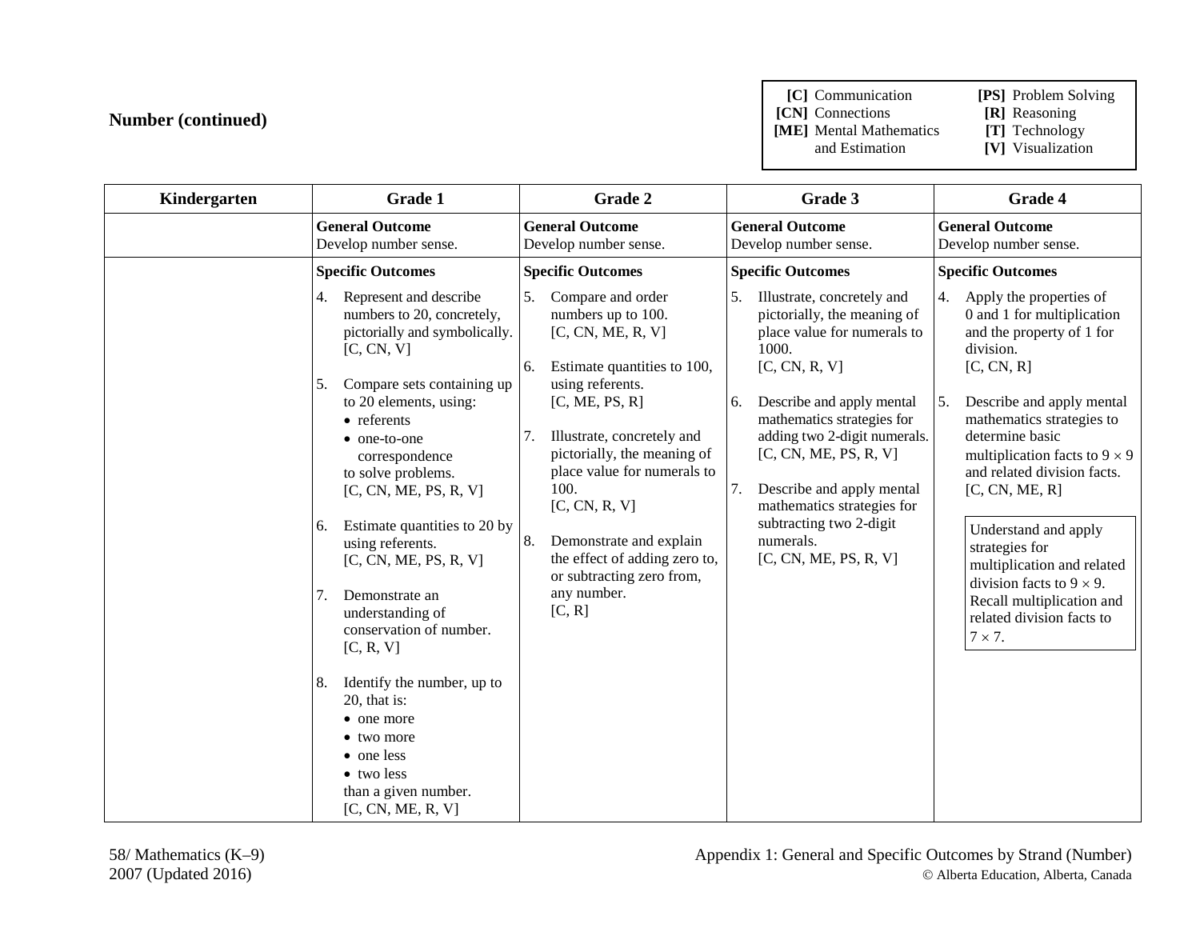## Number (continued)

| **[C]** Communication | **[PS]** Problem Solving |
|---|---|
| **[CN]** Connections | **[R]** Reasoning |
| **[ME]** Mental Mathematics and Estimation | **[T]** Technology |
| | **[V]** Visualization |

| Kindergarten | Grade 1 | Grade 2 | Grade 3 | Grade 4 |
|---|---|---|---|---|
| | **General Outcome**<br>Develop number sense. | **General Outcome**<br>Develop number sense. | **General Outcome**<br>Develop number sense. | **General Outcome**<br>Develop number sense. |
| | **Specific Outcomes**<br>4. Represent and describe numbers to 20, concretely, pictorially and symbolically. [C, CN, V]<br><br>5. Compare sets containing up to 20 elements, using: • referents • one-to-one correspondence to solve problems. [C, CN, ME, PS, R, V]<br><br>6. Estimate quantities to 20 by using referents. [C, CN, ME, PS, R, V]<br><br>7. Demonstrate an understanding of conservation of number. [C, R, V]<br><br>8. Identify the number, up to 20, that is: • one more • two more • one less • two less than a given number. [C, CN, ME, R, V] | **Specific Outcomes**<br>5. Compare and order numbers up to 100. [C, CN, ME, R, V]<br><br>6. Estimate quantities to 100, using referents. [C, ME, PS, R]<br><br>7. Illustrate, concretely and pictorially, the meaning of place value for numerals to 100. [C, CN, R, V]<br><br>8. Demonstrate and explain the effect of adding zero to, or subtracting zero from, any number. [C, R] | **Specific Outcomes**<br>5. Illustrate, concretely and pictorially, the meaning of place value for numerals to 1000. [C, CN, R, V]<br><br>6. Describe and apply mental mathematics strategies for adding two 2-digit numerals. [C, CN, ME, PS, R, V]<br><br>7. Describe and apply mental mathematics strategies for subtracting two 2-digit numerals. [C, CN, ME, PS, R, V] | **Specific Outcomes**<br>4. Apply the properties of 0 and 1 for multiplication and the property of 1 for division. [C, CN, R]<br><br>5. Describe and apply mental mathematics strategies to determine basic multiplication facts to $9 \times 9$ and related division facts. [C, CN, ME, R]<br><br>Understand and apply strategies for multiplication and related division facts to $9 \times 9$. Recall multiplication and related division facts to $7 \times 7$. |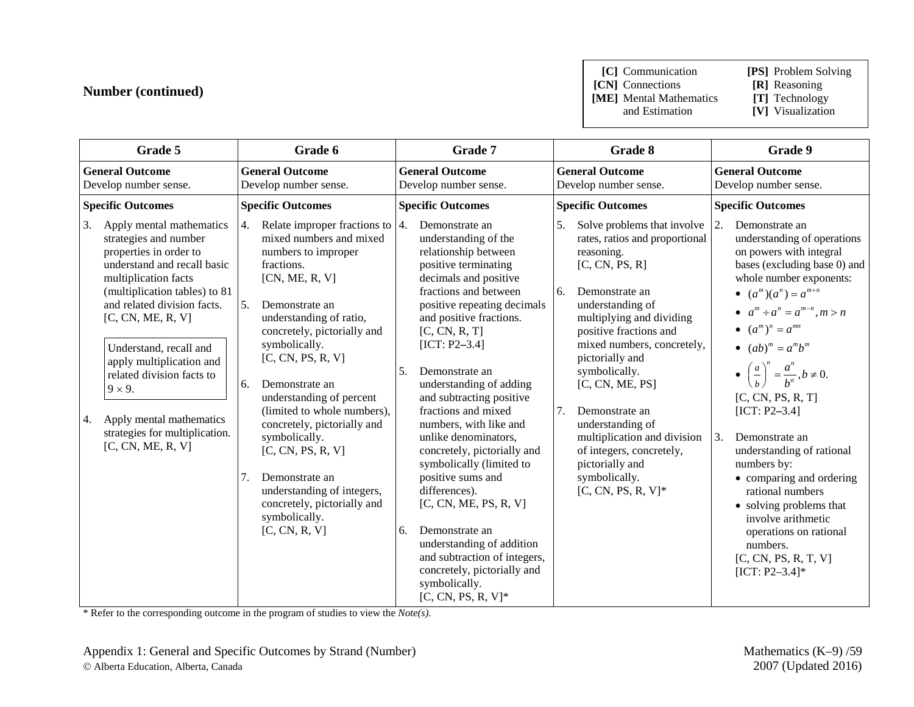## Number (continued)

| | |
|---|---|
| **[C]** Communication | **[PS]** Problem Solving |
| **[CN]** Connections | **[R]** Reasoning |
| **[ME]** Mental Mathematics and Estimation | **[T]** Technology |
| | **[V]** Visualization |

| Grade 5 | Grade 6 | Grade 7 | Grade 8 | Grade 9 |
|---|---|---|---|---|
| **General Outcome**<br>Develop number sense. | **General Outcome**<br>Develop number sense. | **General Outcome**<br>Develop number sense. | **General Outcome**<br>Develop number sense. | **General Outcome**<br>Develop number sense. |
| **Specific Outcomes** | **Specific Outcomes** | **Specific Outcomes** | **Specific Outcomes** | **Specific Outcomes** |
| 3. Apply mental mathematics strategies and number properties in order to understand and recall basic multiplication facts (multiplication tables) to 81 and related division facts. [C, CN, ME, R, V]<br><br>Understand, recall and apply multiplication and related division facts to $9 \times 9$.<br><br>4. Apply mental mathematics strategies for multiplication. [C, CN, ME, R, V] | 4. Relate improper fractions to mixed numbers and mixed numbers to improper fractions. [CN, ME, R, V]<br><br>5. Demonstrate an understanding of ratio, concretely, pictorially and symbolically. [C, CN, PS, R, V]<br><br>6. Demonstrate an understanding of percent (limited to whole numbers), concretely, pictorially and symbolically. [C, CN, PS, R, V]<br><br>7. Demonstrate an understanding of integers, concretely, pictorially and symbolically. [C, CN, R, V] | 4. Demonstrate an understanding of the relationship between positive terminating decimals and positive fractions and between positive repeating decimals and positive fractions. [C, CN, R, T] [ICT: P2–3.4]<br><br>5. Demonstrate an understanding of adding and subtracting positive fractions and mixed numbers, with like and unlike denominators, concretely, pictorially and symbolically (limited to positive sums and differences). [C, CN, ME, PS, R, V]<br><br>6. Demonstrate an understanding of addition and subtraction of integers, concretely, pictorially and symbolically. [C, CN, PS, R, V]* | 5. Solve problems that involve rates, ratios and proportional reasoning. [C, CN, PS, R]<br><br>6. Demonstrate an understanding of multiplying and dividing positive fractions and mixed numbers, concretely, pictorially and symbolically. [C, CN, ME, PS]<br><br>7. Demonstrate an understanding of multiplication and division of integers, concretely, pictorially and symbolically. [C, CN, PS, R, V]* | 2. Demonstrate an understanding of operations on powers with integral bases (excluding base 0) and whole number exponents:<br>• $(a^m)(a^n) = a^{m+n}$<br>• $a^m \div a^n = a^{m-n}, m > n$<br>• $(a^m)^n = a^{mn}$<br>• $(ab)^m = a^m b^m$<br>• $\left(\frac{a}{b}\right)^n = \frac{a^n}{b^n}, b \neq 0.$<br>[C, CN, PS, R, T] [ICT: P2–3.4]<br><br>3. Demonstrate an understanding of rational numbers by:<br>• comparing and ordering rational numbers<br>• solving problems that involve arithmetic operations on rational numbers.<br>[C, CN, PS, R, T, V] [ICT: P2–3.4]* |

* Refer to the corresponding outcome in the program of studies to view the *Note(s)*.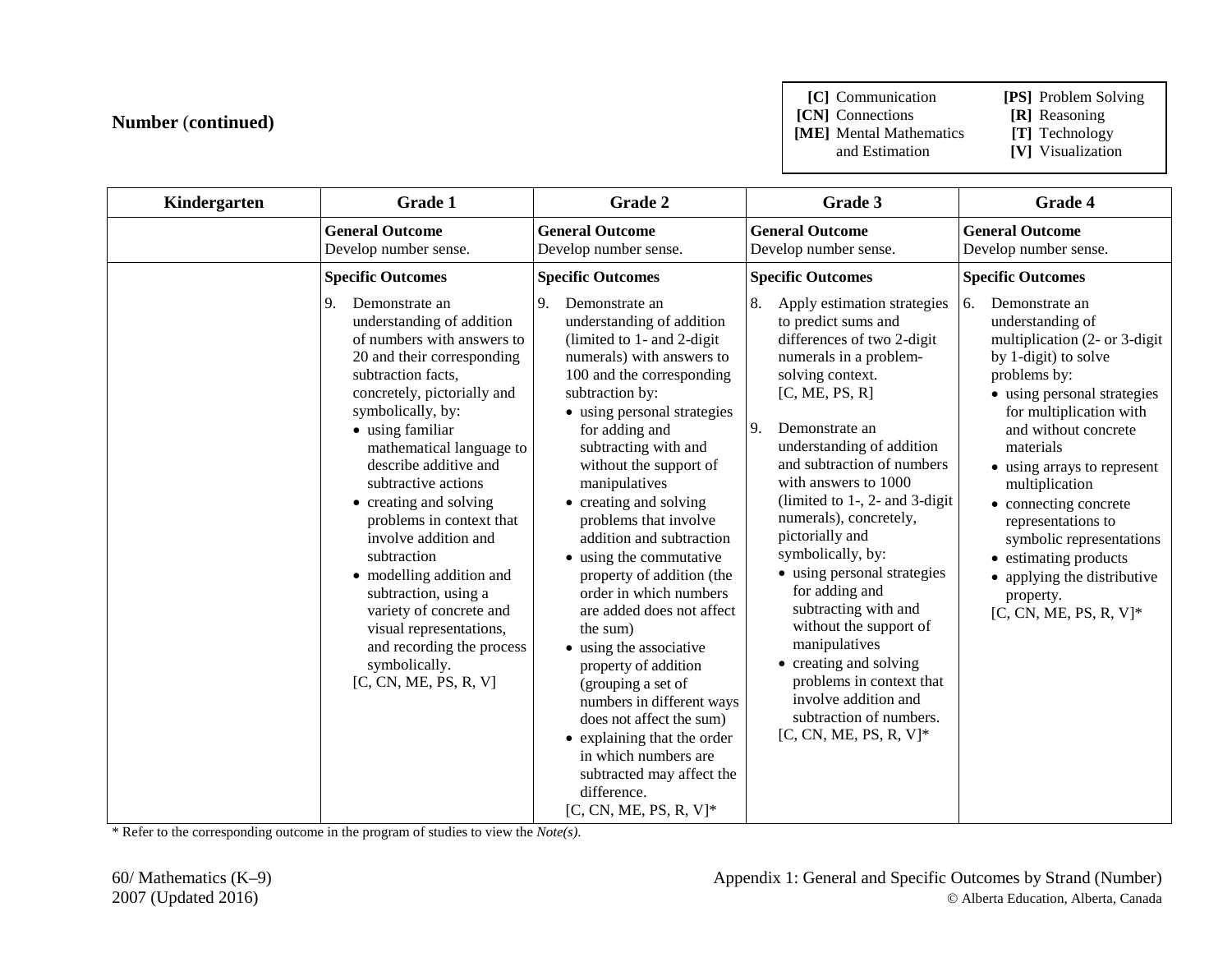## Number (continued)

| [C] Communication | [PS] Problem Solving |
|---|---|
| [CN] Connections | [R] Reasoning |
| [ME] Mental Mathematics and Estimation | [T] Technology |
| | [V] Visualization |

| Kindergarten | Grade 1 | Grade 2 | Grade 3 | Grade 4 |
|---|---|---|---|---|
| | **General Outcome**<br>Develop number sense. | **General Outcome**<br>Develop number sense. | **General Outcome**<br>Develop number sense. | **General Outcome**<br>Develop number sense. |
| | **Specific Outcomes**<br>9. Demonstrate an understanding of addition of numbers with answers to 20 and their corresponding subtraction facts, concretely, pictorially and symbolically, by:<br>• using familiar mathematical language to describe additive and subtractive actions<br>• creating and solving problems in context that involve addition and subtraction<br>• modelling addition and subtraction, using a variety of concrete and visual representations, and recording the process symbolically.<br>[C, CN, ME, PS, R, V] | **Specific Outcomes**<br>9. Demonstrate an understanding of addition (limited to 1- and 2-digit numerals) with answers to 100 and the corresponding subtraction by:<br>• using personal strategies for adding and subtracting with and without the support of manipulatives<br>• creating and solving problems that involve addition and subtraction<br>• using the commutative property of addition (the order in which numbers are added does not affect the sum)<br>• using the associative property of addition (grouping a set of numbers in different ways does not affect the sum)<br>• explaining that the order in which numbers are subtracted may affect the difference.<br>[C, CN, ME, PS, R, V]* | **Specific Outcomes**<br>8. Apply estimation strategies to predict sums and differences of two 2-digit numerals in a problem-solving context.<br>[C, ME, PS, R]<br><br>9. Demonstrate an understanding of addition and subtraction of numbers with answers to 1000 (limited to 1-, 2- and 3-digit numerals), concretely, pictorially and symbolically, by:<br>• using personal strategies for adding and subtracting with and without the support of manipulatives<br>• creating and solving problems in context that involve addition and subtraction of numbers.<br>[C, CN, ME, PS, R, V]* | **Specific Outcomes**<br>6. Demonstrate an understanding of multiplication (2- or 3-digit by 1-digit) to solve problems by:<br>• using personal strategies for multiplication with and without concrete materials<br>• using arrays to represent multiplication<br>• connecting concrete representations to symbolic representations<br>• estimating products<br>• applying the distributive property.<br>[C, CN, ME, PS, R, V]* |

* Refer to the corresponding outcome in the program of studies to view the *Note(s).*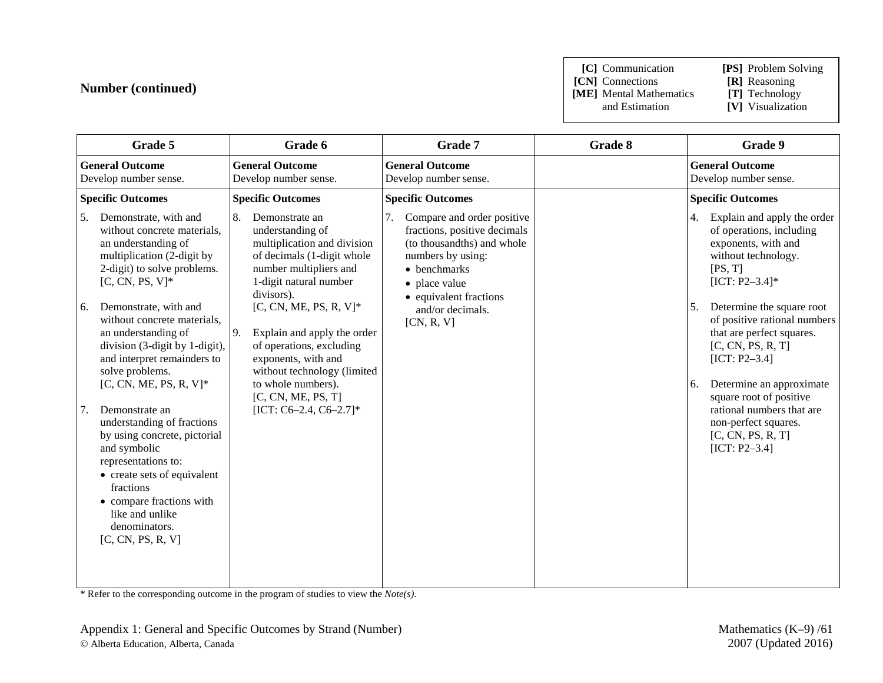## Number (continued)

| | |
|---|---|
| **[C]** Communication | **[PS]** Problem Solving |
| **[CN]** Connections | **[R]** Reasoning |
| **[ME]** Mental Mathematics and Estimation | **[T]** Technology |
| | **[V]** Visualization |

| Grade 5 | Grade 6 | Grade 7 | Grade 8 | Grade 9 |
|---|---|---|---|---|
| **General Outcome**<br>Develop number sense. | **General Outcome**<br>Develop number sense. | **General Outcome**<br>Develop number sense. | | **General Outcome**<br>Develop number sense. |
| **Specific Outcomes** | **Specific Outcomes** | **Specific Outcomes** | | **Specific Outcomes** |
| 5. Demonstrate, with and without concrete materials, an understanding of multiplication (2-digit by 2-digit) to solve problems.<br>[C, CN, PS, V]*<br><br>6. Demonstrate, with and without concrete materials, an understanding of division (3-digit by 1-digit), and interpret remainders to solve problems.<br>[C, CN, ME, PS, R, V]*<br><br>7. Demonstrate an understanding of fractions by using concrete, pictorial and symbolic representations to:<br>• create sets of equivalent fractions<br>• compare fractions with like and unlike denominators.<br>[C, CN, PS, R, V] | 8. Demonstrate an understanding of multiplication and division of decimals (1-digit whole number multipliers and 1-digit natural number divisors).<br>[C, CN, ME, PS, R, V]*<br><br>9. Explain and apply the order of operations, excluding exponents, with and without technology (limited to whole numbers).<br>[C, CN, ME, PS, T]<br>[ICT: C6–2.4, C6–2.7]* | 7. Compare and order positive fractions, positive decimals (to thousandths) and whole numbers by using:<br>• benchmarks<br>• place value<br>• equivalent fractions and/or decimals.<br>[CN, R, V] | | 4. Explain and apply the order of operations, including exponents, with and without technology.<br>[PS, T]<br>[ICT: P2–3.4]*<br><br>5. Determine the square root of positive rational numbers that are perfect squares.<br>[C, CN, PS, R, T]<br>[ICT: P2–3.4]<br><br>6. Determine an approximate square root of positive rational numbers that are non-perfect squares.<br>[C, CN, PS, R, T]<br>[ICT: P2–3.4] |

* Refer to the corresponding outcome in the program of studies to view the *Note(s)*.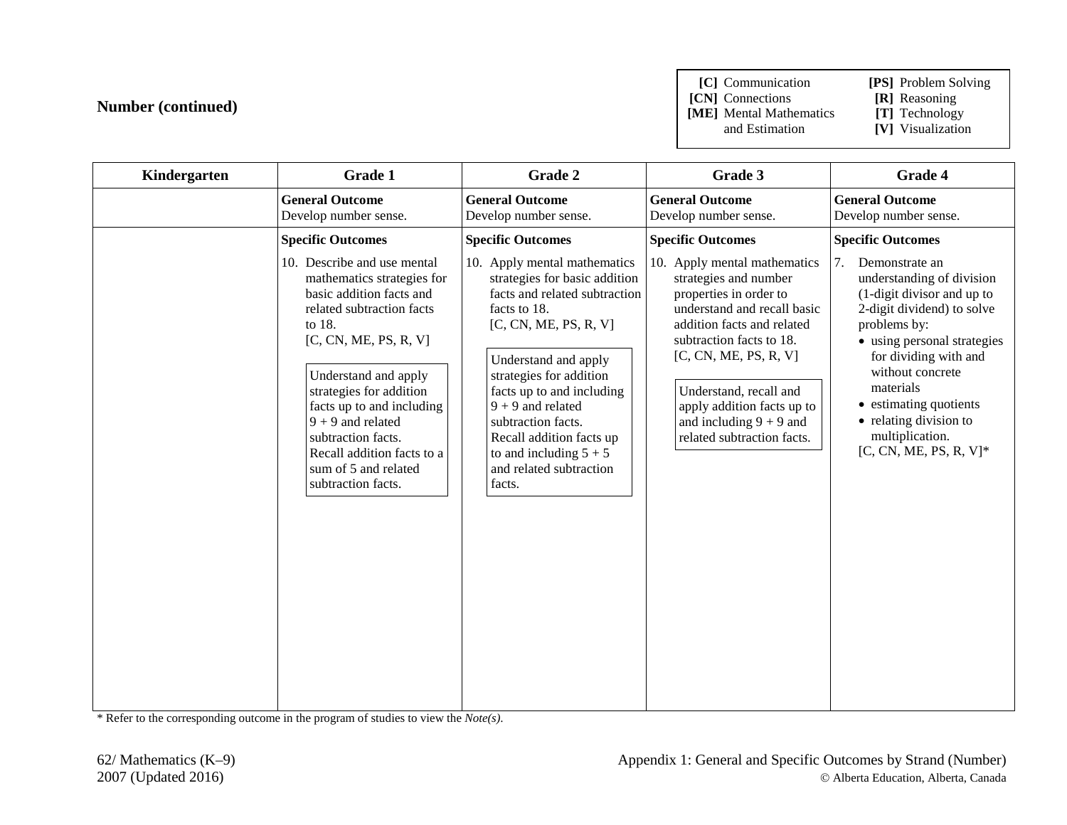## Number (continued)

| **[C]** Communication | **[PS]** Problem Solving |
|---|---|
| **[CN]** Connections | **[R]** Reasoning |
| **[ME]** Mental Mathematics and Estimation | **[T]** Technology |
| | **[V]** Visualization |

| Kindergarten | Grade 1 | Grade 2 | Grade 3 | Grade 4 |
|---|---|---|---|---|
| | **General Outcome**<br>Develop number sense. | **General Outcome**<br>Develop number sense. | **General Outcome**<br>Develop number sense. | **General Outcome**<br>Develop number sense. |
| | **Specific Outcomes**<br>10. Describe and use mental mathematics strategies for basic addition facts and related subtraction facts to 18.<br>[C, CN, ME, PS, R, V]<br><br>Understand and apply strategies for addition facts up to and including 9 + 9 and related subtraction facts. Recall addition facts to a sum of 5 and related subtraction facts. | **Specific Outcomes**<br>10. Apply mental mathematics strategies for basic addition facts and related subtraction facts to 18.<br>[C, CN, ME, PS, R, V]<br><br>Understand and apply strategies for addition facts up to and including 9 + 9 and related subtraction facts. Recall addition facts up to and including 5 + 5 and related subtraction facts. | **Specific Outcomes**<br>10. Apply mental mathematics strategies and number properties in order to understand and recall basic addition facts and related subtraction facts to 18.<br>[C, CN, ME, PS, R, V]<br><br>Understand, recall and apply addition facts up to and including 9 + 9 and related subtraction facts. | **Specific Outcomes**<br>7. Demonstrate an understanding of division (1-digit divisor and up to 2-digit dividend) to solve problems by:<br>• using personal strategies for dividing with and without concrete materials<br>• estimating quotients<br>• relating division to multiplication.<br>[C, CN, ME, PS, R, V]* |

\* Refer to the corresponding outcome in the program of studies to view the *Note(s)*.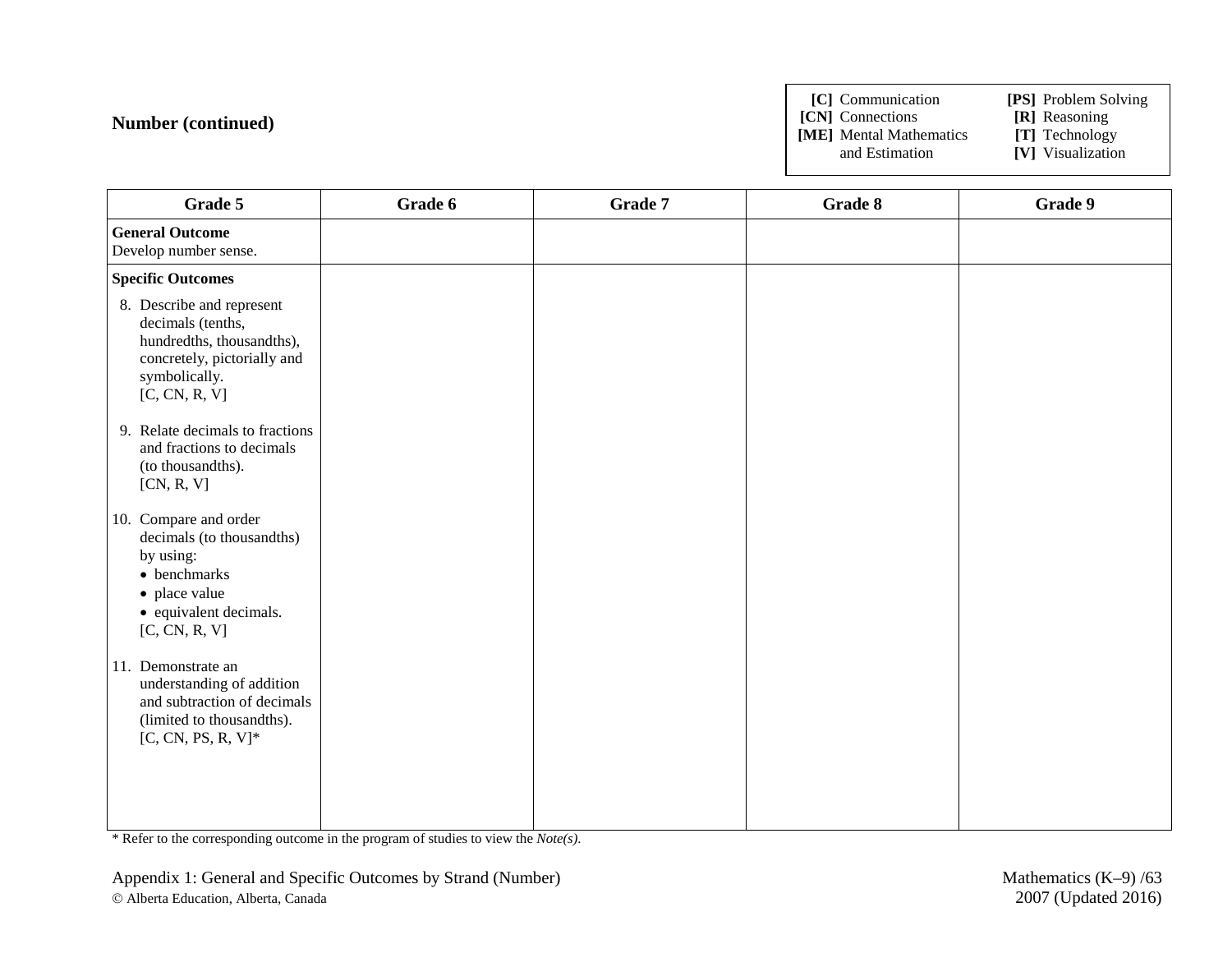## Number (continued)

| | |
|---|---|
| **[C]** Communication | **[PS]** Problem Solving |
| **[CN]** Connections | **[R]** Reasoning |
| **[ME]** Mental Mathematics and Estimation | **[T]** Technology |
| | **[V]** Visualization |

| Grade 5 | Grade 6 | Grade 7 | Grade 8 | Grade 9 |
|---|---|---|---|---|
| **General Outcome**<br>Develop number sense. | | | | |
| **Specific Outcomes**<br><br>8. Describe and represent decimals (tenths, hundredths, thousandths), concretely, pictorially and symbolically.<br>[C, CN, R, V]<br><br>9. Relate decimals to fractions and fractions to decimals (to thousandths).<br>[CN, R, V]<br><br>10. Compare and order decimals (to thousandths) by using:<br>• benchmarks<br>• place value<br>• equivalent decimals.<br>[C, CN, R, V]<br><br>11. Demonstrate an understanding of addition and subtraction of decimals (limited to thousandths).<br>[C, CN, PS, R, V]* | | | | |

* Refer to the corresponding outcome in the program of studies to view the *Note(s).*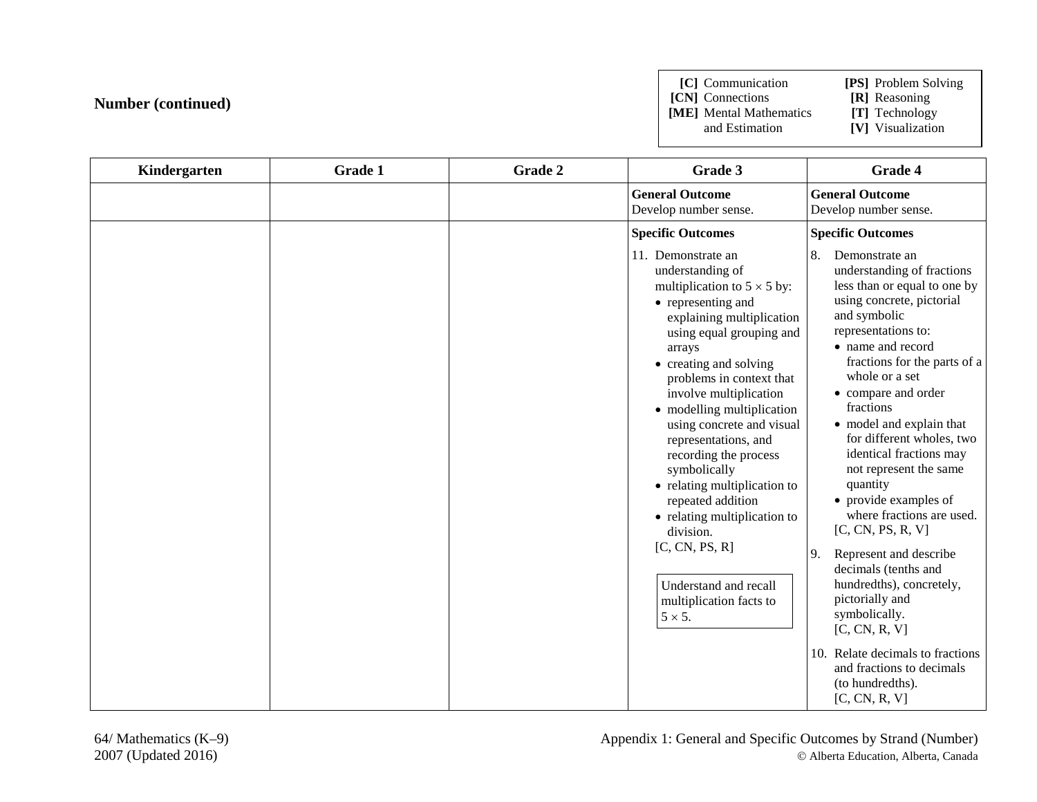## Number (continued)

| | |
|---|---|
| **[C]** Communication | **[PS]** Problem Solving |
| **[CN]** Connections | **[R]** Reasoning |
| **[ME]** Mental Mathematics and Estimation | **[T]** Technology |
| | **[V]** Visualization |

| Kindergarten | Grade 1 | Grade 2 | Grade 3 | Grade 4 |
|---|---|---|---|---|
| | | | **General Outcome**<br>Develop number sense. | **General Outcome**<br>Develop number sense. |
| | | | **Specific Outcomes**<br>11. Demonstrate an understanding of multiplication to $5 \times 5$ by:<br>• representing and explaining multiplication using equal grouping and arrays<br>• creating and solving problems in context that involve multiplication<br>• modelling multiplication using concrete and visual representations, and recording the process symbolically<br>• relating multiplication to repeated addition<br>• relating multiplication to division.<br>[C, CN, PS, R]<br><br>Understand and recall multiplication facts to $5 \times 5$. | **Specific Outcomes**<br>8. Demonstrate an understanding of fractions less than or equal to one by using concrete, pictorial and symbolic representations to:<br>• name and record fractions for the parts of a whole or a set<br>• compare and order fractions<br>• model and explain that for different wholes, two identical fractions may not represent the same quantity<br>• provide examples of where fractions are used.<br>[C, CN, PS, R, V]<br><br>9. Represent and describe decimals (tenths and hundredths), concretely, pictorially and symbolically.<br>[C, CN, R, V]<br><br>10. Relate decimals to fractions and fractions to decimals (to hundredths).<br>[C, CN, R, V] |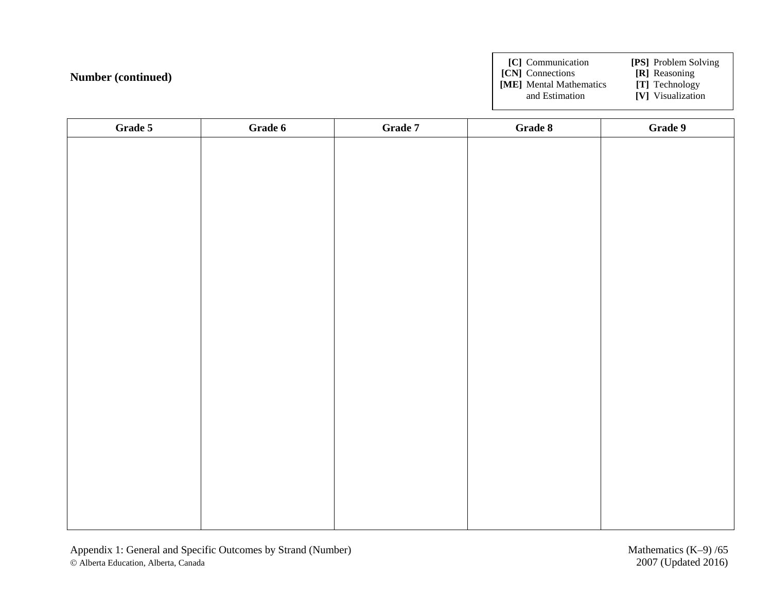**Number (continued)**

| **[C]** Communication | **[PS]** Problem Solving |
|---|---|
| **[CN]** Connections | **[R]** Reasoning |
| **[ME]** Mental Mathematics and Estimation | **[T]** Technology |
| | **[V]** Visualization |

| Grade 5 | Grade 6 | Grade 7 | Grade 8 | Grade 9 |
|---|---|---|---|---|
| | | | | |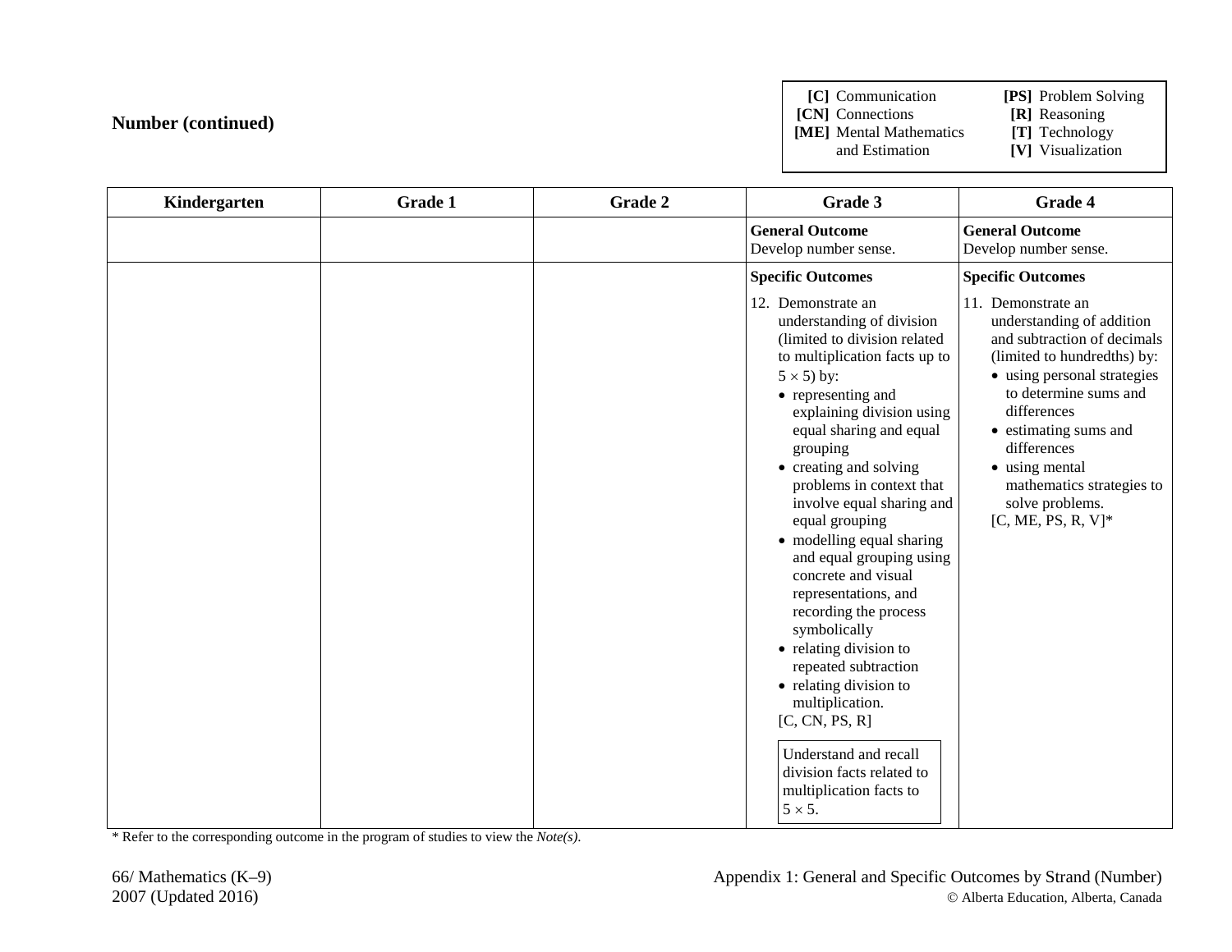## Number (continued)

| | |
|---|---|
| **[C]** Communication | **[PS]** Problem Solving |
| **[CN]** Connections | **[R]** Reasoning |
| **[ME]** Mental Mathematics and Estimation | **[T]** Technology |
| | **[V]** Visualization |

| Kindergarten | Grade 1 | Grade 2 | Grade 3 | Grade 4 |
|---|---|---|---|---|
| | | | **General Outcome**<br>Develop number sense. | **General Outcome**<br>Develop number sense. |
| | | | **Specific Outcomes**<br>12. Demonstrate an understanding of division (limited to division related to multiplication facts up to $5 \times 5$) by:<br>• representing and explaining division using equal sharing and equal grouping<br>• creating and solving problems in context that involve equal sharing and equal grouping<br>• modelling equal sharing and equal grouping using concrete and visual representations, and recording the process symbolically<br>• relating division to repeated subtraction<br>• relating division to multiplication.<br>[C, CN, PS, R]<br><br>Understand and recall division facts related to multiplication facts to $5 \times 5$. | **Specific Outcomes**<br>11. Demonstrate an understanding of addition and subtraction of decimals (limited to hundredths) by:<br>• using personal strategies to determine sums and differences<br>• estimating sums and differences<br>• using mental mathematics strategies to solve problems.<br>[C, ME, PS, R, V]* |

* Refer to the corresponding outcome in the program of studies to view the *Note(s)*.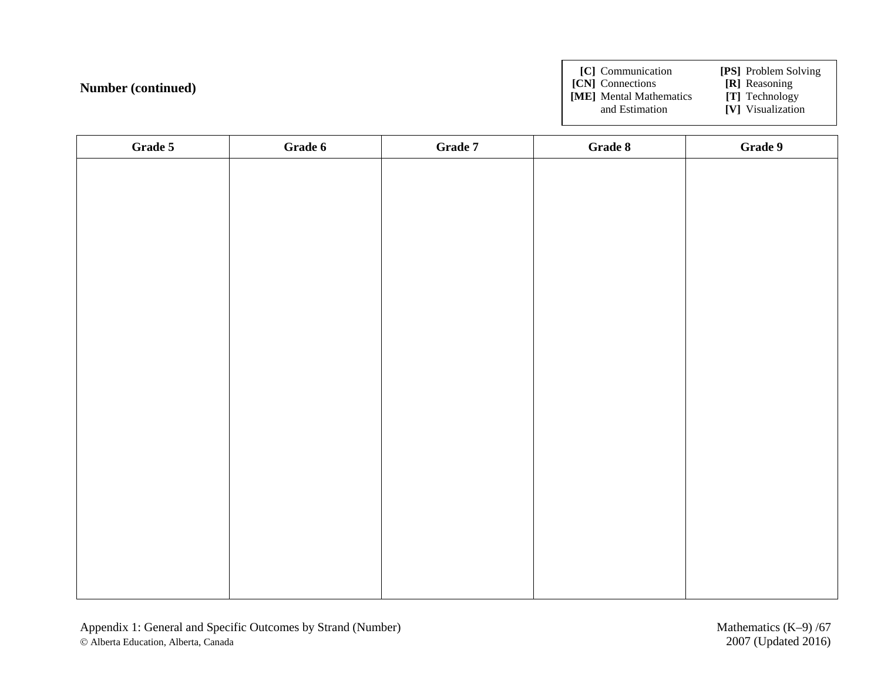**Number (continued)**

| | |
|---|---|
| **[C]** Communication | **[PS]** Problem Solving |
| **[CN]** Connections | **[R]** Reasoning |
| **[ME]** Mental Mathematics and Estimation | **[T]** Technology |
| | **[V]** Visualization |

| Grade 5 | Grade 6 | Grade 7 | Grade 8 | Grade 9 |
|---|---|---|---|---|
| | | | | |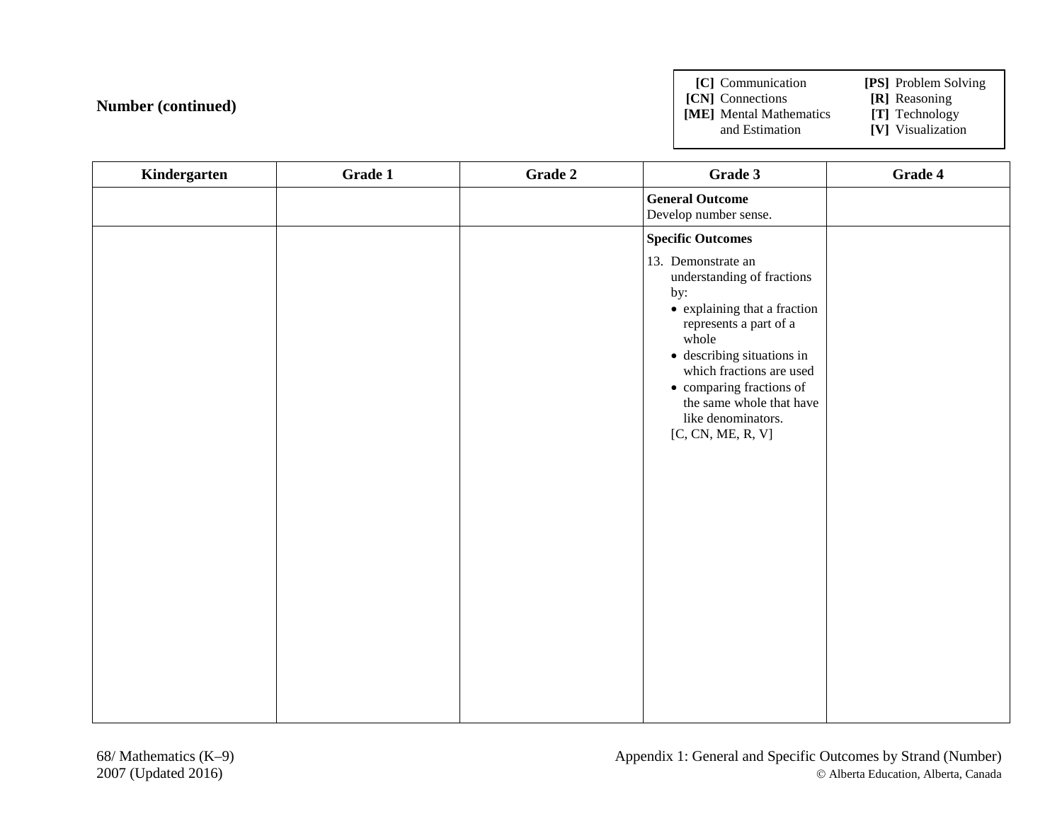## Number (continued)

| | |
|---|---|
| **[C]** Communication | **[PS]** Problem Solving |
| **[CN]** Connections | **[R]** Reasoning |
| **[ME]** Mental Mathematics and Estimation | **[T]** Technology |
| | **[V]** Visualization |

| Kindergarten | Grade 1 | Grade 2 | Grade 3 | Grade 4 |
|---|---|---|---|---|
| | | | **General Outcome**<br>Develop number sense. | |
| | | | **Specific Outcomes**<br>13. Demonstrate an understanding of fractions by:<br>• explaining that a fraction represents a part of a whole<br>• describing situations in which fractions are used<br>• comparing fractions of the same whole that have like denominators.<br>[C, CN, ME, R, V] | |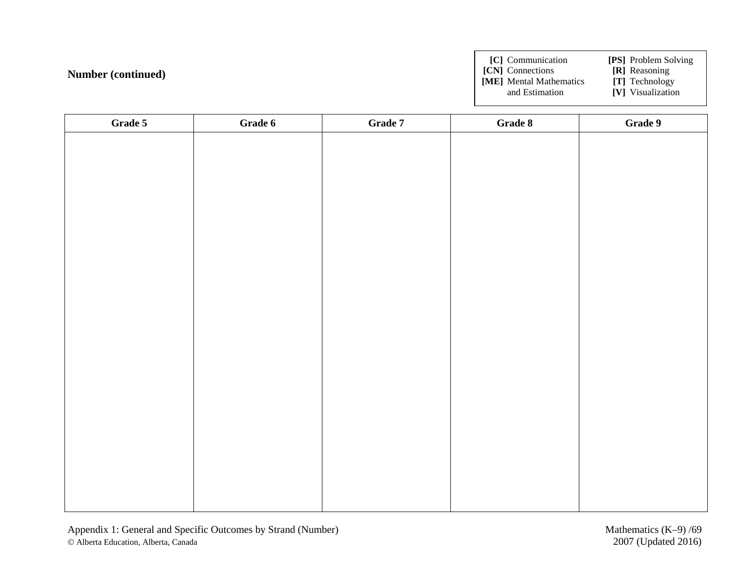**Number (continued)**

| **[C]** Communication | **[PS]** Problem Solving |
| --- | --- |
| **[CN]** Connections | **[R]** Reasoning |
| **[ME]** Mental Mathematics and Estimation | **[T]** Technology |
| | **[V]** Visualization |

| Grade 5 | Grade 6 | Grade 7 | Grade 8 | Grade 9 |
| --- | --- | --- | --- | --- |
| | | | | |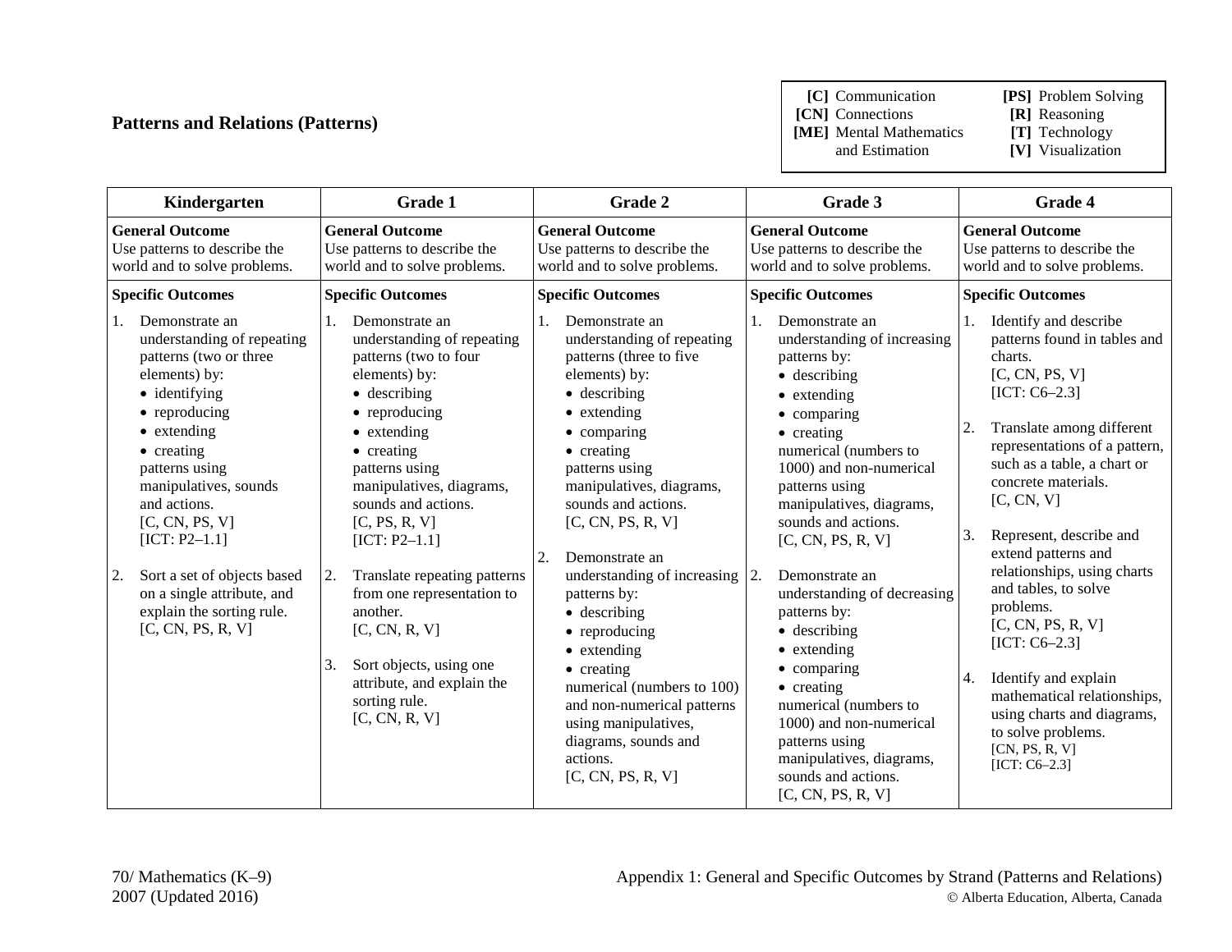## Patterns and Relations (Patterns)

| | |
|---|---|
| **[C]** Communication | **[PS]** Problem Solving |
| **[CN]** Connections | **[R]** Reasoning |
| **[ME]** Mental Mathematics and Estimation | **[T]** Technology |
| | **[V]** Visualization |

| Kindergarten | Grade 1 | Grade 2 | Grade 3 | Grade 4 |
|---|---|---|---|---|
| **General Outcome**<br>Use patterns to describe the world and to solve problems. | **General Outcome**<br>Use patterns to describe the world and to solve problems. | **General Outcome**<br>Use patterns to describe the world and to solve problems. | **General Outcome**<br>Use patterns to describe the world and to solve problems. | **General Outcome**<br>Use patterns to describe the world and to solve problems. |
| **Specific Outcomes** | **Specific Outcomes** | **Specific Outcomes** | **Specific Outcomes** | **Specific Outcomes** |
| 1. Demonstrate an understanding of repeating patterns (two or three elements) by:<br>• identifying<br>• reproducing<br>• extending<br>• creating<br>patterns using manipulatives, sounds and actions.<br>[C, CN, PS, V]<br>[ICT: P2–1.1]<br><br>2. Sort a set of objects based on a single attribute, and explain the sorting rule.<br>[C, CN, PS, R, V] | 1. Demonstrate an understanding of repeating patterns (two to four elements) by:<br>• describing<br>• reproducing<br>• extending<br>• creating<br>patterns using manipulatives, diagrams, sounds and actions.<br>[C, PS, R, V]<br>[ICT: P2–1.1]<br><br>2. Translate repeating patterns from one representation to another.<br>[C, CN, R, V]<br><br>3. Sort objects, using one attribute, and explain the sorting rule.<br>[C, CN, R, V] | 1. Demonstrate an understanding of repeating patterns (three to five elements) by:<br>• describing<br>• extending<br>• comparing<br>• creating<br>patterns using manipulatives, diagrams, sounds and actions.<br>[C, CN, PS, R, V]<br><br>2. Demonstrate an understanding of increasing patterns by:<br>• describing<br>• reproducing<br>• extending<br>• creating<br>numerical (numbers to 100) and non-numerical patterns using manipulatives, diagrams, sounds and actions.<br>[C, CN, PS, R, V] | 1. Demonstrate an understanding of increasing patterns by:<br>• describing<br>• extending<br>• comparing<br>• creating<br>numerical (numbers to 1000) and non-numerical patterns using manipulatives, diagrams, sounds and actions.<br>[C, CN, PS, R, V]<br><br>2. Demonstrate an understanding of decreasing patterns by:<br>• describing<br>• extending<br>• comparing<br>• creating<br>numerical (numbers to 1000) and non-numerical patterns using manipulatives, diagrams, sounds and actions.<br>[C, CN, PS, R, V] | 1. Identify and describe patterns found in tables and charts.<br>[C, CN, PS, V]<br>[ICT: C6–2.3]<br><br>2. Translate among different representations of a pattern, such as a table, a chart or concrete materials.<br>[C, CN, V]<br><br>3. Represent, describe and extend patterns and relationships, using charts and tables, to solve problems.<br>[C, CN, PS, R, V]<br>[ICT: C6–2.3]<br><br>4. Identify and explain mathematical relationships, using charts and diagrams, to solve problems.<br>[CN, PS, R, V]<br>[ICT: C6–2.3] |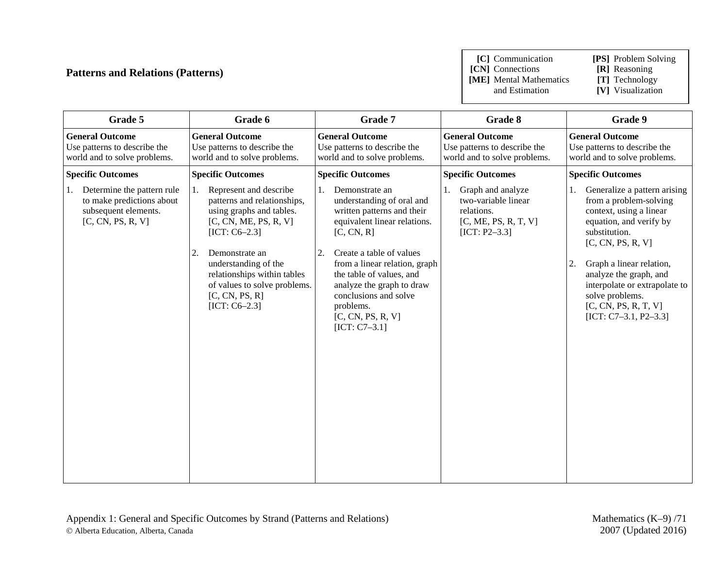## Patterns and Relations (Patterns)

| | |
|---|---|
| **[C]** Communication | **[PS]** Problem Solving |
| **[CN]** Connections | **[R]** Reasoning |
| **[ME]** Mental Mathematics and Estimation | **[T]** Technology |
| | **[V]** Visualization |

| Grade 5 | Grade 6 | Grade 7 | Grade 8 | Grade 9 |
|---|---|---|---|---|
| **General Outcome**<br>Use patterns to describe the world and to solve problems. | **General Outcome**<br>Use patterns to describe the world and to solve problems. | **General Outcome**<br>Use patterns to describe the world and to solve problems. | **General Outcome**<br>Use patterns to describe the world and to solve problems. | **General Outcome**<br>Use patterns to describe the world and to solve problems. |
| **Specific Outcomes**<br>1. Determine the pattern rule to make predictions about subsequent elements.<br>[C, CN, PS, R, V] | **Specific Outcomes**<br>1. Represent and describe patterns and relationships, using graphs and tables.<br>[C, CN, ME, PS, R, V]<br>[ICT: C6–2.3]<br><br>2. Demonstrate an understanding of the relationships within tables of values to solve problems.<br>[C, CN, PS, R]<br>[ICT: C6–2.3] | **Specific Outcomes**<br>1. Demonstrate an understanding of oral and written patterns and their equivalent linear relations.<br>[C, CN, R]<br><br>2. Create a table of values from a linear relation, graph the table of values, and analyze the graph to draw conclusions and solve problems.<br>[C, CN, PS, R, V]<br>[ICT: C7–3.1] | **Specific Outcomes**<br>1. Graph and analyze two-variable linear relations.<br>[C, ME, PS, R, T, V]<br>[ICT: P2–3.3] | **Specific Outcomes**<br>1. Generalize a pattern arising from a problem-solving context, using a linear equation, and verify by substitution.<br>[C, CN, PS, R, V]<br><br>2. Graph a linear relation, analyze the graph, and interpolate or extrapolate to solve problems.<br>[C, CN, PS, R, T, V]<br>[ICT: C7–3.1, P2–3.3] |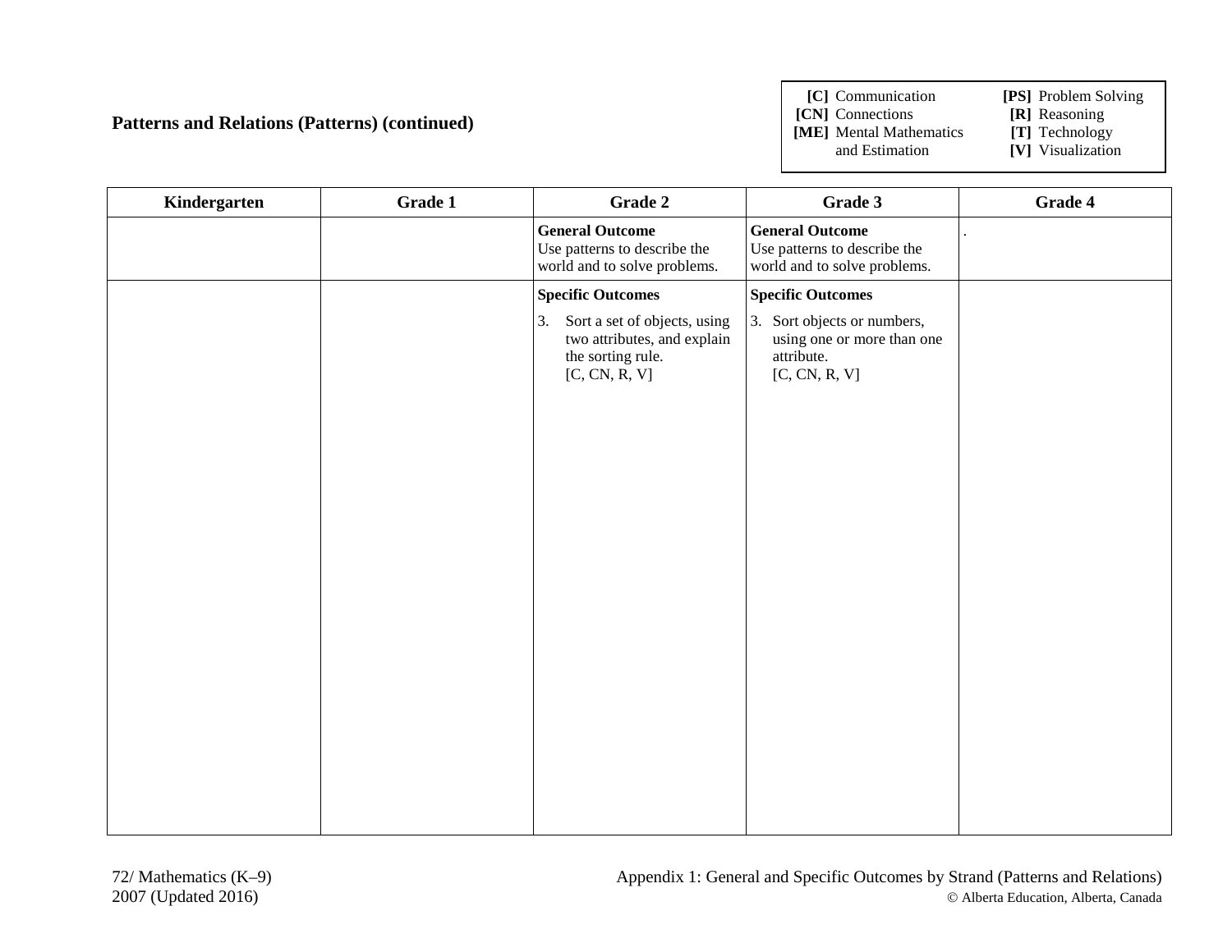## Patterns and Relations (Patterns) (continued)

| | | | |
|---|---|---|---|
| **[C]** Communication | **[PS]** Problem Solving | **[CN]** Connections | **[R]** Reasoning |
| **[ME]** Mental Mathematics and Estimation | **[T]** Technology | **[V]** Visualization | |

| Kindergarten | Grade 1 | Grade 2 | Grade 3 | Grade 4 |
|---|---|---|---|---|
| | | **General Outcome**<br>Use patterns to describe the world and to solve problems. | **General Outcome**<br>Use patterns to describe the world and to solve problems. | . |
| | | **Specific Outcomes**<br>3. Sort a set of objects, using two attributes, and explain the sorting rule.<br>[C, CN, R, V] | **Specific Outcomes**<br>3. Sort objects or numbers, using one or more than one attribute.<br>[C, CN, R, V] | |

Appendix 1: General and Specific Outcomes by Strand (Patterns and Relations)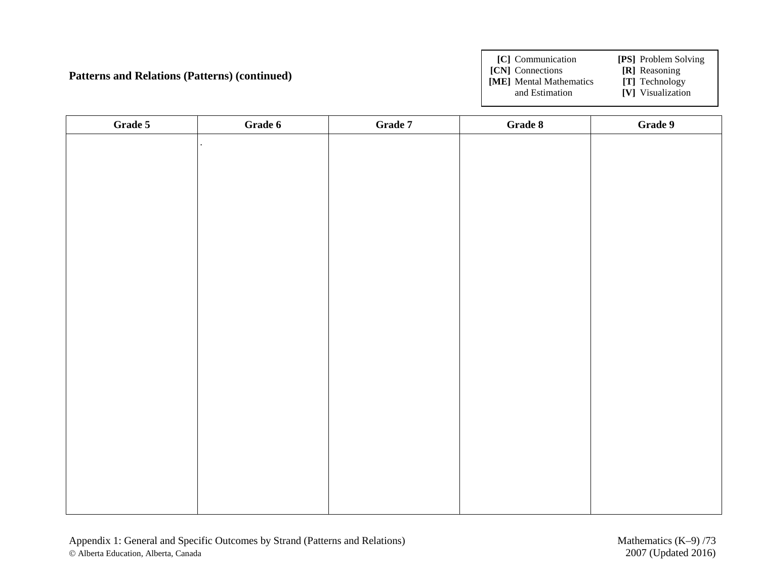## Patterns and Relations (Patterns) (continued)

**[C]** Communication
**[CN]** Connections
**[ME]** Mental Mathematics and Estimation
**[PS]** Problem Solving
**[R]** Reasoning
**[T]** Technology
**[V]** Visualization

| Grade 5 | Grade 6 | Grade 7 | Grade 8 | Grade 9 |
|---|---|---|---|---|
| | . | | | |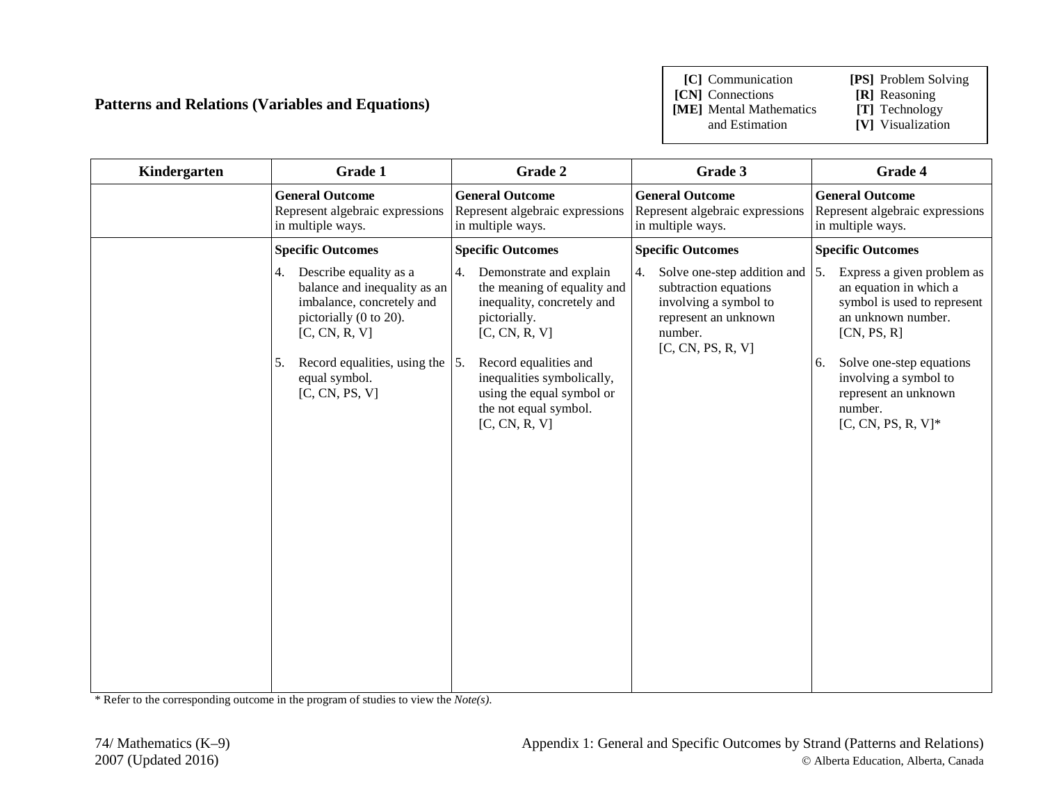## Patterns and Relations (Variables and Equations)

| | |
|---|---|
| **[C]** Communication | **[PS]** Problem Solving |
| **[CN]** Connections | **[R]** Reasoning |
| **[ME]** Mental Mathematics and Estimation | **[T]** Technology |
| | **[V]** Visualization |

| Kindergarten | Grade 1 | Grade 2 | Grade 3 | Grade 4 |
|---|---|---|---|---|
| | **General Outcome**<br>Represent algebraic expressions in multiple ways. | **General Outcome**<br>Represent algebraic expressions in multiple ways. | **General Outcome**<br>Represent algebraic expressions in multiple ways. | **General Outcome**<br>Represent algebraic expressions in multiple ways. |
| | **Specific Outcomes**<br>4. Describe equality as a balance and inequality as an imbalance, concretely and pictorially (0 to 20). [C, CN, R, V]<br><br>5. Record equalities, using the equal symbol. [C, CN, PS, V] | **Specific Outcomes**<br>4. Demonstrate and explain the meaning of equality and inequality, concretely and pictorially. [C, CN, R, V]<br><br>5. Record equalities and inequalities symbolically, using the equal symbol or the not equal symbol. [C, CN, R, V] | **Specific Outcomes**<br>4. Solve one-step addition and subtraction equations involving a symbol to represent an unknown number. [C, CN, PS, R, V] | **Specific Outcomes**<br>5. Express a given problem as an equation in which a symbol is used to represent an unknown number. [CN, PS, R]<br><br>6. Solve one-step equations involving a symbol to represent an unknown number. [C, CN, PS, R, V]* |

* Refer to the corresponding outcome in the program of studies to view the *Note(s)*.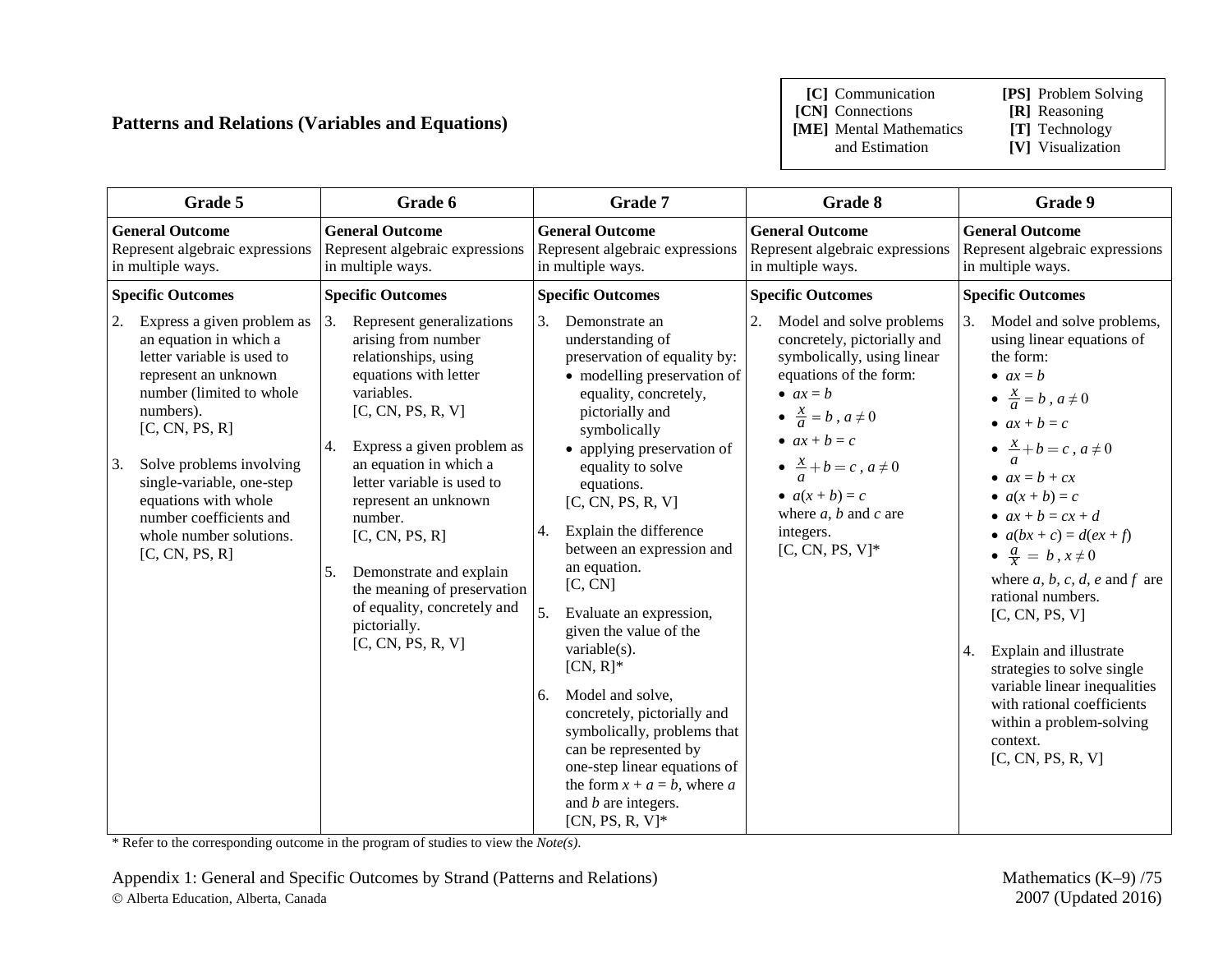## Patterns and Relations (Variables and Equations)

| **[C]** Communication | **[PS]** Problem Solving |
|---|---|
| **[CN]** Connections | **[R]** Reasoning |
| **[ME]** Mental Mathematics and Estimation | **[T]** Technology |
| | **[V]** Visualization |

| Grade 5 | Grade 6 | Grade 7 | Grade 8 | Grade 9 |
|---|---|---|---|---|
| **General Outcome** Represent algebraic expressions in multiple ways. | **General Outcome** Represent algebraic expressions in multiple ways. | **General Outcome** Represent algebraic expressions in multiple ways. | **General Outcome** Represent algebraic expressions in multiple ways. | **General Outcome** Represent algebraic expressions in multiple ways. |
| **Specific Outcomes** | **Specific Outcomes** | **Specific Outcomes** | **Specific Outcomes** | **Specific Outcomes** |
| 2. Express a given problem as an equation in which a letter variable is used to represent an unknown number (limited to whole numbers). [C, CN, PS, R]<br><br>3. Solve problems involving single-variable, one-step equations with whole number coefficients and whole number solutions. [C, CN, PS, R] | 3. Represent generalizations arising from number relationships, using equations with letter variables. [C, CN, PS, R, V]<br><br>4. Express a given problem as an equation in which a letter variable is used to represent an unknown number. [C, CN, PS, R]<br><br>5. Demonstrate and explain the meaning of preservation of equality, concretely and pictorially. [C, CN, PS, R, V] | 3. Demonstrate an understanding of preservation of equality by:<br>• modelling preservation of equality, concretely, pictorially and symbolically<br>• applying preservation of equality to solve equations.<br>[C, CN, PS, R, V]<br><br>4. Explain the difference between an expression and an equation. [C, CN]<br><br>5. Evaluate an expression, given the value of the variable(s). [CN, R]*<br><br>6. Model and solve, concretely, pictorially and symbolically, problems that can be represented by one-step linear equations of the form $x + a = b$, where $a$ and $b$ are integers. [CN, PS, R, V]* | 2. Model and solve problems concretely, pictorially and symbolically, using linear equations of the form:<br>• $ax = b$<br>• $\frac{x}{a} = b$, $a \neq 0$<br>• $ax + b = c$<br>• $\frac{x}{a} + b = c$, $a \neq 0$<br>• $a(x + b) = c$<br>where $a$, $b$ and $c$ are integers.<br>[C, CN, PS, V]* | 3. Model and solve problems, using linear equations of the form:<br>• $ax = b$<br>• $\frac{x}{a} = b$, $a \neq 0$<br>• $ax + b = c$<br>• $\frac{x}{a} + b = c$, $a \neq 0$<br>• $ax = b + cx$<br>• $a(x + b) = c$<br>• $ax + b = cx + d$<br>• $a(bx + c) = d(ex + f)$<br>• $\frac{a}{x} = b$, $x \neq 0$<br>where $a$, $b$, $c$, $d$, $e$ and $f$ are rational numbers.<br>[C, CN, PS, V]<br><br>4. Explain and illustrate strategies to solve single variable linear inequalities with rational coefficients within a problem-solving context. [C, CN, PS, R, V] |

\* Refer to the corresponding outcome in the program of studies to view the *Note(s).*

Appendix 1: General and Specific Outcomes by Strand (Patterns and Relations)
© Alberta Education, Alberta, Canada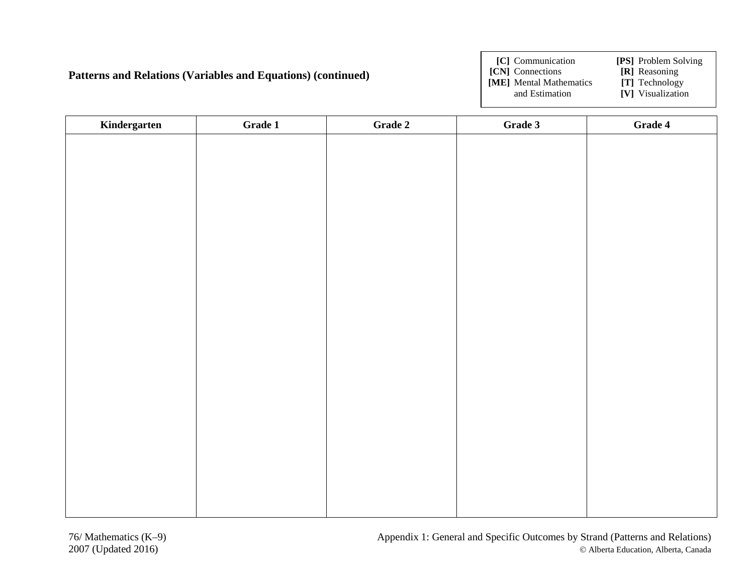**Patterns and Relations (Variables and Equations) (continued)**

| **[C]** Communication | **[PS]** Problem Solving |
|---|---|
| **[CN]** Connections | **[R]** Reasoning |
| **[ME]** Mental Mathematics and Estimation | **[T]** Technology |
| | **[V]** Visualization |

| Kindergarten | Grade 1 | Grade 2 | Grade 3 | Grade 4 |
|---|---|---|---|---|
| | | | | |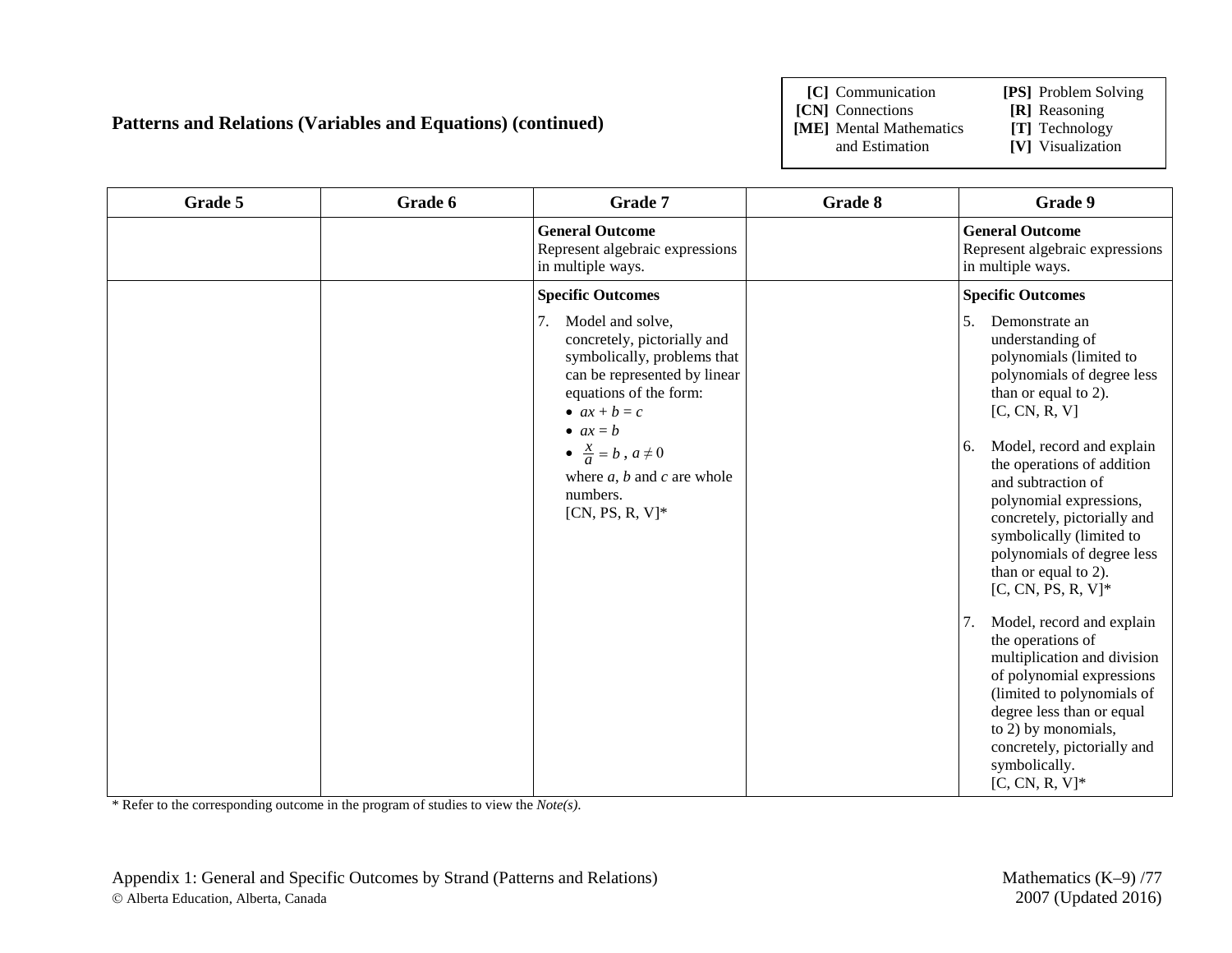## Patterns and Relations (Variables and Equations) (continued)

| | |
|---|---|
| **[C]** Communication | **[PS]** Problem Solving |
| **[CN]** Connections | **[R]** Reasoning |
| **[ME]** Mental Mathematics and Estimation | **[T]** Technology |
| | **[V]** Visualization |

| Grade 5 | Grade 6 | Grade 7 | Grade 8 | Grade 9 |
|---|---|---|---|---|
| | | **General Outcome**<br>Represent algebraic expressions in multiple ways. | | **General Outcome**<br>Represent algebraic expressions in multiple ways. |
| | | **Specific Outcomes**<br>7. Model and solve, concretely, pictorially and symbolically, problems that can be represented by linear equations of the form:<br>• $ax + b = c$<br>• $ax = b$<br>• $\frac{x}{a} = b$, $a \neq 0$<br>where $a$, $b$ and $c$ are whole numbers.<br>[CN, PS, R, V]* | | **Specific Outcomes**<br>5. Demonstrate an understanding of polynomials (limited to polynomials of degree less than or equal to 2).<br>[C, CN, R, V]<br><br>6. Model, record and explain the operations of addition and subtraction of polynomial expressions, concretely, pictorially and symbolically (limited to polynomials of degree less than or equal to 2).<br>[C, CN, PS, R, V]*<br><br>7. Model, record and explain the operations of multiplication and division of polynomial expressions (limited to polynomials of degree less than or equal to 2) by monomials, concretely, pictorially and symbolically.<br>[C, CN, R, V]* |

* Refer to the corresponding outcome in the program of studies to view the *Note(s).*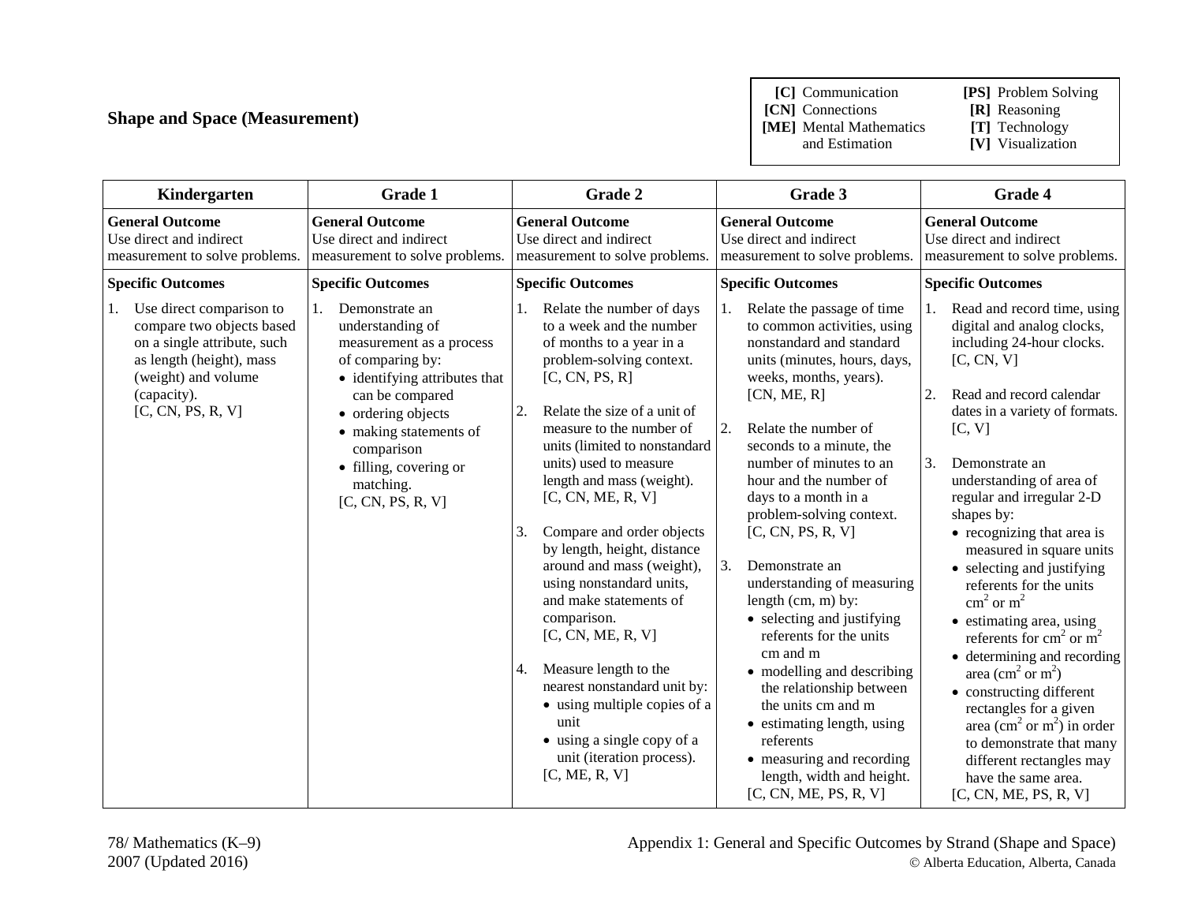## Shape and Space (Measurement)

| | |
|---|---|
| **[C]** Communication | **[PS]** Problem Solving |
| **[CN]** Connections | **[R]** Reasoning |
| **[ME]** Mental Mathematics and Estimation | **[T]** Technology |
| | **[V]** Visualization |

| Kindergarten | Grade 1 | Grade 2 | Grade 3 | Grade 4 |
|---|---|---|---|---|
| **General Outcome**<br>Use direct and indirect measurement to solve problems. | **General Outcome**<br>Use direct and indirect measurement to solve problems. | **General Outcome**<br>Use direct and indirect measurement to solve problems. | **General Outcome**<br>Use direct and indirect measurement to solve problems. | **General Outcome**<br>Use direct and indirect measurement to solve problems. |
| **Specific Outcomes**<br>1. Use direct comparison to compare two objects based on a single attribute, such as length (height), mass (weight) and volume (capacity).<br>[C, CN, PS, R, V] | **Specific Outcomes**<br>1. Demonstrate an understanding of measurement as a process of comparing by:<br>• identifying attributes that can be compared<br>• ordering objects<br>• making statements of comparison<br>• filling, covering or matching.<br>[C, CN, PS, R, V] | **Specific Outcomes**<br>1. Relate the number of days to a week and the number of months to a year in a problem-solving context.<br>[C, CN, PS, R]<br><br>2. Relate the size of a unit of measure to the number of units (limited to nonstandard units) used to measure length and mass (weight).<br>[C, CN, ME, R, V]<br><br>3. Compare and order objects by length, height, distance around and mass (weight), using nonstandard units, and make statements of comparison.<br>[C, CN, ME, R, V]<br><br>4. Measure length to the nearest nonstandard unit by:<br>• using multiple copies of a unit<br>• using a single copy of a unit (iteration process).<br>[C, ME, R, V] | **Specific Outcomes**<br>1. Relate the passage of time to common activities, using nonstandard and standard units (minutes, hours, days, weeks, months, years).<br>[CN, ME, R]<br><br>2. Relate the number of seconds to a minute, the number of minutes to an hour and the number of days to a month in a problem-solving context.<br>[C, CN, PS, R, V]<br><br>3. Demonstrate an understanding of measuring length (cm, m) by:<br>• selecting and justifying referents for the units cm and m<br>• modelling and describing the relationship between the units cm and m<br>• estimating length, using referents<br>• measuring and recording length, width and height.<br>[C, CN, ME, PS, R, V] | **Specific Outcomes**<br>1. Read and record time, using digital and analog clocks, including 24-hour clocks.<br>[C, CN, V]<br><br>2. Read and record calendar dates in a variety of formats.<br>[C, V]<br><br>3. Demonstrate an understanding of area of regular and irregular 2-D shapes by:<br>• recognizing that area is measured in square units<br>• selecting and justifying referents for the units $cm^2$ or $m^2$<br>• estimating area, using referents for $cm^2$ or $m^2$<br>• determining and recording area ($cm^2$ or $m^2$)<br>• constructing different rectangles for a given area ($cm^2$ or $m^2$) in order to demonstrate that many different rectangles may have the same area.<br>[C, CN, ME, PS, R, V] |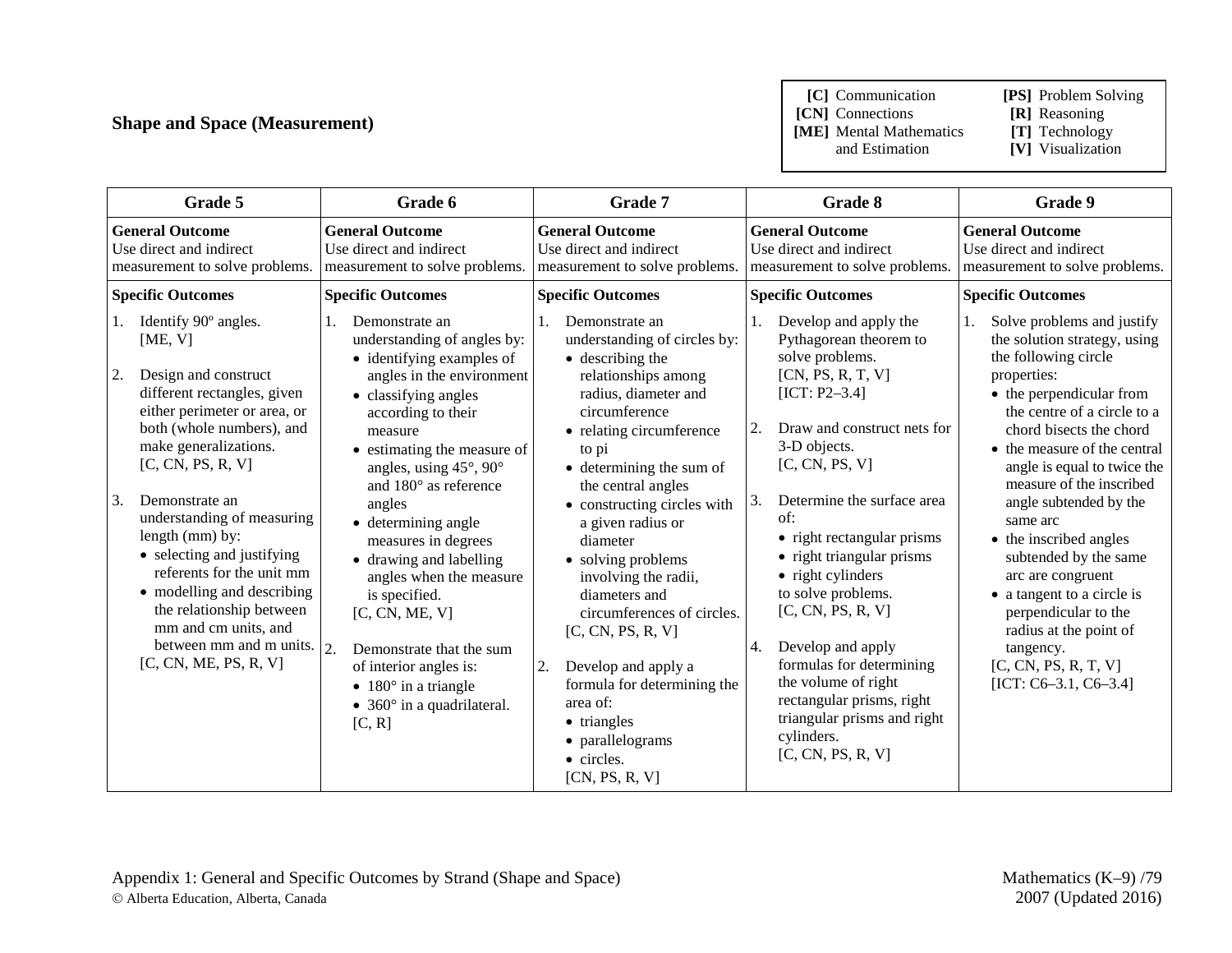## Shape and Space (Measurement)

| | |
|---|---|
| **[C]** Communication | **[PS]** Problem Solving |
| **[CN]** Connections | **[R]** Reasoning |
| **[ME]** Mental Mathematics and Estimation | **[T]** Technology |
| | **[V]** Visualization |

| Grade 5 | Grade 6 | Grade 7 | Grade 8 | Grade 9 |
|---|---|---|---|---|
| **General Outcome**<br>Use direct and indirect measurement to solve problems. | **General Outcome**<br>Use direct and indirect measurement to solve problems. | **General Outcome**<br>Use direct and indirect measurement to solve problems. | **General Outcome**<br>Use direct and indirect measurement to solve problems. | **General Outcome**<br>Use direct and indirect measurement to solve problems. |
| **Specific Outcomes** | **Specific Outcomes** | **Specific Outcomes** | **Specific Outcomes** | **Specific Outcomes** |
| 1. Identify 90º angles.<br>[ME, V]<br><br>2. Design and construct different rectangles, given either perimeter or area, or both (whole numbers), and make generalizations.<br>[C, CN, PS, R, V]<br><br>3. Demonstrate an understanding of measuring length (mm) by:<br>• selecting and justifying referents for the unit mm<br>• modelling and describing the relationship between mm and cm units, and between mm and m units.<br>[C, CN, ME, PS, R, V] | 1. Demonstrate an understanding of angles by:<br>• identifying examples of angles in the environment<br>• classifying angles according to their measure<br>• estimating the measure of angles, using 45°, 90° and 180° as reference angles<br>• determining angle measures in degrees<br>• drawing and labelling angles when the measure is specified.<br>[C, CN, ME, V]<br><br>2. Demonstrate that the sum of interior angles is:<br>• 180° in a triangle<br>• 360° in a quadrilateral.<br>[C, R] | 1. Demonstrate an understanding of circles by:<br>• describing the relationships among radius, diameter and circumference<br>• relating circumference to pi<br>• determining the sum of the central angles<br>• constructing circles with a given radius or diameter<br>• solving problems involving the radii, diameters and circumferences of circles.<br>[C, CN, PS, R, V]<br><br>2. Develop and apply a formula for determining the area of:<br>• triangles<br>• parallelograms<br>• circles.<br>[CN, PS, R, V] | 1. Develop and apply the Pythagorean theorem to solve problems.<br>[CN, PS, R, T, V]<br>[ICT: P2–3.4]<br><br>2. Draw and construct nets for 3-D objects.<br>[C, CN, PS, V]<br><br>3. Determine the surface area of:<br>• right rectangular prisms<br>• right triangular prisms<br>• right cylinders<br>to solve problems.<br>[C, CN, PS, R, V]<br><br>4. Develop and apply formulas for determining the volume of right rectangular prisms, right triangular prisms and right cylinders.<br>[C, CN, PS, R, V] | 1. Solve problems and justify the solution strategy, using the following circle properties:<br>• the perpendicular from the centre of a circle to a chord bisects the chord<br>• the measure of the central angle is equal to twice the measure of the inscribed angle subtended by the same arc<br>• the inscribed angles subtended by the same arc are congruent<br>• a tangent to a circle is perpendicular to the radius at the point of tangency.<br>[C, CN, PS, R, T, V]<br>[ICT: C6–3.1, C6–3.4] |

Appendix 1: General and Specific Outcomes by Strand (Shape and Space)
© Alberta Education, Alberta, Canada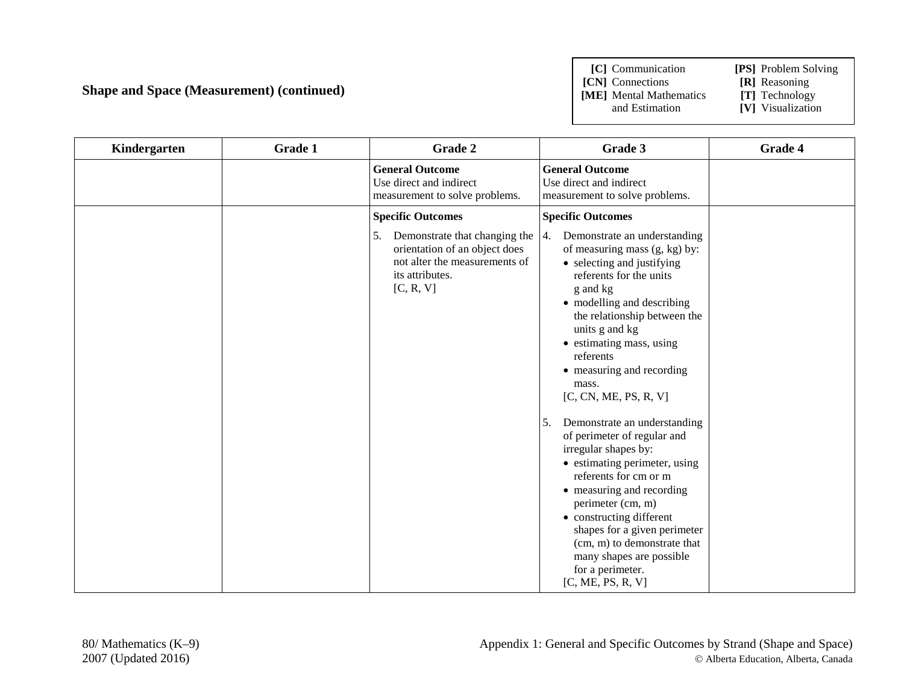## Shape and Space (Measurement) (continued)

| | |
|---|---|
| **[C]** Communication | **[PS]** Problem Solving |
| **[CN]** Connections | **[R]** Reasoning |
| **[ME]** Mental Mathematics and Estimation | **[T]** Technology |
| | **[V]** Visualization |

| Kindergarten | Grade 1 | Grade 2 | Grade 3 | Grade 4 |
|---|---|---|---|---|
| | | **General Outcome**<br>Use direct and indirect measurement to solve problems. | **General Outcome**<br>Use direct and indirect measurement to solve problems. | |
| | | **Specific Outcomes**<br>5. Demonstrate that changing the orientation of an object does not alter the measurements of its attributes.<br>[C, R, V] | **Specific Outcomes**<br>4. Demonstrate an understanding of measuring mass (g, kg) by:<br>• selecting and justifying referents for the units g and kg<br>• modelling and describing the relationship between the units g and kg<br>• estimating mass, using referents<br>• measuring and recording mass.<br>[C, CN, ME, PS, R, V]<br><br>5. Demonstrate an understanding of perimeter of regular and irregular shapes by:<br>• estimating perimeter, using referents for cm or m<br>• measuring and recording perimeter (cm, m)<br>• constructing different shapes for a given perimeter (cm, m) to demonstrate that many shapes are possible for a perimeter.<br>[C, ME, PS, R, V] | |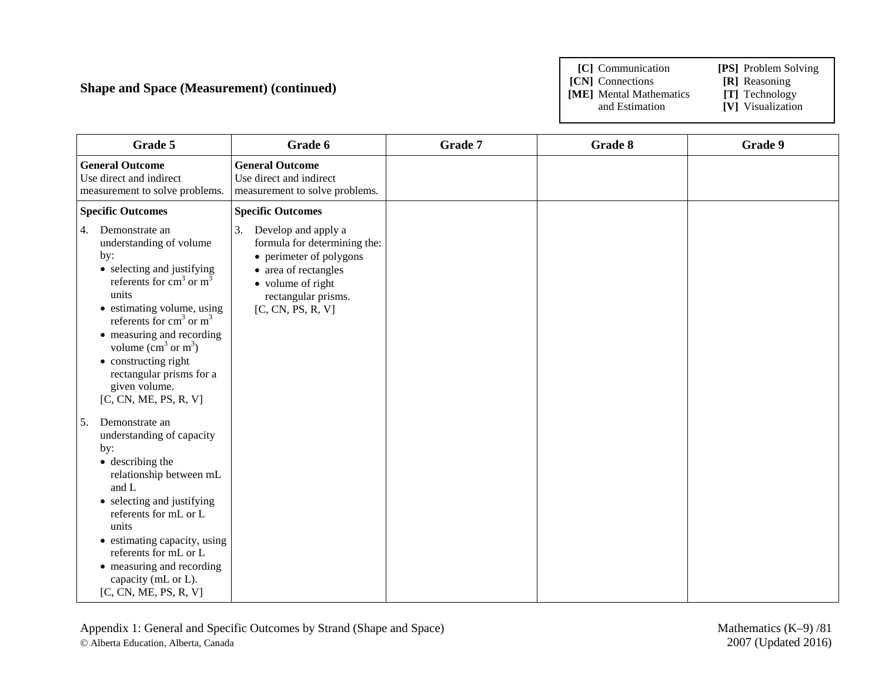## Shape and Space (Measurement) (continued)

| | |
|---|---|
| **[C]** Communication | **[PS]** Problem Solving |
| **[CN]** Connections | **[R]** Reasoning |
| **[ME]** Mental Mathematics and Estimation | **[T]** Technology |
| | **[V]** Visualization |

| Grade 5 | Grade 6 | Grade 7 | Grade 8 | Grade 9 |
|---|---|---|---|---|
| **General Outcome**<br>Use direct and indirect measurement to solve problems. | **General Outcome**<br>Use direct and indirect measurement to solve problems. | | | |
| **Specific Outcomes**<br>4. Demonstrate an understanding of volume by:<br>• selecting and justifying referents for $cm^3$ or $m^3$ units<br>• estimating volume, using referents for $cm^3$ or $m^3$<br>• measuring and recording volume ($cm^3$ or $m^3$)<br>• constructing right rectangular prisms for a given volume.<br>[C, CN, ME, PS, R, V]<br><br>5. Demonstrate an understanding of capacity by:<br>• describing the relationship between mL and L<br>• selecting and justifying referents for mL or L units<br>• estimating capacity, using referents for mL or L<br>• measuring and recording capacity (mL or L).<br>[C, CN, ME, PS, R, V] | **Specific Outcomes**<br>3. Develop and apply a formula for determining the:<br>• perimeter of polygons<br>• area of rectangles<br>• volume of right rectangular prisms.<br>[C, CN, PS, R, V] | | | |

Appendix 1: General and Specific Outcomes by Strand (Shape and Space)
© Alberta Education, Alberta, Canada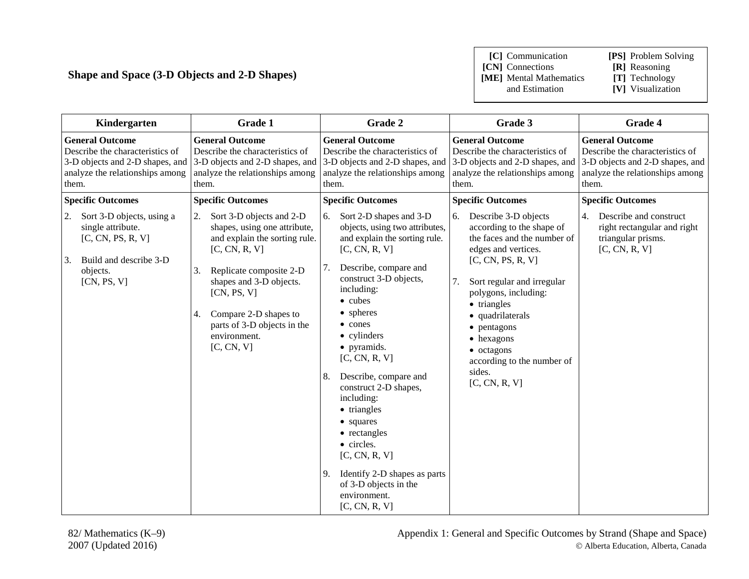## Shape and Space (3-D Objects and 2-D Shapes)

| | |
|---|---|
| **[C]** Communication | **[PS]** Problem Solving |
| **[CN]** Connections | **[R]** Reasoning |
| **[ME]** Mental Mathematics and Estimation | **[T]** Technology |
| | **[V]** Visualization |

| Kindergarten | Grade 1 | Grade 2 | Grade 3 | Grade 4 |
|---|---|---|---|---|
| **General Outcome**<br>Describe the characteristics of 3-D objects and 2-D shapes, and analyze the relationships among them. | **General Outcome**<br>Describe the characteristics of 3-D objects and 2-D shapes, and analyze the relationships among them. | **General Outcome**<br>Describe the characteristics of 3-D objects and 2-D shapes, and analyze the relationships among them. | **General Outcome**<br>Describe the characteristics of 3-D objects and 2-D shapes, and analyze the relationships among them. | **General Outcome**<br>Describe the characteristics of 3-D objects and 2-D shapes, and analyze the relationships among them. |
| **Specific Outcomes**<br>2. Sort 3-D objects, using a single attribute. [C, CN, PS, R, V]<br><br>3. Build and describe 3-D objects. [CN, PS, V] | **Specific Outcomes**<br>2. Sort 3-D objects and 2-D shapes, using one attribute, and explain the sorting rule. [C, CN, R, V]<br><br>3. Replicate composite 2-D shapes and 3-D objects. [CN, PS, V]<br><br>4. Compare 2-D shapes to parts of 3-D objects in the environment. [C, CN, V] | **Specific Outcomes**<br>6. Sort 2-D shapes and 3-D objects, using two attributes, and explain the sorting rule. [C, CN, R, V]<br><br>7. Describe, compare and construct 3-D objects, including:<br>• cubes<br>• spheres<br>• cones<br>• cylinders<br>• pyramids.<br>[C, CN, R, V]<br><br>8. Describe, compare and construct 2-D shapes, including:<br>• triangles<br>• squares<br>• rectangles<br>• circles.<br>[C, CN, R, V]<br><br>9. Identify 2-D shapes as parts of 3-D objects in the environment. [C, CN, R, V] | **Specific Outcomes**<br>6. Describe 3-D objects according to the shape of the faces and the number of edges and vertices. [C, CN, PS, R, V]<br><br>7. Sort regular and irregular polygons, including:<br>• triangles<br>• quadrilaterals<br>• pentagons<br>• hexagons<br>• octagons<br>according to the number of sides.<br>[C, CN, R, V] | **Specific Outcomes**<br>4. Describe and construct right rectangular and right triangular prisms. [C, CN, R, V] |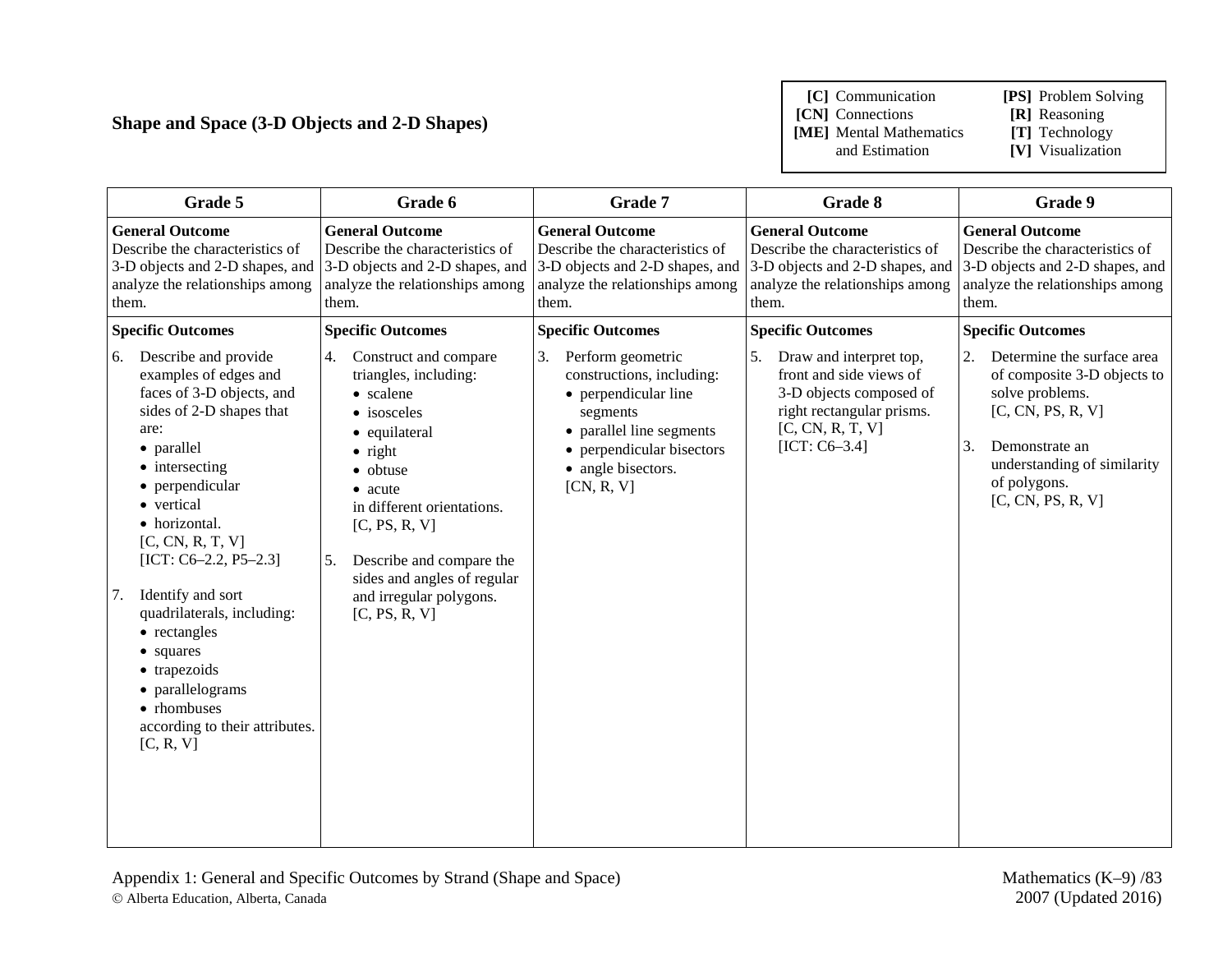## Shape and Space (3-D Objects and 2-D Shapes)

| | |
|---|---|
| **[C]** Communication | **[PS]** Problem Solving |
| **[CN]** Connections | **[R]** Reasoning |
| **[ME]** Mental Mathematics and Estimation | **[T]** Technology |
| | **[V]** Visualization |

| Grade 5 | Grade 6 | Grade 7 | Grade 8 | Grade 9 |
|---|---|---|---|---|
| **General Outcome**<br>Describe the characteristics of 3-D objects and 2-D shapes, and analyze the relationships among them. | **General Outcome**<br>Describe the characteristics of 3-D objects and 2-D shapes, and analyze the relationships among them. | **General Outcome**<br>Describe the characteristics of 3-D objects and 2-D shapes, and analyze the relationships among them. | **General Outcome**<br>Describe the characteristics of 3-D objects and 2-D shapes, and analyze the relationships among them. | **General Outcome**<br>Describe the characteristics of 3-D objects and 2-D shapes, and analyze the relationships among them. |
| **Specific Outcomes**<br>6. Describe and provide examples of edges and faces of 3-D objects, and sides of 2-D shapes that are:<br>• parallel<br>• intersecting<br>• perpendicular<br>• vertical<br>• horizontal.<br>[C, CN, R, T, V]<br>[ICT: C6–2.2, P5–2.3]<br><br>7. Identify and sort quadrilaterals, including:<br>• rectangles<br>• squares<br>• trapezoids<br>• parallelograms<br>• rhombuses<br>according to their attributes.<br>[C, R, V] | **Specific Outcomes**<br>4. Construct and compare triangles, including:<br>• scalene<br>• isosceles<br>• equilateral<br>• right<br>• obtuse<br>• acute<br>in different orientations.<br>[C, PS, R, V]<br><br>5. Describe and compare the sides and angles of regular and irregular polygons.<br>[C, PS, R, V] | **Specific Outcomes**<br>3. Perform geometric constructions, including:<br>• perpendicular line segments<br>• parallel line segments<br>• perpendicular bisectors<br>• angle bisectors.<br>[CN, R, V] | **Specific Outcomes**<br>5. Draw and interpret top, front and side views of 3-D objects composed of right rectangular prisms.<br>[C, CN, R, T, V]<br>[ICT: C6–3.4] | **Specific Outcomes**<br>2. Determine the surface area of composite 3-D objects to solve problems.<br>[C, CN, PS, R, V]<br><br>3. Demonstrate an understanding of similarity of polygons.<br>[C, CN, PS, R, V] |

Appendix 1: General and Specific Outcomes by Strand (Shape and Space)
© Alberta Education, Alberta, Canada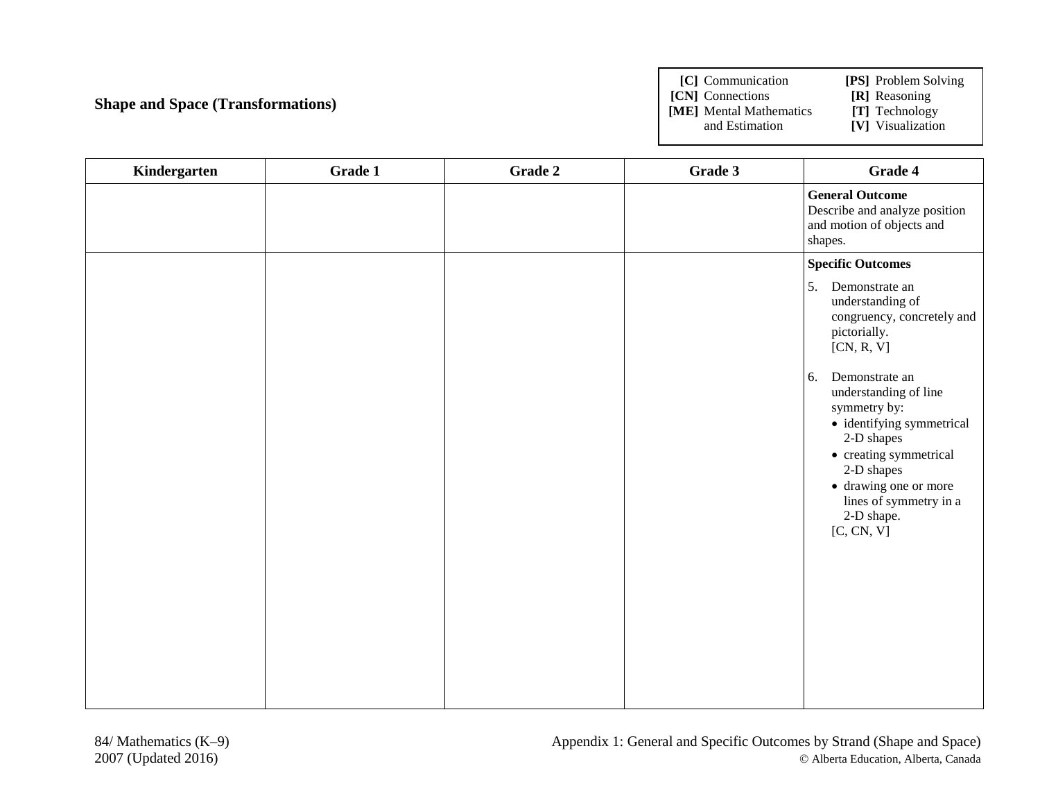## Shape and Space (Transformations)

| | |
|---|---|
| **[C]** Communication | **[PS]** Problem Solving |
| **[CN]** Connections | **[R]** Reasoning |
| **[ME]** Mental Mathematics and Estimation | **[T]** Technology |
| | **[V]** Visualization |

| Kindergarten | Grade 1 | Grade 2 | Grade 3 | Grade 4 |
|---|---|---|---|---|
| | | | | **General Outcome**<br>Describe and analyze position and motion of objects and shapes. |
| | | | | **Specific Outcomes**<br>5. Demonstrate an understanding of congruency, concretely and pictorially. [CN, R, V]<br><br>6. Demonstrate an understanding of line symmetry by:<br>• identifying symmetrical 2-D shapes<br>• creating symmetrical 2-D shapes<br>• drawing one or more lines of symmetry in a 2-D shape.<br>[C, CN, V] |

Appendix 1: General and Specific Outcomes by Strand (Shape and Space)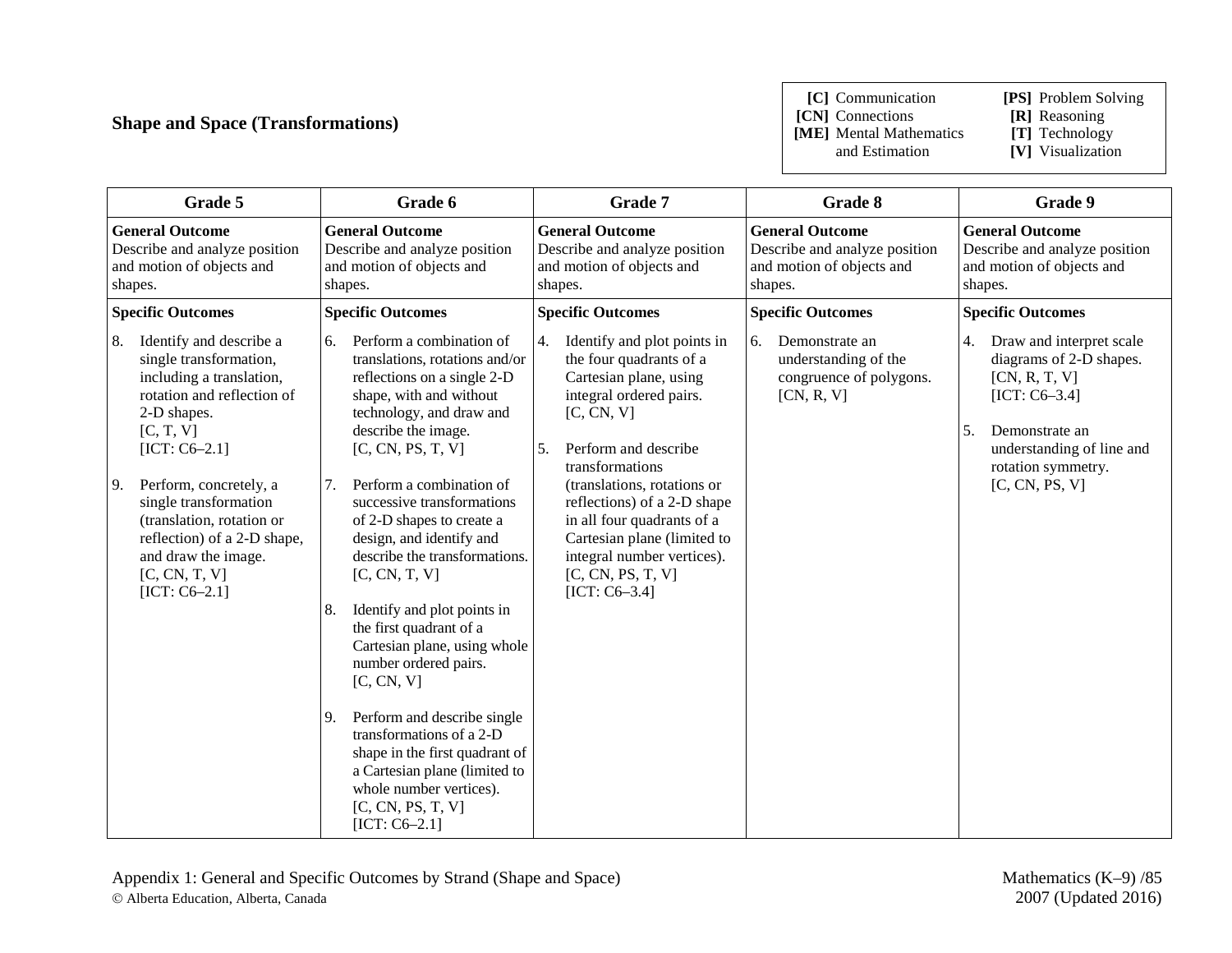## Shape and Space (Transformations)

| | |
|---|---|
| **[C]** Communication | **[PS]** Problem Solving |
| **[CN]** Connections | **[R]** Reasoning |
| **[ME]** Mental Mathematics and Estimation | **[T]** Technology |
| | **[V]** Visualization |

| Grade 5 | Grade 6 | Grade 7 | Grade 8 | Grade 9 |
|---|---|---|---|---|
| **General Outcome**<br>Describe and analyze position and motion of objects and shapes. | **General Outcome**<br>Describe and analyze position and motion of objects and shapes. | **General Outcome**<br>Describe and analyze position and motion of objects and shapes. | **General Outcome**<br>Describe and analyze position and motion of objects and shapes. | **General Outcome**<br>Describe and analyze position and motion of objects and shapes. |
| **Specific Outcomes** | **Specific Outcomes** | **Specific Outcomes** | **Specific Outcomes** | **Specific Outcomes** |
| 8. Identify and describe a single transformation, including a translation, rotation and reflection of 2-D shapes.<br>[C, T, V]<br>[ICT: C6–2.1]<br><br>9. Perform, concretely, a single transformation (translation, rotation or reflection) of a 2-D shape, and draw the image.<br>[C, CN, T, V]<br>[ICT: C6–2.1] | 6. Perform a combination of translations, rotations and/or reflections on a single 2-D shape, with and without technology, and draw and describe the image.<br>[C, CN, PS, T, V]<br><br>7. Perform a combination of successive transformations of 2-D shapes to create a design, and identify and describe the transformations.<br>[C, CN, T, V]<br><br>8. Identify and plot points in the first quadrant of a Cartesian plane, using whole number ordered pairs.<br>[C, CN, V]<br><br>9. Perform and describe single transformations of a 2-D shape in the first quadrant of a Cartesian plane (limited to whole number vertices).<br>[C, CN, PS, T, V]<br>[ICT: C6–2.1] | 4. Identify and plot points in the four quadrants of a Cartesian plane, using integral ordered pairs.<br>[C, CN, V]<br><br>5. Perform and describe transformations (translations, rotations or reflections) of a 2-D shape in all four quadrants of a Cartesian plane (limited to integral number vertices).<br>[C, CN, PS, T, V]<br>[ICT: C6–3.4] | 6. Demonstrate an understanding of the congruence of polygons.<br>[CN, R, V] | 4. Draw and interpret scale diagrams of 2-D shapes.<br>[CN, R, T, V]<br>[ICT: C6–3.4]<br><br>5. Demonstrate an understanding of line and rotation symmetry.<br>[C, CN, PS, V] |

Appendix 1: General and Specific Outcomes by Strand (Shape and Space)
© Alberta Education, Alberta, Canada

Mathematics (K–9)
2007 (Updated 2016)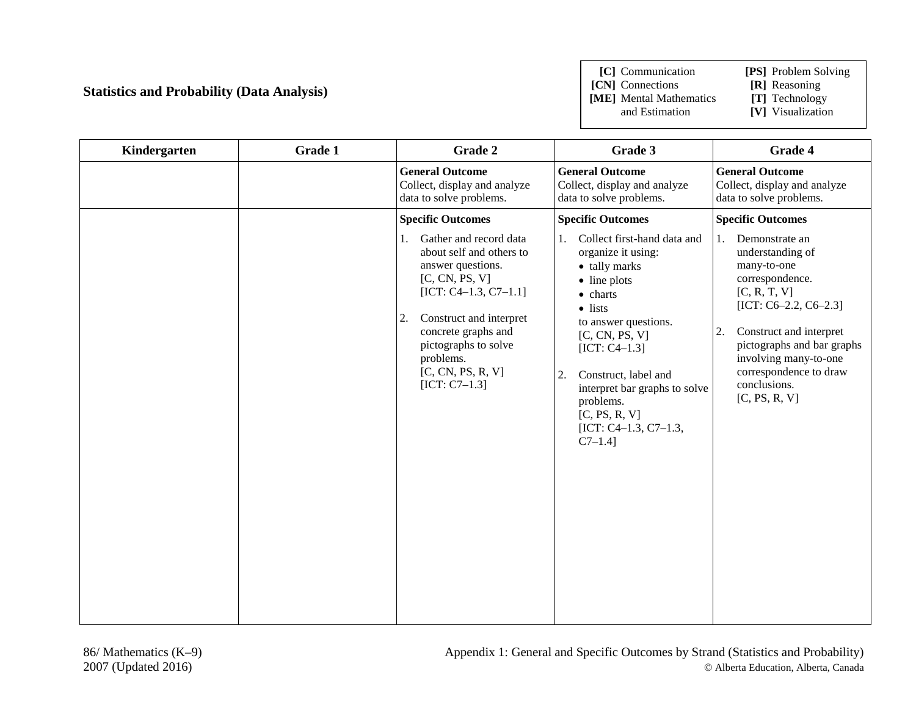## Statistics and Probability (Data Analysis)

| | |
|---|---|
| **[C]** Communication | **[PS]** Problem Solving |
| **[CN]** Connections | **[R]** Reasoning |
| **[ME]** Mental Mathematics and Estimation | **[T]** Technology |
| | **[V]** Visualization |

| Kindergarten | Grade 1 | Grade 2 | Grade 3 | Grade 4 |
|---|---|---|---|---|
| | | **General Outcome**<br>Collect, display and analyze data to solve problems. | **General Outcome**<br>Collect, display and analyze data to solve problems. | **General Outcome**<br>Collect, display and analyze data to solve problems. |
| | | **Specific Outcomes**<br>1. Gather and record data about self and others to answer questions.<br>[C, CN, PS, V]<br>[ICT: C4–1.3, C7–1.1]<br><br>2. Construct and interpret concrete graphs and pictographs to solve problems.<br>[C, CN, PS, R, V]<br>[ICT: C7–1.3] | **Specific Outcomes**<br>1. Collect first-hand data and organize it using:<br>• tally marks<br>• line plots<br>• charts<br>• lists<br>to answer questions.<br>[C, CN, PS, V]<br>[ICT: C4–1.3]<br><br>2. Construct, label and interpret bar graphs to solve problems.<br>[C, PS, R, V]<br>[ICT: C4–1.3, C7–1.3, C7–1.4] | **Specific Outcomes**<br>1. Demonstrate an understanding of many-to-one correspondence.<br>[C, R, T, V]<br>[ICT: C6–2.2, C6–2.3]<br><br>2. Construct and interpret pictographs and bar graphs involving many-to-one correspondence to draw conclusions.<br>[C, PS, R, V] |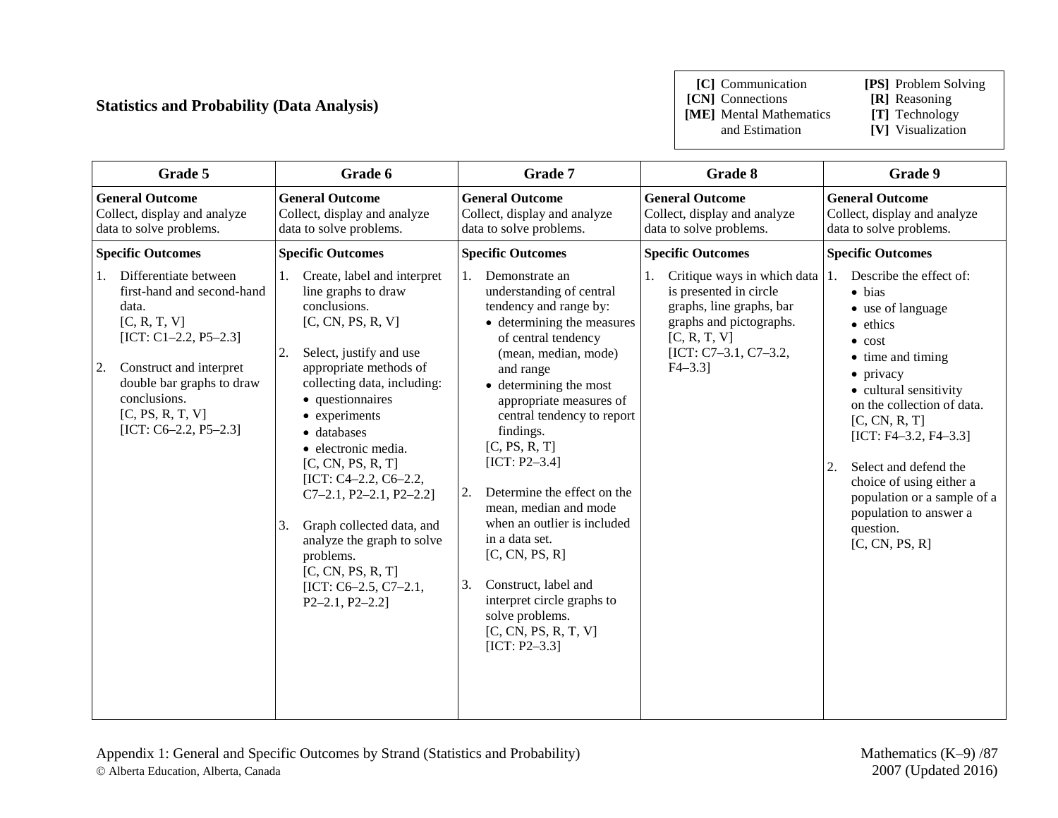## Statistics and Probability (Data Analysis)

| | |
|---|---|
| **[C]** Communication | **[PS]** Problem Solving |
| **[CN]** Connections | **[R]** Reasoning |
| **[ME]** Mental Mathematics and Estimation | **[T]** Technology |
| | **[V]** Visualization |

| Grade 5 | Grade 6 | Grade 7 | Grade 8 | Grade 9 |
|---|---|---|---|---|
| **General Outcome**<br>Collect, display and analyze data to solve problems. | **General Outcome**<br>Collect, display and analyze data to solve problems. | **General Outcome**<br>Collect, display and analyze data to solve problems. | **General Outcome**<br>Collect, display and analyze data to solve problems. | **General Outcome**<br>Collect, display and analyze data to solve problems. |
| **Specific Outcomes**<br>1. Differentiate between first-hand and second-hand data.<br>[C, R, T, V]<br>[ICT: C1–2.2, P5–2.3]<br><br>2. Construct and interpret double bar graphs to draw conclusions.<br>[C, PS, R, T, V]<br>[ICT: C6–2.2, P5–2.3] | **Specific Outcomes**<br>1. Create, label and interpret line graphs to draw conclusions.<br>[C, CN, PS, R, V]<br><br>2. Select, justify and use appropriate methods of collecting data, including:<br>• questionnaires<br>• experiments<br>• databases<br>• electronic media.<br>[C, CN, PS, R, T]<br>[ICT: C4–2.2, C6–2.2, C7–2.1, P2–2.1, P2–2.2]<br><br>3. Graph collected data, and analyze the graph to solve problems.<br>[C, CN, PS, R, T]<br>[ICT: C6–2.5, C7–2.1, P2–2.1, P2–2.2] | **Specific Outcomes**<br>1. Demonstrate an understanding of central tendency and range by:<br>• determining the measures of central tendency (mean, median, mode) and range<br>• determining the most appropriate measures of central tendency to report findings.<br>[C, PS, R, T]<br>[ICT: P2–3.4]<br><br>2. Determine the effect on the mean, median and mode when an outlier is included in a data set.<br>[C, CN, PS, R]<br><br>3. Construct, label and interpret circle graphs to solve problems.<br>[C, CN, PS, R, T, V]<br>[ICT: P2–3.3] | **Specific Outcomes**<br>1. Critique ways in which data is presented in circle graphs, line graphs, bar graphs and pictographs.<br>[C, R, T, V]<br>[ICT: C7–3.1, C7–3.2, F4–3.3] | **Specific Outcomes**<br>1. Describe the effect of:<br>• bias<br>• use of language<br>• ethics<br>• cost<br>• time and timing<br>• privacy<br>• cultural sensitivity<br>on the collection of data.<br>[C, CN, R, T]<br>[ICT: F4–3.2, F4–3.3]<br><br>2. Select and defend the choice of using either a population or a sample of a population to answer a question.<br>[C, CN, PS, R] |

Appendix 1: General and Specific Outcomes by Strand (Statistics and Probability)
© Alberta Education, Alberta, Canada

Mathematics (K–9)
2007 (Updated 2016)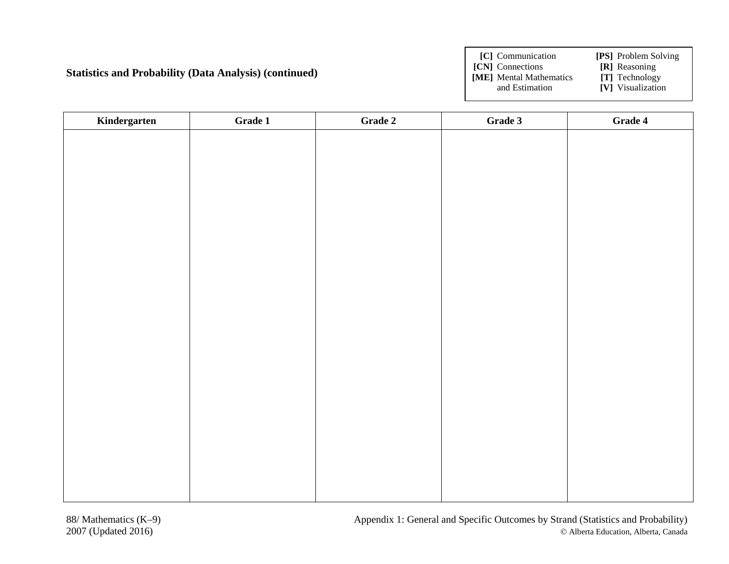**Statistics and Probability (Data Analysis) (continued)**

| | |
|---|---|
| **[C]** Communication | **[PS]** Problem Solving |
| **[CN]** Connections | **[R]** Reasoning |
| **[ME]** Mental Mathematics and Estimation | **[T]** Technology |
| | **[V]** Visualization |

| Kindergarten | Grade 1 | Grade 2 | Grade 3 | Grade 4 |
|---|---|---|---|---|
| | | | | |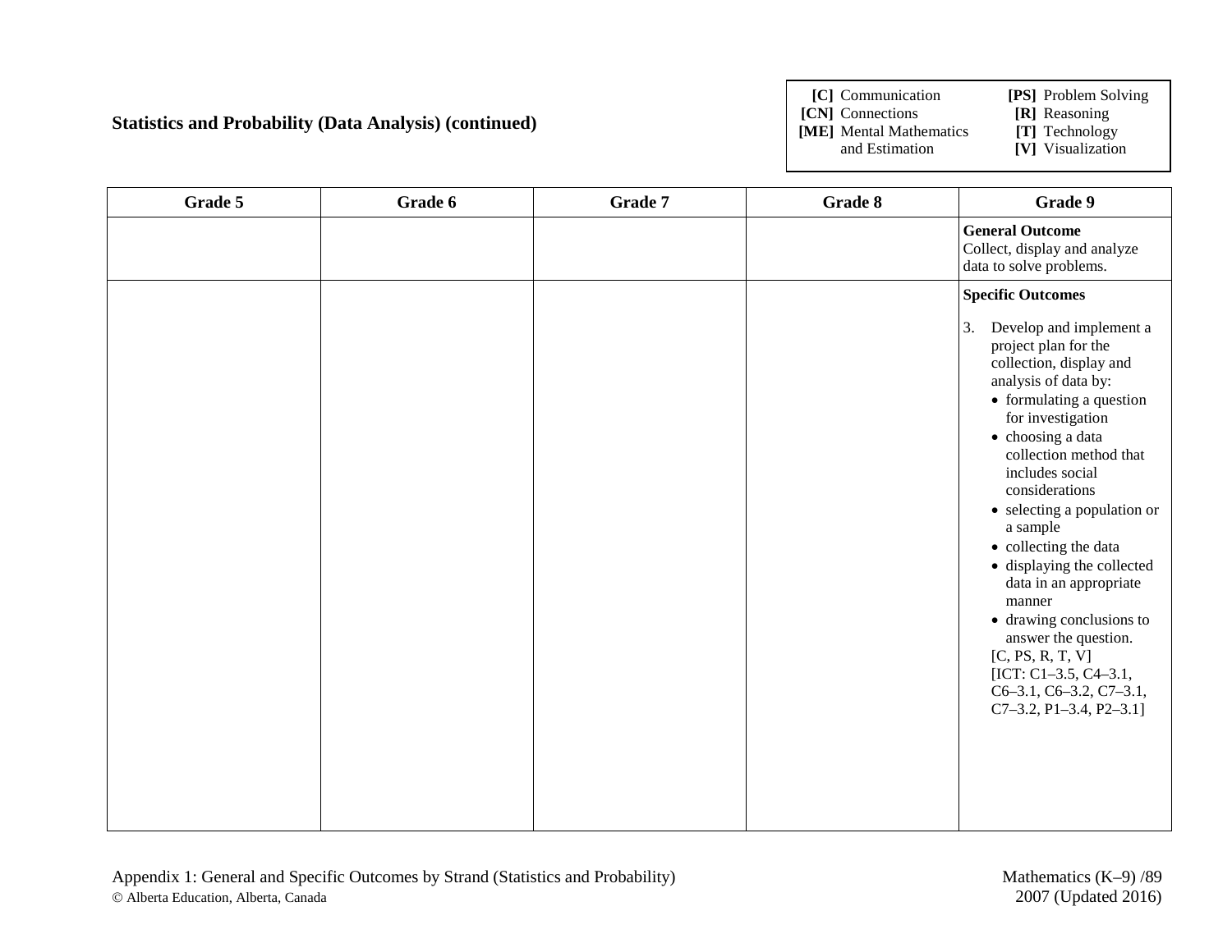## Statistics and Probability (Data Analysis) (continued)

| | |
|---|---|
| **[C]** Communication | **[PS]** Problem Solving |
| **[CN]** Connections | **[R]** Reasoning |
| **[ME]** Mental Mathematics and Estimation | **[T]** Technology |
| | **[V]** Visualization |

| Grade 5 | Grade 6 | Grade 7 | Grade 8 | Grade 9 |
|---|---|---|---|---|
| | | | | **General Outcome**<br>Collect, display and analyze data to solve problems. |
| | | | | **Specific Outcomes**<br><br>3. Develop and implement a project plan for the collection, display and analysis of data by:<br>• formulating a question for investigation<br>• choosing a data collection method that includes social considerations<br>• selecting a population or a sample<br>• collecting the data<br>• displaying the collected data in an appropriate manner<br>• drawing conclusions to answer the question.<br>[C, PS, R, T, V]<br>[ICT: C1–3.5, C4–3.1, C6–3.1, C6–3.2, C7–3.1, C7–3.2, P1–3.4, P2–3.1] |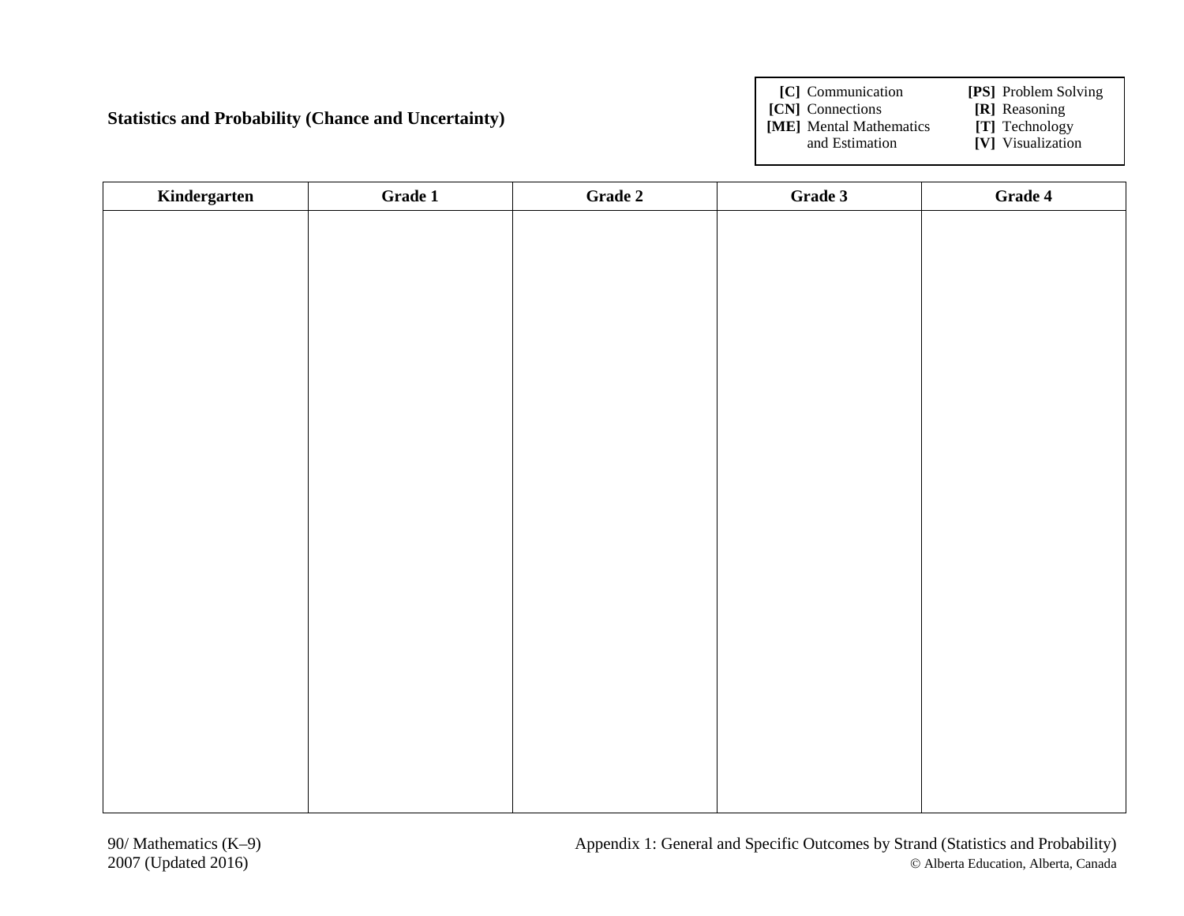**Statistics and Probability (Chance and Uncertainty)**

**[C]** Communication
**[CN]** Connections
**[ME]** Mental Mathematics and Estimation
**[PS]** Problem Solving
**[R]** Reasoning
**[T]** Technology
**[V]** Visualization

| Kindergarten | Grade 1 | Grade 2 | Grade 3 | Grade 4 |
|---|---|---|---|---|
| | | | | |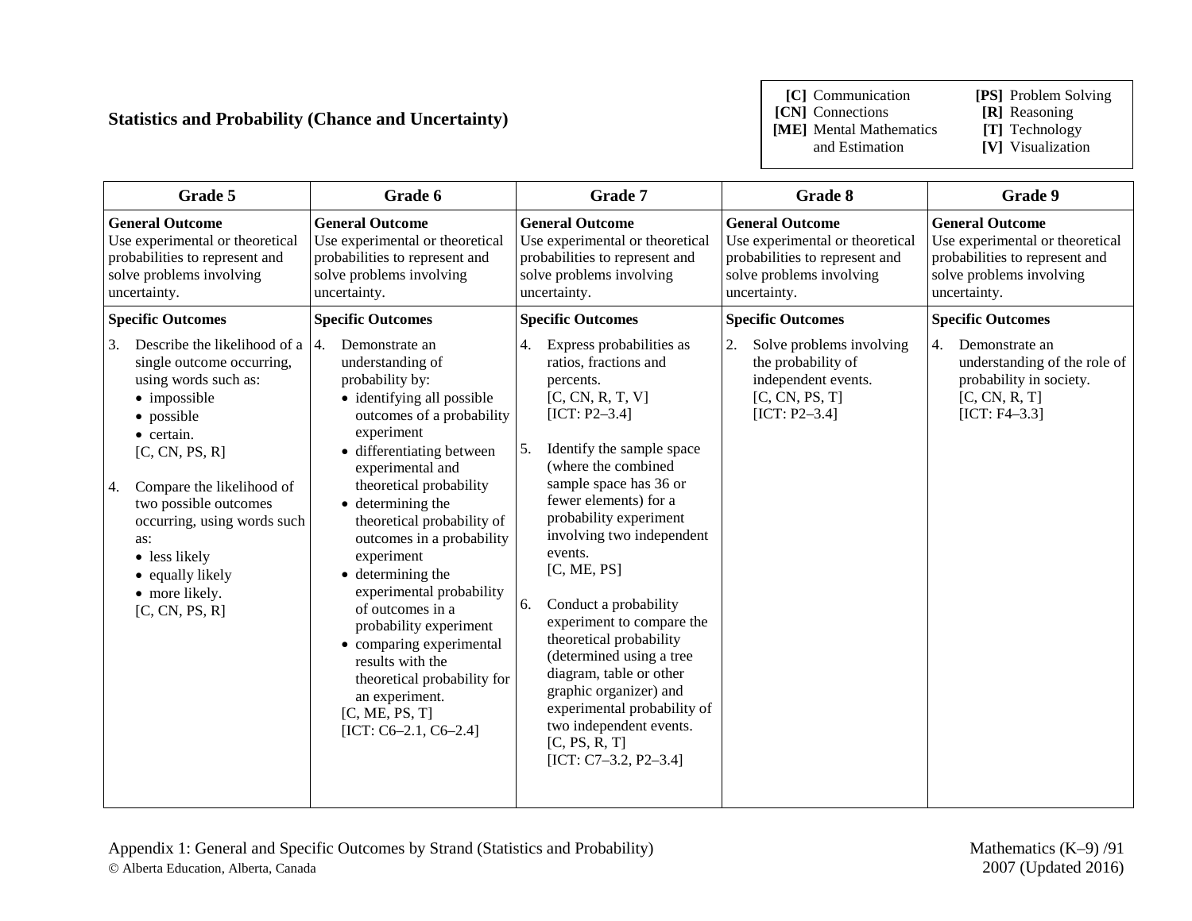## Statistics and Probability (Chance and Uncertainty)

| | |
|---|---|
| **[C]** Communication | **[PS]** Problem Solving |
| **[CN]** Connections | **[R]** Reasoning |
| **[ME]** Mental Mathematics and Estimation | **[T]** Technology |
| | **[V]** Visualization |

| Grade 5 | Grade 6 | Grade 7 | Grade 8 | Grade 9 |
|---|---|---|---|---|
| **General Outcome**<br>Use experimental or theoretical probabilities to represent and solve problems involving uncertainty. | **General Outcome**<br>Use experimental or theoretical probabilities to represent and solve problems involving uncertainty. | **General Outcome**<br>Use experimental or theoretical probabilities to represent and solve problems involving uncertainty. | **General Outcome**<br>Use experimental or theoretical probabilities to represent and solve problems involving uncertainty. | **General Outcome**<br>Use experimental or theoretical probabilities to represent and solve problems involving uncertainty. |
| **Specific Outcomes** | **Specific Outcomes** | **Specific Outcomes** | **Specific Outcomes** | **Specific Outcomes** |
| 3. Describe the likelihood of a single outcome occurring, using words such as:<br>• impossible<br>• possible<br>• certain.<br>[C, CN, PS, R]<br><br>4. Compare the likelihood of two possible outcomes occurring, using words such as:<br>• less likely<br>• equally likely<br>• more likely.<br>[C, CN, PS, R] | 4. Demonstrate an understanding of probability by:<br>• identifying all possible outcomes of a probability experiment<br>• differentiating between experimental and theoretical probability<br>• determining the theoretical probability of outcomes in a probability experiment<br>• determining the experimental probability of outcomes in a probability experiment<br>• comparing experimental results with the theoretical probability for an experiment.<br>[C, ME, PS, T]<br>[ICT: C6–2.1, C6–2.4] | 4. Express probabilities as ratios, fractions and percents.<br>[C, CN, R, T, V]<br>[ICT: P2–3.4]<br><br>5. Identify the sample space (where the combined sample space has 36 or fewer elements) for a probability experiment involving two independent events.<br>[C, ME, PS]<br><br>6. Conduct a probability experiment to compare the theoretical probability (determined using a tree diagram, table or other graphic organizer) and experimental probability of two independent events.<br>[C, PS, R, T]<br>[ICT: C7–3.2, P2–3.4] | 2. Solve problems involving the probability of independent events.<br>[C, CN, PS, T]<br>[ICT: P2–3.4] | 4. Demonstrate an understanding of the role of probability in society.<br>[C, CN, R, T]<br>[ICT: F4–3.3] |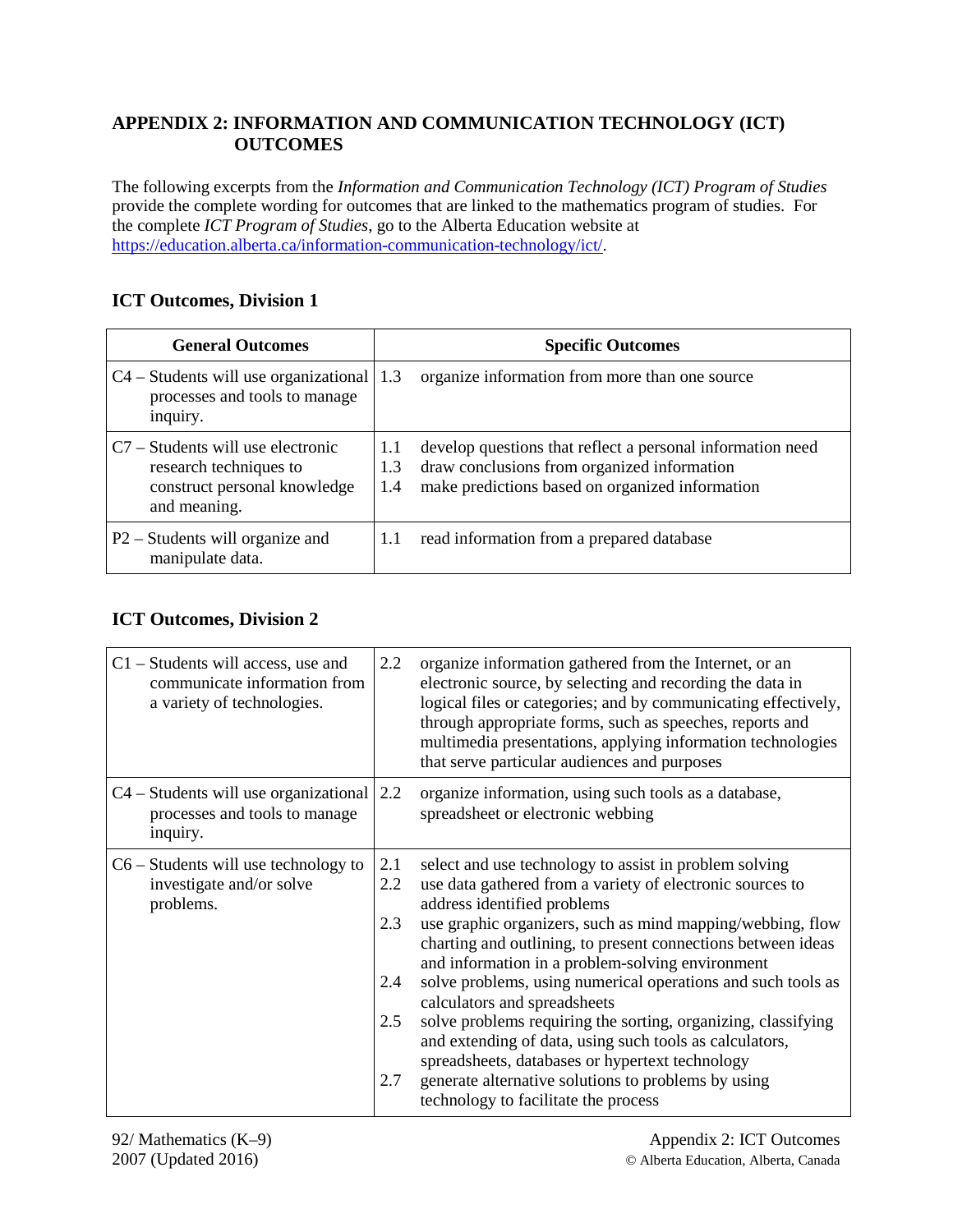## APPENDIX 2: INFORMATION AND COMMUNICATION TECHNOLOGY (ICT) OUTCOMES

The following excerpts from the *Information and Communication Technology (ICT) Program of Studies* provide the complete wording for outcomes that are linked to the mathematics program of studies. For the complete *ICT Program of Studies*, go to the Alberta Education website at https://education.alberta.ca/information-communication-technology/ict/.

### ICT Outcomes, Division 1

| General Outcomes | Specific Outcomes |
|---|---|
| C4 – Students will use organizational processes and tools to manage inquiry. | 1.3 organize information from more than one source |
| C7 – Students will use electronic research techniques to construct personal knowledge and meaning. | 1.1 develop questions that reflect a personal information need<br>1.3 draw conclusions from organized information<br>1.4 make predictions based on organized information |
| P2 – Students will organize and manipulate data. | 1.1 read information from a prepared database |

### ICT Outcomes, Division 2

| General Outcomes | Specific Outcomes |
|---|---|
| C1 – Students will access, use and communicate information from a variety of technologies. | 2.2 organize information gathered from the Internet, or an electronic source, by selecting and recording the data in logical files or categories; and by communicating effectively, through appropriate forms, such as speeches, reports and multimedia presentations, applying information technologies that serve particular audiences and purposes |
| C4 – Students will use organizational processes and tools to manage inquiry. | 2.2 organize information, using such tools as a database, spreadsheet or electronic webbing |
| C6 – Students will use technology to investigate and/or solve problems. | 2.1 select and use technology to assist in problem solving<br>2.2 use data gathered from a variety of electronic sources to address identified problems<br>2.3 use graphic organizers, such as mind mapping/webbing, flow charting and outlining, to present connections between ideas and information in a problem-solving environment<br>2.4 solve problems, using numerical operations and such tools as calculators and spreadsheets<br>2.5 solve problems requiring the sorting, organizing, classifying and extending of data, using such tools as calculators, spreadsheets, databases or hypertext technology<br>2.7 generate alternative solutions to problems by using technology to facilitate the process |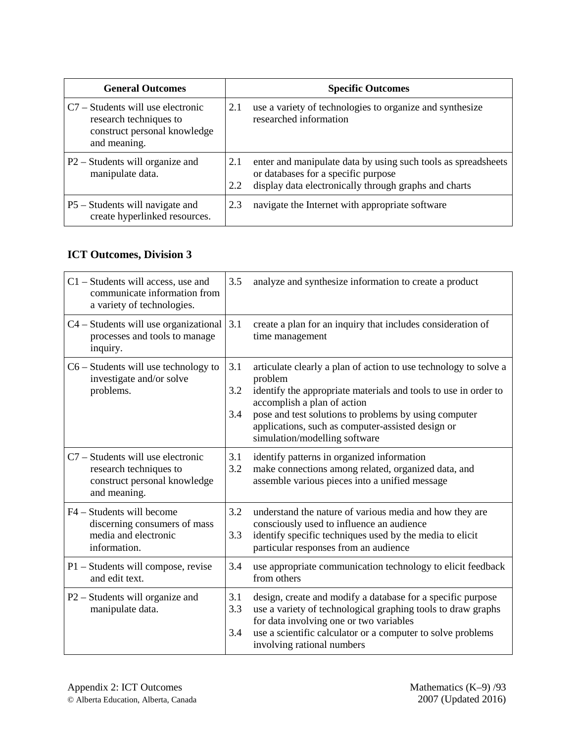| General Outcomes | Specific Outcomes |
|---|---|
| C7 – Students will use electronic research techniques to construct personal knowledge and meaning. | 2.1 use a variety of technologies to organize and synthesize researched information |
| P2 – Students will organize and manipulate data. | 2.1 enter and manipulate data by using such tools as spreadsheets or databases for a specific purpose<br>2.2 display data electronically through graphs and charts |
| P5 – Students will navigate and create hyperlinked resources. | 2.3 navigate the Internet with appropriate software |

### ICT Outcomes, Division 3

| General Outcomes | Specific Outcomes |
|---|---|
| C1 – Students will access, use and communicate information from a variety of technologies. | 3.5 analyze and synthesize information to create a product |
| C4 – Students will use organizational processes and tools to manage inquiry. | 3.1 create a plan for an inquiry that includes consideration of time management |
| C6 – Students will use technology to investigate and/or solve problems. | 3.1 articulate clearly a plan of action to use technology to solve a problem<br>3.2 identify the appropriate materials and tools to use in order to accomplish a plan of action<br>3.4 pose and test solutions to problems by using computer applications, such as computer-assisted design or simulation/modelling software |
| C7 – Students will use electronic research techniques to construct personal knowledge and meaning. | 3.1 identify patterns in organized information<br>3.2 make connections among related, organized data, and assemble various pieces into a unified message |
| F4 – Students will become discerning consumers of mass media and electronic information. | 3.2 understand the nature of various media and how they are consciously used to influence an audience<br>3.3 identify specific techniques used by the media to elicit particular responses from an audience |
| P1 – Students will compose, revise and edit text. | 3.4 use appropriate communication technology to elicit feedback from others |
| P2 – Students will organize and manipulate data. | 3.1 design, create and modify a database for a specific purpose<br>3.3 use a variety of technological graphing tools to draw graphs for data involving one or two variables<br>3.4 use a scientific calculator or a computer to solve problems involving rational numbers |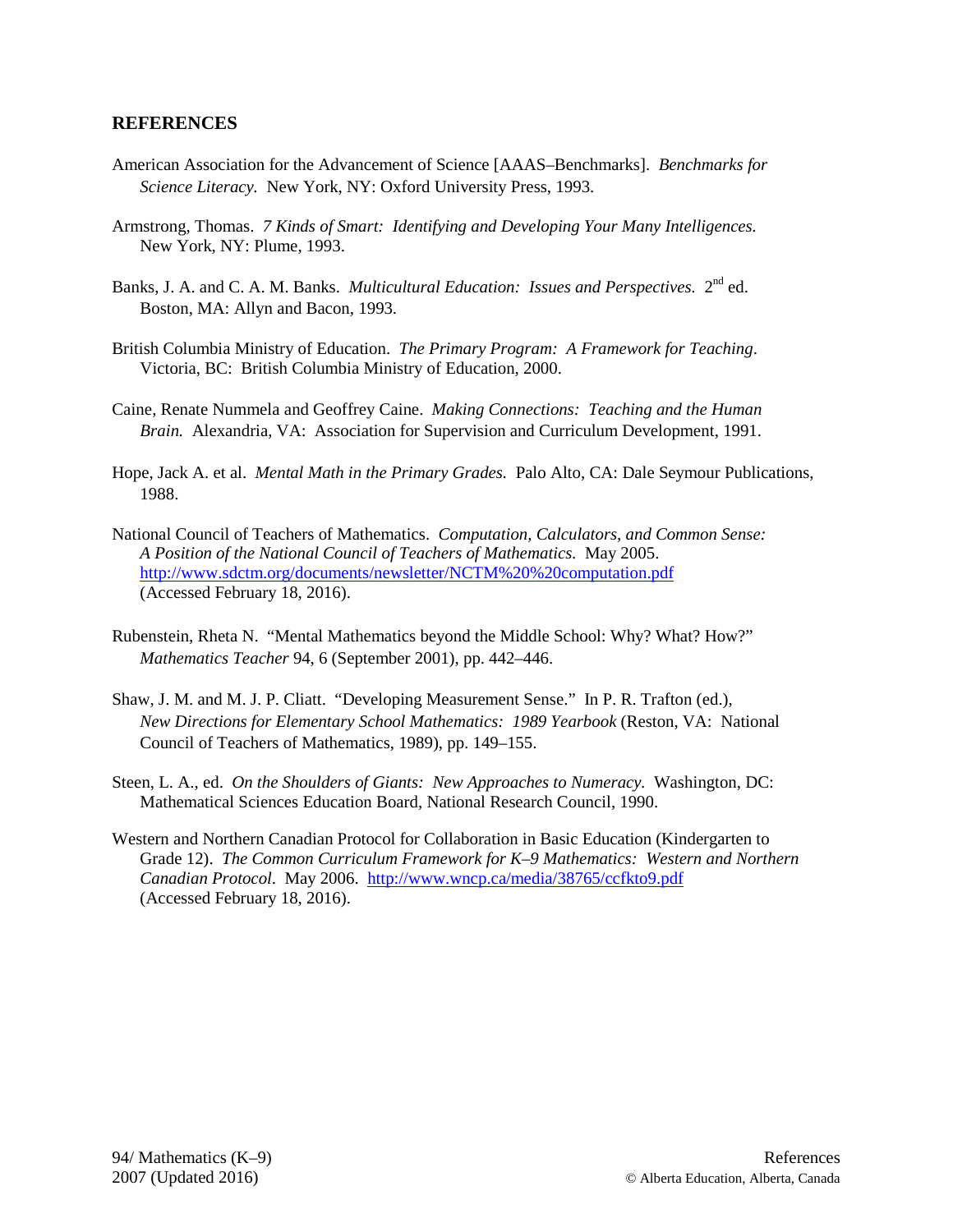## REFERENCES

American Association for the Advancement of Science [AAAS–Benchmarks]. *Benchmarks for Science Literacy.* New York, NY: Oxford University Press, 1993.

Armstrong, Thomas. *7 Kinds of Smart: Identifying and Developing Your Many Intelligences.* New York, NY: Plume, 1993.

Banks, J. A. and C. A. M. Banks. *Multicultural Education: Issues and Perspectives.* 2nd ed. Boston, MA: Allyn and Bacon, 1993.

British Columbia Ministry of Education. *The Primary Program: A Framework for Teaching*. Victoria, BC: British Columbia Ministry of Education, 2000.

Caine, Renate Nummela and Geoffrey Caine. *Making Connections: Teaching and the Human Brain.* Alexandria, VA: Association for Supervision and Curriculum Development, 1991.

Hope, Jack A. et al. *Mental Math in the Primary Grades.* Palo Alto, CA: Dale Seymour Publications, 1988.

National Council of Teachers of Mathematics. *Computation, Calculators, and Common Sense: A Position of the National Council of Teachers of Mathematics.* May 2005. http://www.sdctm.org/documents/newsletter/NCTM%20%20computation.pdf (Accessed February 18, 2016).

Rubenstein, Rheta N. "Mental Mathematics beyond the Middle School: Why? What? How?" *Mathematics Teacher* 94, 6 (September 2001), pp. 442–446.

Shaw, J. M. and M. J. P. Cliatt. "Developing Measurement Sense." In P. R. Trafton (ed.), *New Directions for Elementary School Mathematics: 1989 Yearbook* (Reston, VA: National Council of Teachers of Mathematics, 1989), pp. 149–155.

Steen, L. A., ed. *On the Shoulders of Giants: New Approaches to Numeracy.* Washington, DC: Mathematical Sciences Education Board, National Research Council, 1990.

Western and Northern Canadian Protocol for Collaboration in Basic Education (Kindergarten to Grade 12). *The Common Curriculum Framework for K–9 Mathematics: Western and Northern Canadian Protocol*. May 2006. http://www.wncp.ca/media/38765/ccfkto9.pdf (Accessed February 18, 2016).